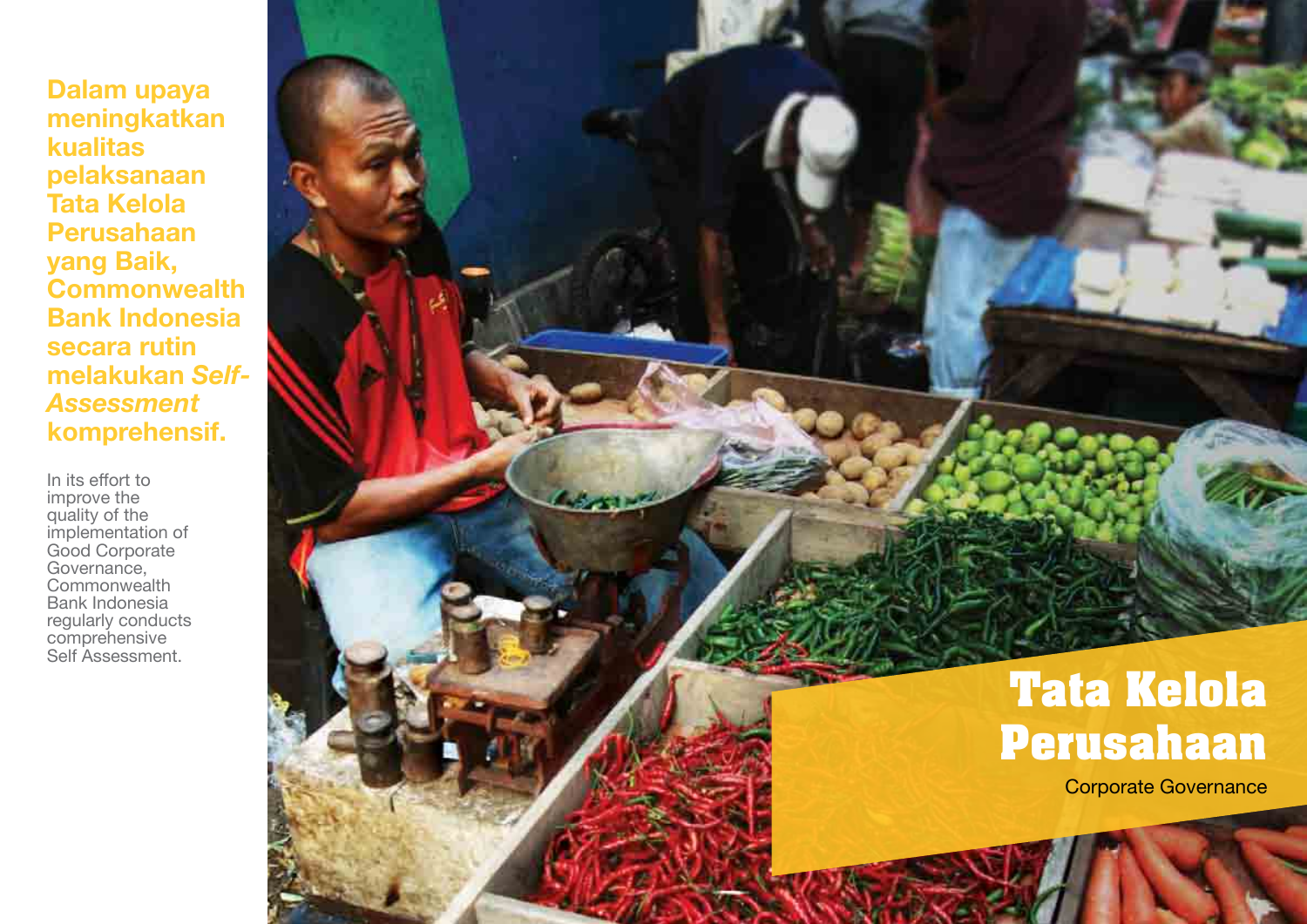# Tata Kelola Perusahaan

Corporate Governance

**Dalam upaya meningkatkan kualitas pelaksanaan Tata Kelola Perusahaan yang Baik, Commonwealth Bank Indonesia secara rutin melakukan *Self-Assessment* komprehensif.**

In its effort to improve the quality of the implementation of Good Corporate Governance, Commonwealth Bank Indonesia regularly conducts comprehensive Self Assessment.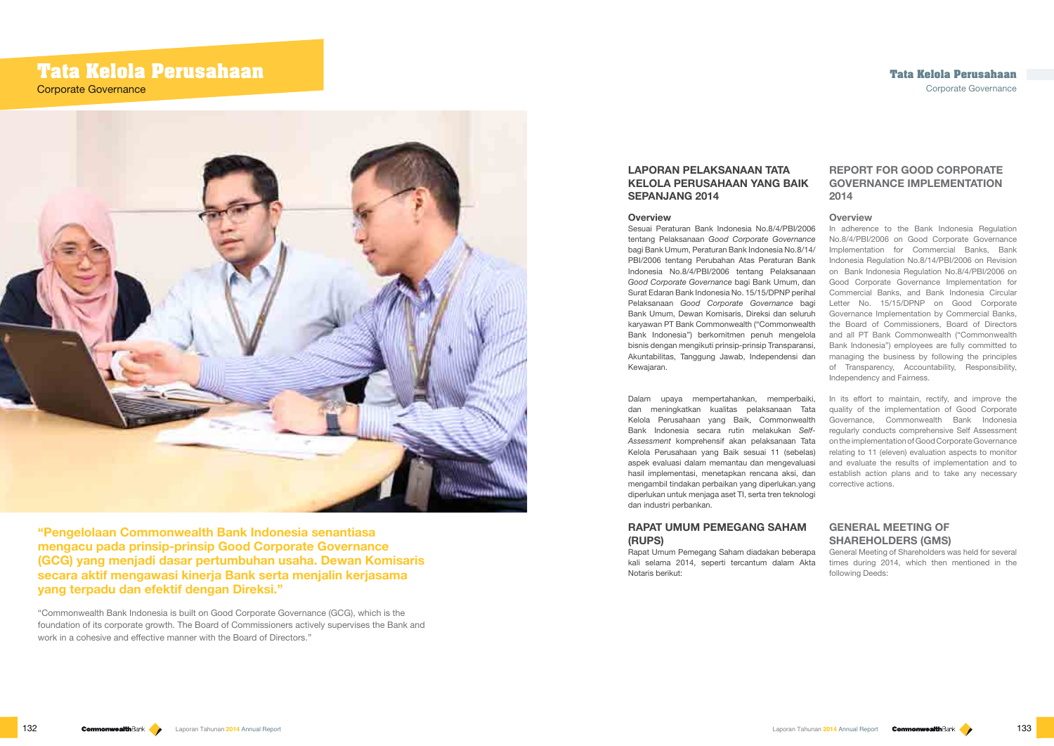# Tata Kelola Perusahaan

Corporate Governance

**"Pengelolaan Commonwealth Bank Indonesia senantiasa mengacu pada prinsip-prinsip Good Corporate Governance (GCG) yang menjadi dasar pertumbuhan usaha. Dewan Komisaris secara aktif mengawasi kinerja Bank serta menjalin kerjasama yang terpadu dan efektif dengan Direksi."**

"Commonwealth Bank Indonesia is built on Good Corporate Governance (GCG), which is the foundation of its corporate growth. The Board of Commissioners actively supervises the Bank and work in a cohesive and effective manner with the Board of Directors."

## LAPORAN PELAKSANAAN TATA KELOLA PERUSAHAAN YANG BAIK SEPANJANG 2014

### Overview

Sesuai Peraturan Bank Indonesia No.8/4/PBI/2006 tentang Pelaksanaan *Good Corporate Governance* bagi Bank Umum, Peraturan Bank Indonesia No.8/14/PBI/2006 tentang Perubahan Atas Peraturan Bank Indonesia No.8/4/PBI/2006 tentang Pelaksanaan *Good Corporate Governance* bagi Bank Umum, dan Surat Edaran Bank Indonesia No. 15/15/DPNP perihal Pelaksanaan *Good Corporate Governance* bagi Bank Umum, Dewan Komisaris, Direksi dan seluruh karyawan PT Bank Commonwealth ("Commonwealth Bank Indonesia") berkomitmen penuh mengelola bisnis dengan mengikuti prinsip-prinsip Transparansi, Akuntabilitas, Tanggung Jawab, Independensi dan Kewajaran.

Dalam upaya mempertahankan, memperbaiki, dan meningkatkan kualitas pelaksanaan Tata Kelola Perusahaan yang Baik, Commonwealth Bank Indonesia secara rutin melakukan *Self-Assessment* komprehensif akan pelaksanaan Tata Kelola Perusahaan yang Baik sesuai 11 (sebelas) aspek evaluasi dalam memantau dan mengevaluasi hasil implementasi, menetapkan rencana aksi, dan mengambil tindakan perbaikan yang diperlukan.yang diperlukan untuk menjaga aset TI, serta tren teknologi dan industri perbankan.

## RAPAT UMUM PEMEGANG SAHAM (RUPS)

Rapat Umum Pemegang Saham diadakan beberapa kali selama 2014, seperti tercantum dalam Akta Notaris berikut:

## REPORT FOR GOOD CORPORATE GOVERNANCE IMPLEMENTATION 2014

### Overview

In adherence to the Bank Indonesia Regulation No.8/4/PBI/2006 on Good Corporate Governance Implementation for Commercial Banks, Bank Indonesia Regulation No.8/14/PBI/2006 on Revision on Bank Indonesia Regulation No.8/4/PBI/2006 on Good Corporate Governance Implementation for Commercial Banks, and Bank Indonesia Circular Letter No. 15/15/DPNP on Good Corporate Governance Implementation by Commercial Banks, the Board of Commissioners, Board of Directors and all PT Bank Commonwealth ("Commonwealth Bank Indonesia") employees are fully committed to managing the business by following the principles of Transparency, Accountability, Responsibility, Independency and Fairness.

In its effort to maintain, rectify, and improve the quality of the implementation of Good Corporate Governance, Commonwealth Bank Indonesia regularly conducts comprehensive Self Assessment on the implementation of Good Corporate Governance relating to 11 (eleven) evaluation aspects to monitor and evaluate the results of implementation and to establish action plans and to take any necessary corrective actions.

## GENERAL MEETING OF SHAREHOLDERS (GMS)

General Meeting of Shareholders was held for several times during 2014, which then mentioned in the following Deeds: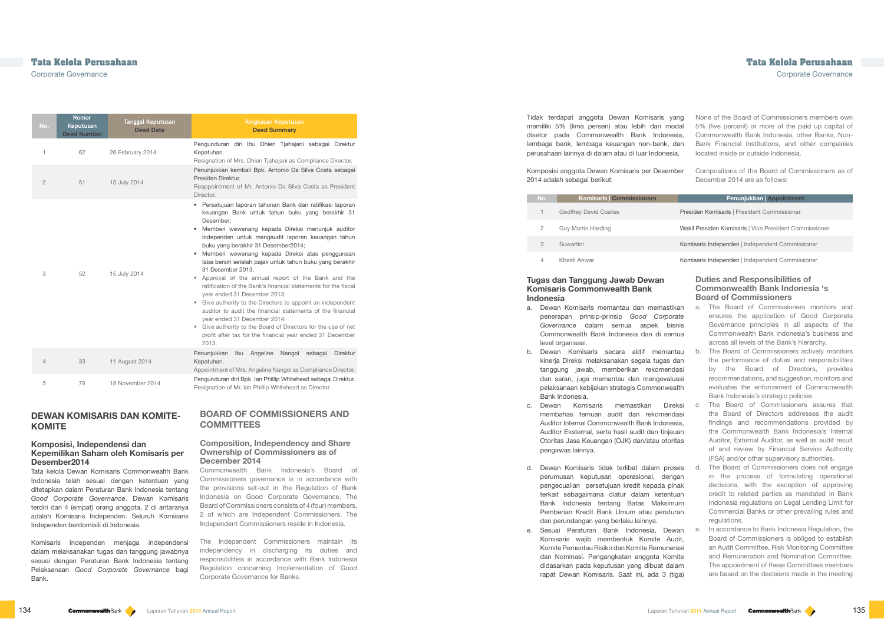| No. | Nomor Keputusan Deed Number | Tanggal Keputusan Deed Date | Ringkasan Keputusan Deed Summary |
|---|---|---|---|
| 1 | 62 | 26 February 2014 | Pengunduran diri Ibu Dhien Tjahajani sebagai Direktur Kepatuhan. Resignation of Mrs. Dhien Tjahajani as Compliance Director. |
| 2 | 51 | 15 July 2014 | Penunjukkan kembali Bpk. Antonio Da Silva Costa sebagai Presiden Direktur. Reappointment of Mr. Antonio Da Silva Costa as President Director. |
| 3 | 52 | 15 July 2014 | • Persetujuan laporan tahunan Bank dan ratifikasi laporan keuangan Bank untuk tahun buku yang berakhir 31 Desember; • Memberi wewenang kepada Direksi menunjuk auditor independen untuk mengaudit laporan keuangan tahun buku yang berakhir 31 Desember2014; • Memberi wewenang kepada Direksi atas penggunaan laba bersih setelah pajak untuk tahun buku yang berakhir 31 Desember 2013. • Approval of the annual report of the Bank and the ratification of the Bank's financial statements for the fiscal year ended 31 December 2013; • Give authority to the Directors to appoint an independent auditor to audit the financial statements of the financial year ended 31 December 2014; • Give authority to the Board of Directors for the use of net profit after tax for the financial year ended 31 December 2013. |
| 4 | 33 | 11 August 2014 | Penunjukkan Ibu Angeline Nangoi sebagai Direktur Kepatuhan. Appointment of Mrs. Angeline Nangoi as Compliance Director. |
| 5 | 79 | 18 November 2014 | Pengunduran diri Bpk. Ian Phillip Whitehead sebagai Direktur. Resignation of Mr. Ian Phillip Whitehead as Director. |

## DEWAN KOMISARIS DAN KOMITE-KOMITE

### Komposisi, Independensi dan Kepemilikan Saham oleh Komisaris per Desember2014

Tata kelola Dewan Komisaris Commonwealth Bank Indonesia telah sesuai dengan ketentuan yang ditetapkan dalam Peraturan Bank Indonesia tentang *Good Corporate Governance*. Dewan Komisaris terdiri dari 4 (empat) orang anggota, 2 di antaranya adalah Komisaris Independen. Seluruh Komisaris Independen berdomisili di Indonesia.

Komisaris Independen menjaga independensi dalam melaksanakan tugas dan tanggung jawabnya sesuai dengan Peraturan Bank Indonesia tentang Pelaksanaan *Good Corporate Governance* bagi Bank.

## BOARD OF COMMISSIONERS AND COMMITTEES

### Composition, Independency and Share Ownership of Commissioners as of December 2014

Commonwealth Bank Indonesia's Board of Commissioners governance is in accordance with the provisions set-out in the Regulation of Bank Indonesia on Good Corporate Governance. The Board of Commissioners consists of 4 (four) members, 2 of which are Independent Commissioners. The Independent Commissioners reside in Indonesia.

The Independent Commissioners maintain its independency in discharging its duties and responsibilities in accordance with Bank Indonesia Regulation concerning Implementation of Good Corporate Governance for Banks.

Tidak terdapat anggota Dewan Komisaris yang memiliki 5% (lima persen) atau lebih dari modal disetor pada Commonwealth Bank Indonesia, lembaga bank, lembaga keuangan non-bank, dan perusahaan lainnya di dalam atau di luar Indonesia.

Komposisi anggota Dewan Komisaris per Desember 2014 adalah sebagai berikut:

None of the Board of Commissioners members own 5% (five percent) or more of the paid up capital of Commonwealth Bank Indonesia, other Banks, Non-Bank Financial Institutions, and other companies located inside or outside Indonesia.

Compositions of the Board of Commissioners as of December 2014 are as follows:

| No. | Komisaris \| Commissioners | Penunjukkan \| Appointment |
|---|---|---|
| 1 | Geoffrey David Coates | Presiden Komisaris \| President Commissioner |
| 2 | Guy Martin Harding | Wakil Presiden Komisaris \| Vice President Commissioner |
| 3 | Suwartini | Komisaris Independen \| Independent Commissioner |
| 4 | Khairil Anwar | Komisaris Independen \| Independent Commissioner |

### Tugas dan Tanggung Jawab Dewan Komisaris Commonwealth Bank Indonesia

a. Dewan Komisaris memantau dan memastikan penerapan prinsip-prinsip *Good Corporate Governance* dalam semua aspek bisnis Commonwealth Bank Indonesia dan di semua level organisasi.
b. Dewan Komisaris secara aktif memantau kinerja Direksi melaksanakan segala tugas dan tanggung jawab, memberikan rekomendasi dan saran, juga memantau dan mengevaluasi pelaksanaan kebijakan strategis Commonwealth Bank Indonesia.
c. Dewan Komisaris memastikan Direksi membahas temuan audit dan rekomendasi Auditor Internal Commonwealth Bank Indonesia, Auditor Eksternal, serta hasil audit dan tinjauan Otoritas Jasa Keuangan (OJK) dan/atau otoritas pengawas lainnya.
d. Dewan Komisaris tidak terlibat dalam proses perumusan keputusan operasional, dengan pengecualian persetujuan kredit kepada pihak terkait sebagaimana diatur dalam ketentuan Bank Indonesia tentang Batas Maksimum Pemberian Kredit Bank Umum atau peraturan dan perundangan yang berlaku lainnya.
e. Sesuai Peraturan Bank Indonesia, Dewan Komisaris wajib membentuk Komite Audit, Komite Pemantau Risiko dan Komite Remunerasi dan Nominasi. Pengangkatan anggota Komite didasarkan pada keputusan yang dibuat dalam rapat Dewan Komisaris. Saat ini, ada 3 (tiga)

### Duties and Responsibilities of Commonwealth Bank Indonesia 's Board of Commissioners

a. The Board of Commissioners monitors and ensures the application of Good Corporate Governance principles in all aspects of the Commonwealth Bank Indonesia's business and across all levels of the Bank's hierarchy.
b. The Board of Commissioners actively monitors the performance of duties and responsibilities by the Board of Directors, provides recommendations, and suggestion, monitors and evaluates the enforcement of Commonwealth Bank Indonesia's strategic policies.
c. The Board of Commissioners assures that the Board of Directors addresses the audit findings and recommendations provided by the Commonwealth Bank Indonesia's Internal Auditor, External Auditor, as well as audit result of and review by Financial Service Authority (FSA) and/or other supervisory authorities.
d. The Board of Commissioners does not engage in the process of formulating operational decisions, with the exception of approving credit to related parties as mandated in Bank Indonesia regulations on Legal Lending Limit for Commercial Banks or other prevailing rules and regulations.
e. In accordance to Bank Indonesia Regulation, the Board of Commissioners is obliged to establish an Audit Committee, Risk Monitoring Committee and Remuneration and Nomination Committee. The appointment of these Committees members are based on the decisions made in the meeting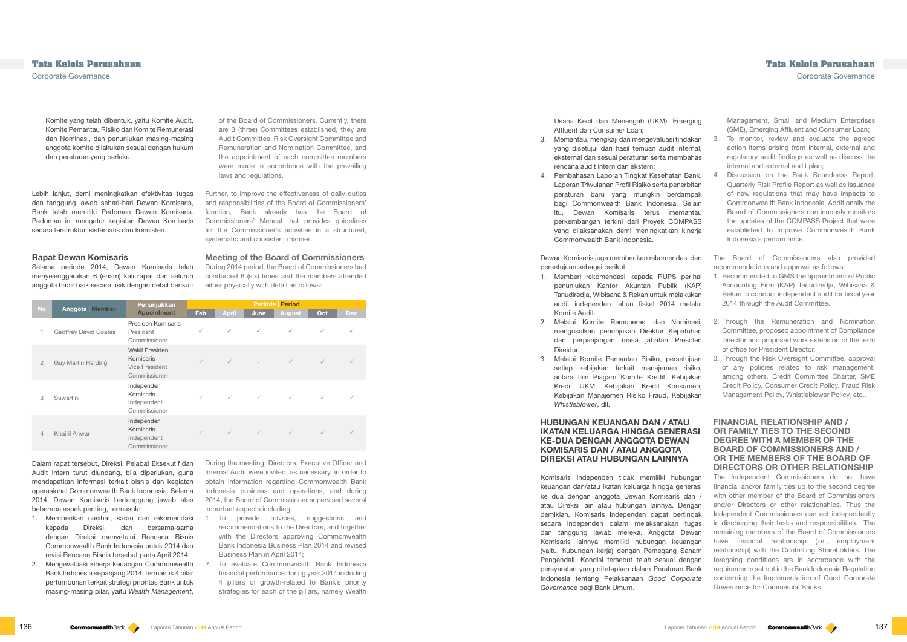Komite yang telah dibentuk, yaitu Komite Audit, Komite Pemantau Risiko dan Komite Remunerasi dan Nominasi, dan penunjukan masing-masing anggota komite dilakukan sesuai dengan hukum dan peraturan yang berlaku.

of the Board of Commissioners. Currently, there are 3 (three) Committees established, they are Audit Committee, Risk Oversight Committee and Remuneration and Nomination Committee, and the appointment of each committee members were made in accordance with the prevailing laws and regulations.

Lebih lanjut, demi meningkatkan efektivitas tugas dan tanggung jawab sehari-hari Dewan Komisaris, Bank telah memiliki Pedoman Dewan Komisaris. Pedoman ini mengatur kegiatan Dewan Komisaris secara terstruktur, sistematis dan konsisten.

Further, to improve the effectiveness of daily duties and responsibilities of the Board of Commissioners' function, Bank already has the Board of Commissioners' Manual that provides guidelines for the Commissioner's activities in a structured, systematic and consistent manner.

## Rapat Dewan Komisaris

Selama periode 2014, Dewan Komisaris telah menyelenggarakan 6 (enam) kali rapat dan seluruh anggota hadir baik secara fisik dengan detail berikut:

## Meeting of the Board of Commissioners

During 2014 period, the Board of Commissioners had conducted 6 (six) times and the members attended either physically with detail as follows:

| No | Anggota \| Member | Penunjukkan Appointment | Periode \| Period | | | | | |
|---|---|---|---|---|---|---|---|---|
| | | | Feb | April | June | August | Oct | Dec |
| 1 | Geoffrey David Coates | Presiden Komisaris President Commissioner | ✓ | ✓ | ✓ | ✓ | ✓ | ✓ |
| 2 | Guy Martin Harding | Wakil Presiden Komisaris Vice President Commissioner | ✓ | ✓ | - | ✓ | ✓ | ✓ |
| 3 | Suwartini | Independen Komisaris Independent Commissioner | ✓ | ✓ | ✓ | ✓ | ✓ | ✓ |
| 4 | Khairil Anwar | Independen Komisaris Independent Commissioner | ✓ | ✓ | ✓ | ✓ | ✓ | ✓ |

Dalam rapat tersebut, Direksi, Pejabat Eksekutif dan Audit Intern turut diundang, bila diperlukan, guna mendapatkan informasi terkait bisnis dan kegiatan operasional Commonwealth Bank Indonesia. Selama 2014, Dewan Komisaris bertanggung jawab atas beberapa aspek penting, termasuk:

1. Memberikan nasihat, saran dan rekomendasi kepada Direksi, dan bersama-sama dengan Direksi menyetujui Rencana Bisnis Commonwealth Bank Indonesia untuk 2014 dan revisi Rencana Bisnis tersebut pada April 2014;
2. Mengevaluasi kinerja keuangan Commonwealth Bank Indonesia sepanjang 2014, termasuk 4 pilar pertumbuhan terkait strategi prioritas Bank untuk masing-masing pilar, yaitu *Wealth Management*, Usaha Kecil dan Menengah (UKM), Emerging Affluent dan Consumer Loan;
3. Memantau, mengkaji dan mengevaluasi tindakan yang disetujui dari hasil temuan audit internal, eksternal dan sesuai peraturan serta membahas rencana audit intern dan ekstern;
4. Pembahasan Laporan Tingkat Kesehatan Bank, Laporan Triwulanan Profil Risiko serta penerbitan peraturan baru yang mungkin berdampak bagi Commonwealth Bank Indonesia. Selain itu, Dewan Komisaris terus memantau perkembangan terkini dari Proyek COMPASS yang dilaksanakan demi meningkatkan kinerja Commonwealth Bank Indonesia.

During the meeting, Directors, Executive Officer and Internal Audit were invited, as necessary, in order to obtain information regarding Commonwealth Bank Indonesia business and operations, and during 2014, the Board of Commissioner supervised several important aspects including:

1. To provide advices, suggestions and recommendations to the Directors, and together with the Directors approving Commonwealth Bank Indonesia Business Plan 2014 and revised Business Plan in April 2014;
2. To evaluate Commonwealth Bank Indonesia financial performance during year 2014 including 4 pillars of growth-related to Bank's priority strategies for each of the pillars, namely Wealth Management, Small and Medium Enterprises (SME), Emerging Affluent and Consumer Loan;
3. To monitor, review and evaluate the agreed action items arising from internal, external and regulatory audit findings as well as discuss the internal and external audit plan;
4. Discussion on the Bank Soundness Report, Quarterly Risk Profile Report as well as issuance of new regulations that may have impacts to Commonwealth Bank Indonesia. Additionally the Board of Commissioners continuously monitors the updates of the COMPASS Project that were established to improve Commonwealth Bank Indonesia's performance.

Dewan Komisaris juga memberikan rekomendasi dan persetujuan sebagai berikut:

1. Memberi rekomendasi kepada RUPS perihal penunjukan Kantor Akuntan Publik (KAP) Tanudiredja, Wibisana & Rekan untuk melakukan audit independen tahun fiskal 2014 melalui Komite Audit.
2. Melalui Komite Remunerasi dan Nominasi, mengusulkan penunjukan Direktur Kepatuhan dan perpanjangan masa jabatan Presiden Direktur.
3. Melalui Komite Pemantau Risiko, persetujuan setiap kebijakan terkait manajemen risiko, antara lain Piagam Komite Kredit, Kebijakan Kredit UKM, Kebijakan Kredit Konsumen, Kebijakan Manajemen Risiko Fraud, Kebijakan *Whistleblower*, dll.

The Board of Commissioners also provided recommendations and approval as follows:

1. Recommended to GMS the appointment of Public Accounting Firm (KAP) Tanudiredja, Wibisana & Rekan to conduct independent audit for fiscal year 2014 through the Audit Committee.
2. Through the Remuneration and Nomination Committee, proposed appointment of Compliance Director and proposed work extension of the term of office for President Director.
3. Through the Risk Oversight Committee, approval of any policies related to risk management, among others, Credit Committee Charter, SME Credit Policy, Consumer Credit Policy, Fraud Risk Management Policy, Whistleblower Policy, etc..

## HUBUNGAN KEUANGAN DAN / ATAU IKATAN KELUARGA HINGGA GENERASI KE-DUA DENGAN ANGGOTA DEWAN KOMISARIS DAN / ATAU ANGGOTA DIREKSI ATAU HUBUNGAN LAINNYA

Komisaris Independen tidak memiliki hubungan keuangan dan/atau ikatan keluarga hingga generasi ke dua dengan anggota Dewan Komisaris dan / atau Direksi lain atau hubungan lainnya. Dengan demikian, Komisaris Independen dapat bertindak secara independen dalam melaksanakan tugas dan tanggung jawab mereka. Anggota Dewan Komisaris lainnya memiliki hubungan keuangan (yaitu, hubungan kerja) dengan Pemegang Saham Pengendali. Kondisi tersebut telah sesuai dengan persyaratan yang ditetapkan dalam Peraturan Bank Indonesia tentang Pelaksanaan *Good Corporate Governance* bagi Bank Umum.

## FINANCIAL RELATIONSHIP AND / OR FAMILY TIES TO THE SECOND DEGREE WITH A MEMBER OF THE BOARD OF COMMISSIONERS AND / OR THE MEMBERS OF THE BOARD OF DIRECTORS OR OTHER RELATIONSHIP

The Independent Commissioners do not have financial and/or family ties up to the second degree with other member of the Board of Commissioners and/or Directors or other relationships. Thus the Independent Commissioners can act independently in discharging their tasks and responsibilities. The remaining members of the Board of Commissioners have financial relationship (i.e., employment relationship) with the Controlling Shareholders. The foregoing conditions are in accordance with the requirements set out in the Bank Indonesia Regulation concerning the Implementation of Good Corporate Governance for Commercial Banks.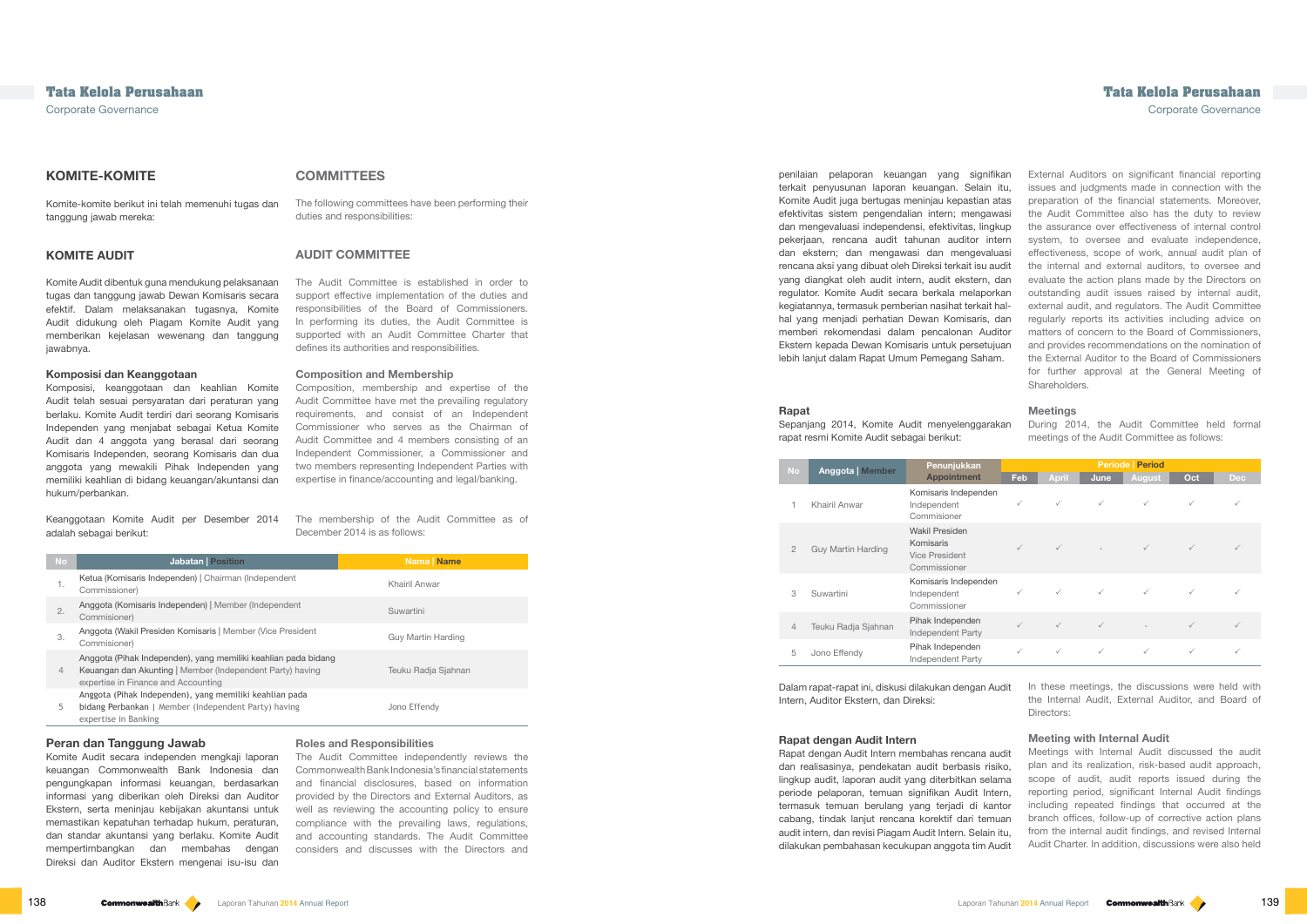## KOMITE-KOMITE

Komite-komite berikut ini telah memenuhi tugas dan tanggung jawab mereka:

## COMMITTEES

The following committees have been performing their duties and responsibilities:

### KOMITE AUDIT

Komite Audit dibentuk guna mendukung pelaksanaan tugas dan tanggung jawab Dewan Komisaris secara efektif. Dalam melaksanakan tugasnya, Komite Audit didukung oleh Piagam Komite Audit yang memberikan kejelasan wewenang dan tanggung jawabnya.

### AUDIT COMMITTEE

The Audit Committee is established in order to support effective implementation of the duties and responsibilities of the Board of Commissioners. In performing its duties, the Audit Committee is supported with an Audit Committee Charter that defines its authorities and responsibilities.

#### Komposisi dan Keanggotaan

Komposisi, keanggotaan dan keahlian Komite Audit telah sesuai persyaratan dari peraturan yang berlaku. Komite Audit terdiri dari seorang Komisaris Independen yang menjabat sebagai Ketua Komite Audit dan 4 anggota yang berasal dari seorang Komisaris Independen, seorang Komisaris dan dua anggota yang mewakili Pihak Independen yang memiliki keahlian di bidang keuangan/akuntansi dan hukum/perbankan.

#### Composition and Membership

Composition, membership and expertise of the Audit Committee have met the prevailing regulatory requirements, and consist of an Independent Commissioner who serves as the Chairman of Audit Committee and 4 members consisting of an Independent Commissioner, a Commissioner and two members representing Independent Parties with expertise in finance/accounting and legal/banking.

Keanggotaan Komite Audit per Desember 2014 adalah sebagai berikut:

The membership of the Audit Committee as of December 2014 is as follows:

| No | Jabatan \| Position | Nama \| Name |
|---|---|---|
| 1. | Ketua (Komisaris Independen) \| Chairman (Independent Commissioner) | Khairil Anwar |
| 2. | Anggota (Komisaris Independen) \| Member (Independent Commisioner) | Suwartini |
| 3. | Anggota (Wakil Presiden Komisaris \| Member (Vice President Commisioner) | Guy Martin Harding |
| 4 | Anggota (Pihak Independen), yang memiliki keahlian pada bidang Keuangan dan Akunting \| Member (Independent Party) having expertise in Finance and Accounting | Teuku Radja Sjahnan |
| 5 | Anggota (Pihak Independen), yang memiliki keahlian pada bidang Perbankan \| Member (Independent Party) having expertise in Banking | Jono Effendy |

#### Peran dan Tanggung Jawab

Komite Audit secara independen mengkaji laporan keuangan Commonwealth Bank Indonesia dan pengungkapan informasi keuangan, berdasarkan informasi yang diberikan oleh Direksi dan Auditor Ekstern, serta meninjau kebijakan akuntansi untuk memastikan kepatuhan terhadap hukum, peraturan, dan standar akuntansi yang berlaku. Komite Audit mempertimbangkan dan membahas dengan Direksi dan Auditor Ekstern mengenai isu-isu dan penilaian pelaporan keuangan yang signifikan terkait penyusunan laporan keuangan. Selain itu, Komite Audit juga bertugas meninjau kepastian atas efektivitas sistem pengendalian intern; mengawasi dan mengevaluasi independensi, efektivitas, lingkup pekerjaan, rencana audit tahunan auditor intern dan ekstern; dan mengawasi dan mengevaluasi rencana aksi yang dibuat oleh Direksi terkait isu audit yang diangkat oleh audit intern, audit ekstern, dan regulator. Komite Audit secara berkala melaporkan kegiatannya, termasuk pemberian nasihat terkait hal-hal yang menjadi perhatian Dewan Komisaris, dan memberi rekomendasi dalam pencalonan Auditor Ekstern kepada Dewan Komisaris untuk persetujuan lebih lanjut dalam Rapat Umum Pemegang Saham.

#### Roles and Responsibilities

The Audit Committee independently reviews the Commonwealth Bank Indonesia's financial statements and financial disclosures, based on information provided by the Directors and External Auditors, as well as reviewing the accounting policy to ensure compliance with the prevailing laws, regulations, and accounting standards. The Audit Committee considers and discusses with the Directors and External Auditors on significant financial reporting issues and judgments made in connection with the preparation of the financial statements. Moreover, the Audit Committee also has the duty to review the assurance over effectiveness of internal control system, to oversee and evaluate independence, effectiveness, scope of work, annual audit plan of the internal and external auditors, to oversee and evaluate the action plans made by the Directors on outstanding audit issues raised by internal audit, external audit, and regulators. The Audit Committee regularly reports its activities including advice on matters of concern to the Board of Commissioners, and provides recommendations on the nomination of the External Auditor to the Board of Commissioners for further approval at the General Meeting of Shareholders.

#### Rapat

Sepanjang 2014, Komite Audit menyelenggarakan rapat resmi Komite Audit sebagai berikut:

#### Meetings

During 2014, the Audit Committee held formal meetings of the Audit Committee as follows:

| No | Anggota \| Member | Penunjukkan Appointment | Periode \| Period | | | | | |
|---|---|---|---|---|---|---|---|---|
| | | | Feb | April | June | August | Oct | Dec |
| 1 | Khairil Anwar | Komisaris Independen Independent Commisioner | ✓ | ✓ | ✓ | ✓ | ✓ | ✓ |
| 2 | Guy Martin Harding | Wakil Presiden Komisaris Vice President Commissioner | ✓ | ✓ | - | ✓ | ✓ | ✓ |
| 3 | Suwartini | Komisaris Independen Independent Commissioner | ✓ | ✓ | ✓ | ✓ | ✓ | ✓ |
| 4 | Teuku Radja Sjahnan | Pihak Independen Independent Party | ✓ | ✓ | ✓ | - | ✓ | ✓ |
| 5 | Jono Effendy | Pihak Independen Independent Party | ✓ | ✓ | ✓ | ✓ | ✓ | ✓ |

Dalam rapat-rapat ini, diskusi dilakukan dengan Audit Intern, Auditor Ekstern, dan Direksi:

In these meetings, the discussions were held with the Internal Audit, External Auditor, and Board of Directors:

#### Rapat dengan Audit Intern

Rapat dengan Audit Intern membahas rencana audit dan realisasinya, pendekatan audit berbasis risiko, lingkup audit, laporan audit yang diterbitkan selama periode pelaporan, temuan signifikan Audit Intern, termasuk temuan berulang yang terjadi di kantor cabang, tindak lanjut rencana korektif dari temuan audit intern, dan revisi Piagam Audit Intern. Selain itu, dilakukan pembahasan kecukupan anggota tim Audit

#### Meeting with Internal Audit

Meetings with Internal Audit discussed the audit plan and its realization, risk-based audit approach, scope of audit, audit reports issued during the reporting period, significant Internal Audit findings including repeated findings that occurred at the branch offices, follow-up of corrective action plans from the internal audit findings, and revised Internal Audit Charter. In addition, discussions were also held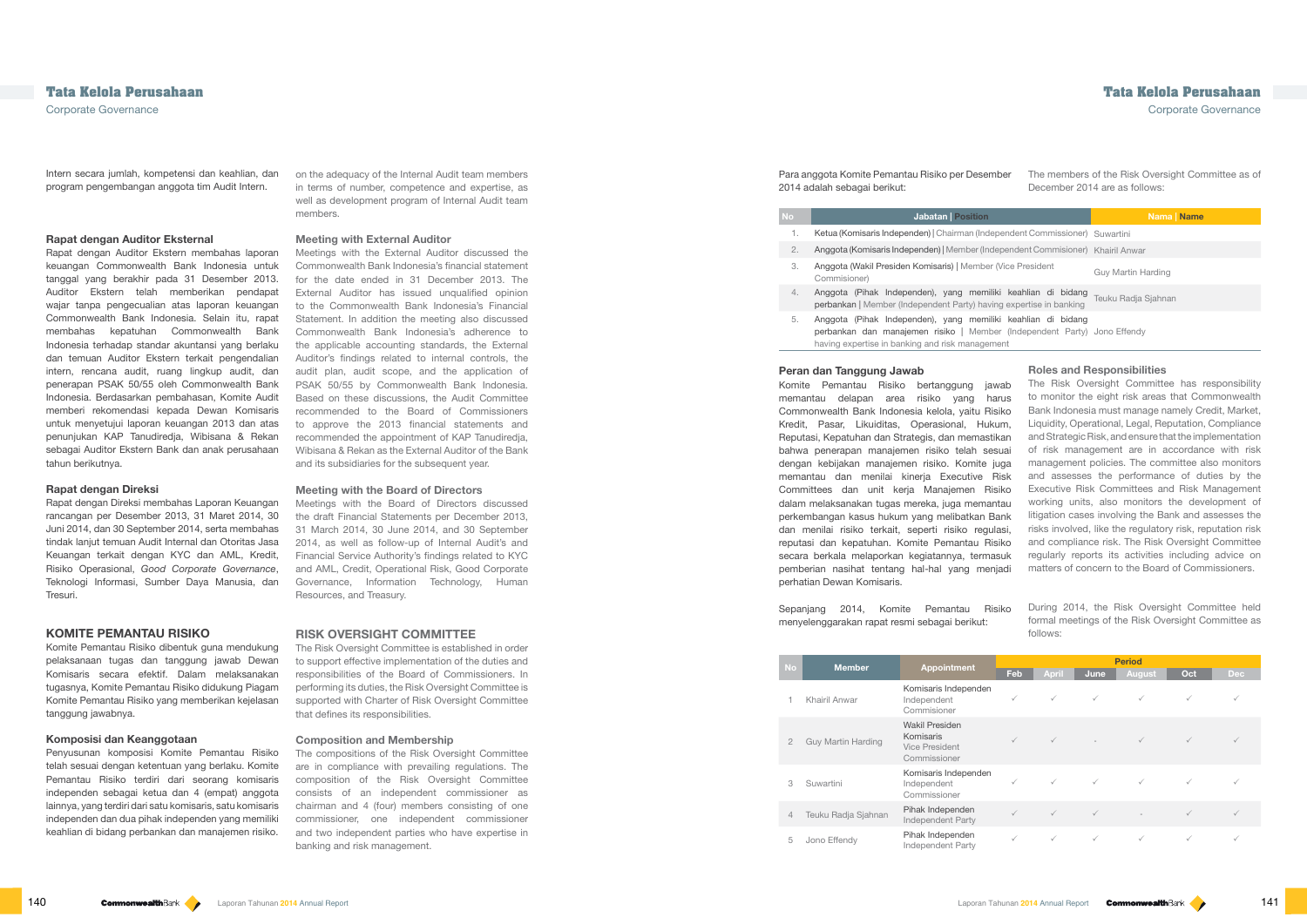Intern secara jumlah, kompetensi dan keahlian, dan program pengembangan anggota tim Audit Intern.

on the adequacy of the Internal Audit team members in terms of number, competence and expertise, as well as development program of Internal Audit team members.

### Rapat dengan Auditor Eksternal

Rapat dengan Auditor Ekstern membahas laporan keuangan Commonwealth Bank Indonesia untuk tanggal yang berakhir pada 31 Desember 2013. Auditor Ekstern telah memberikan pendapat wajar tanpa pengecualian atas laporan keuangan Commonwealth Bank Indonesia. Selain itu, rapat membahas kepatuhan Commonwealth Bank Indonesia terhadap standar akuntansi yang berlaku dan temuan Auditor Ekstern terkait pengendalian intern, rencana audit, ruang lingkup audit, dan penerapan PSAK 50/55 oleh Commonwealth Bank Indonesia. Berdasarkan pembahasan, Komite Audit memberi rekomendasi kepada Dewan Komisaris untuk menyetujui laporan keuangan 2013 dan atas penunjukan KAP Tanudiredja, Wibisana & Rekan sebagai Auditor Ekstern Bank dan anak perusahaan tahun berikutnya.

### Meeting with External Auditor

Meetings with the External Auditor discussed the Commonwealth Bank Indonesia's financial statement for the date ended in 31 December 2013. The External Auditor has issued unqualified opinion to the Commonwealth Bank Indonesia's Financial Statement. In addition the meeting also discussed Commonwealth Bank Indonesia's adherence to the applicable accounting standards, the External Auditor's findings related to internal controls, the audit plan, audit scope, and the application of PSAK 50/55 by Commonwealth Bank Indonesia. Based on these discussions, the Audit Committee recommended to the Board of Commissioners to approve the 2013 financial statements and recommended the appointment of KAP Tanudiredja, Wibisana & Rekan as the External Auditor of the Bank and its subsidiaries for the subsequent year.

### Rapat dengan Direksi

Rapat dengan Direksi membahas Laporan Keuangan rancangan per Desember 2013, 31 Maret 2014, 30 Juni 2014, dan 30 September 2014, serta membahas tindak lanjut temuan Audit Internal dan Otoritas Jasa Keuangan terkait dengan KYC dan AML, Kredit, Risiko Operasional, *Good Corporate Governance*, Teknologi Informasi, Sumber Daya Manusia, dan Tresuri.

### Meeting with the Board of Directors

Meetings with the Board of Directors discussed the draft Financial Statements per December 2013, 31 March 2014, 30 June 2014, and 30 September 2014, as well as follow-up of Internal Audit's and Financial Service Authority's findings related to KYC and AML, Credit, Operational Risk, Good Corporate Governance, Information Technology, Human Resources, and Treasury.

## KOMITE PEMANTAU RISIKO

Komite Pemantau Risiko dibentuk guna mendukung pelaksanaan tugas dan tanggung jawab Dewan Komisaris secara efektif. Dalam melaksanakan tugasnya, Komite Pemantau Risiko didukung Piagam Komite Pemantau Risiko yang memberikan kejelasan tanggung jawabnya.

## RISK OVERSIGHT COMMITTEE

The Risk Oversight Committee is established in order to support effective implementation of the duties and responsibilities of the Board of Commissioners. In performing its duties, the Risk Oversight Committee is supported with Charter of Risk Oversight Committee that defines its responsibilities.

### Komposisi dan Keanggotaan

Penyusunan komposisi Komite Pemantau Risiko telah sesuai dengan ketentuan yang berlaku. Komite Pemantau Risiko terdiri dari seorang komisaris independen sebagai ketua dan 4 (empat) anggota lainnya, yang terdiri dari satu komisaris, satu komisaris independen dan dua pihak independen yang memiliki keahlian di bidang perbankan dan manajemen risiko.

### Composition and Membership

The compositions of the Risk Oversight Committee are in compliance with prevailing regulations. The composition of the Risk Oversight Committee consists of an independent commissioner as chairman and 4 (four) members consisting of one commissioner, one independent commissioner and two independent parties who have expertise in banking and risk management.

Para anggota Komite Pemantau Risiko per Desember 2014 adalah sebagai berikut:

The members of the Risk Oversight Committee as of December 2014 are as follows:

| No | Jabatan \| Position | Nama \| Name |
|---|---|---|
| 1. | Ketua (Komisaris Independen) \| Chairman (Independent Commissioner) | Suwartini |
| 2. | Anggota (Komisaris Independen) \| Member (Independent Commisioner) | Khairil Anwar |
| 3. | Anggota (Wakil Presiden Komisaris) \| Member (Vice President Commisioner) | Guy Martin Harding |
| 4. | Anggota (Pihak Independen), yang memiliki keahlian di bidang perbankan \| Member (Independent Party) having expertise in banking | Teuku Radja Sjahnan |
| 5. | Anggota (Pihak Independen), yang memiliki keahlian di bidang perbankan dan manajemen risiko \| Member (Independent Party) having expertise in banking and risk management | Jono Effendy |

### Peran dan Tanggung Jawab

Komite Pemantau Risiko bertanggung jawab memantau delapan area risiko yang harus Commonwealth Bank Indonesia kelola, yaitu Risiko Kredit, Pasar, Likuiditas, Operasional, Hukum, Reputasi, Kepatuhan dan Strategis, dan memastikan bahwa penerapan manajemen risiko telah sesuai dengan kebijakan manajemen risiko. Komite juga memantau dan menilai kinerja Executive Risk Committees dan unit kerja Manajemen Risiko dalam melaksanakan tugas mereka, juga memantau perkembangan kasus hukum yang melibatkan Bank dan menilai risiko terkait, seperti risiko regulasi, reputasi dan kepatuhan. Komite Pemantau Risiko secara berkala melaporkan kegiatannya, termasuk pemberian nasihat tentang hal-hal yang menjadi perhatian Dewan Komisaris.

### Roles and Responsibilities

The Risk Oversight Committee has responsibility to monitor the eight risk areas that Commonwealth Bank Indonesia must manage namely Credit, Market, Liquidity, Operational, Legal, Reputation, Compliance and Strategic Risk, and ensure that the implementation of risk management are in accordance with risk management policies. The committee also monitors and assesses the performance of duties by the Executive Risk Committees and Risk Management working units, also monitors the development of litigation cases involving the Bank and assesses the risks involved, like the regulatory risk, reputation risk and compliance risk. The Risk Oversight Committee regularly reports its activities including advice on matters of concern to the Board of Commissioners.

Sepanjang 2014, Komite Pemantau Risiko menyelenggarakan rapat resmi sebagai berikut:

During 2014, the Risk Oversight Committee held formal meetings of the Risk Oversight Committee as follows:

| No | Member | Appointment | Period | | | | | |
|---|---|---|---|---|---|---|---|---|
| | | | Feb | April | June | August | Oct | Dec |
| 1 | Khairil Anwar | Komisaris Independen Independent Commisioner | ✓ | ✓ | ✓ | ✓ | ✓ | ✓ |
| 2 | Guy Martin Harding | Wakil Presiden Komisaris Vice President Commissioner | ✓ | ✓ | - | ✓ | ✓ | ✓ |
| 3 | Suwartini | Komisaris Independen Independent Commissioner | ✓ | ✓ | ✓ | ✓ | ✓ | ✓ |
| 4 | Teuku Radja Sjahnan | Pihak Independen Independent Party | ✓ | ✓ | ✓ | - | ✓ | ✓ |
| 5 | Jono Effendy | Pihak Independen Independent Party | ✓ | ✓ | ✓ | ✓ | ✓ | ✓ |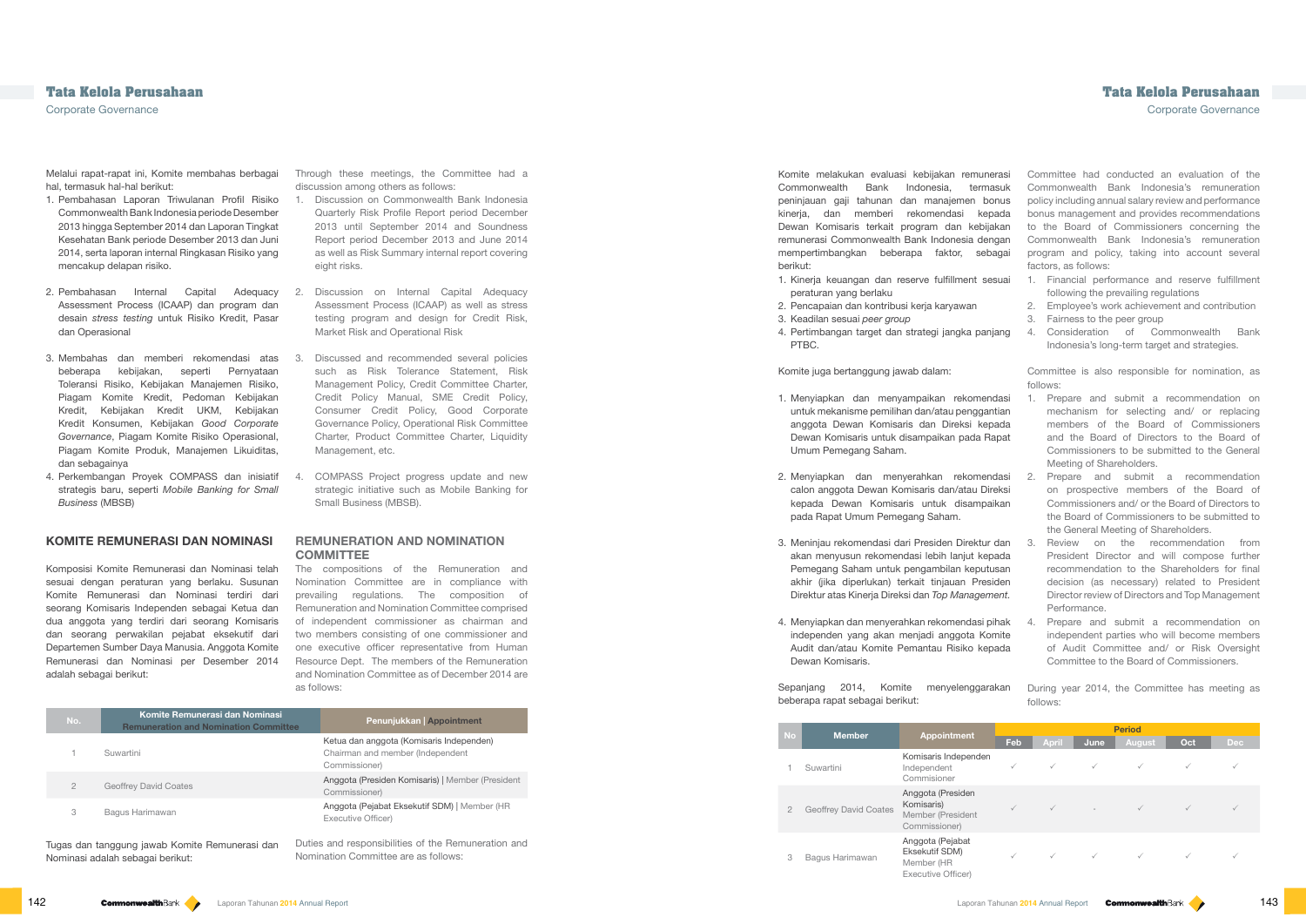Melalui rapat-rapat ini, Komite membahas berbagai hal, termasuk hal-hal berikut:

1. Pembahasan Laporan Triwulanan Profil Risiko Commonwealth Bank Indonesia periode Desember 2013 hingga September 2014 dan Laporan Tingkat Kesehatan Bank periode Desember 2013 dan Juni 2014, serta laporan internal Ringkasan Risiko yang mencakup delapan risiko.
2. Pembahasan Internal Capital Adequacy Assessment Process (ICAAP) dan program dan desain *stress testing* untuk Risiko Kredit, Pasar dan Operasional
3. Membahas dan memberi rekomendasi atas beberapa kebijakan, seperti Pernyataan Toleransi Risiko, Kebijakan Manajemen Risiko, Piagam Komite Kredit, Pedoman Kebijakan Kredit, Kebijakan Kredit UKM, Kebijakan Kredit Konsumen, Kebijakan *Good Corporate Governance*, Piagam Komite Risiko Operasional, Piagam Komite Produk, Manajemen Likuiditas, dan sebagainya
4. Perkembangan Proyek COMPASS dan inisiatif strategis baru, seperti *Mobile Banking for Small Business* (MBSB)

Through these meetings, the Committee had a discussion among others as follows:

1. Discussion on Commonwealth Bank Indonesia Quarterly Risk Profile Report period December 2013 until September 2014 and Soundness Report period December 2013 and June 2014 as well as Risk Summary internal report covering eight risks.
2. Discussion on Internal Capital Adequacy Assessment Process (ICAAP) as well as stress testing program and design for Credit Risk, Market Risk and Operational Risk
3. Discussed and recommended several policies such as Risk Tolerance Statement, Risk Management Policy, Credit Committee Charter, Credit Policy Manual, SME Credit Policy, Consumer Credit Policy, Good Corporate Governance Policy, Operational Risk Committee Charter, Product Committee Charter, Liquidity Management, etc.
4. COMPASS Project progress update and new strategic initiative such as Mobile Banking for Small Business (MBSB).

## KOMITE REMUNERASI DAN NOMINASI

## REMUNERATION AND NOMINATION COMMITTEE

Komposisi Komite Remunerasi dan Nominasi telah sesuai dengan peraturan yang berlaku. Susunan Komite Remunerasi dan Nominasi terdiri dari seorang Komisaris Independen sebagai Ketua dan dua anggota yang terdiri dari seorang Komisaris dan seorang perwakilan pejabat eksekutif dari Departemen Sumber Daya Manusia. Anggota Komite Remunerasi dan Nominasi per Desember 2014 adalah sebagai berikut:

The compositions of the Remuneration and Nomination Committee are in compliance with prevailing regulations. The composition of Remuneration and Nomination Committee comprised of independent commissioner as chairman and two members consisting of one commissioner and one executive officer representative from Human Resource Dept. The members of the Remuneration and Nomination Committee as of December 2014 are as follows:

| No. | Komite Remunerasi dan Nominasi Remuneration and Nomination Committee | Penunjukkan \| Appointment |
|---|---|---|
| 1 | Suwartini | Ketua dan anggota (Komisaris Independen) Chairman and member (Independent Commissioner) |
| 2 | Geoffrey David Coates | Anggota (Presiden Komisaris) \| Member (President Commissioner) |
| 3 | Bagus Harimawan | Anggota (Pejabat Eksekutif SDM) \| Member (HR Executive Officer) |

Tugas dan tanggung jawab Komite Remunerasi dan Nominasi adalah sebagai berikut:

Duties and responsibilities of the Remuneration and Nomination Committee are as follows:

Komite melakukan evaluasi kebijakan remunerasi Commonwealth Bank Indonesia, termasuk peninjauan gaji tahunan dan manajemen bonus kinerja, dan memberi rekomendasi kepada Dewan Komisaris terkait program dan kebijakan remunerasi Commonwealth Bank Indonesia dengan mempertimbangkan beberapa faktor, sebagai berikut:

1. Kinerja keuangan dan reserve fulfillment sesuai peraturan yang berlaku
2. Pencapaian dan kontribusi kerja karyawan
3. Keadilan sesuai *peer group*
4. Pertimbangan target dan strategi jangka panjang PTBC.

Committee had conducted an evaluation of the Commonwealth Bank Indonesia's remuneration policy including annual salary review and performance bonus management and provides recommendations to the Board of Commissioners concerning the Commonwealth Bank Indonesia's remuneration program and policy, taking into account several factors, as follows:

1. Financial performance and reserve fulfillment following the prevailing regulations
2. Employee's work achievement and contribution
3. Fairness to the peer group
4. Consideration of Commonwealth Bank Indonesia's long-term target and strategies.

Komite juga bertanggung jawab dalam:

1. Menyiapkan dan menyampaikan rekomendasi untuk mekanisme pemilihan dan/atau penggantian anggota Dewan Komisaris dan Direksi kepada Dewan Komisaris untuk disampaikan pada Rapat Umum Pemegang Saham.
2. Menyiapkan dan menyerahkan rekomendasi calon anggota Dewan Komisaris dan/atau Direksi kepada Dewan Komisaris untuk disampaikan pada Rapat Umum Pemegang Saham.
3. Meninjau rekomendasi dari Presiden Direktur dan akan menyusun rekomendasi lebih lanjut kepada Pemegang Saham untuk pengambilan keputusan akhir (jika diperlukan) terkait tinjauan Presiden Direktur atas Kinerja Direksi dan *Top Management*.
4. Menyiapkan dan menyerahkan rekomendasi pihak independen yang akan menjadi anggota Komite Audit dan/atau Komite Pemantau Risiko kepada Dewan Komisaris.

Committee is also responsible for nomination, as follows:

1. Prepare and submit a recommendation on mechanism for selecting and/ or replacing members of the Board of Commissioners and the Board of Directors to the Board of Commissioners to be submitted to the General Meeting of Shareholders.
2. Prepare and submit a recommendation on prospective members of the Board of Commissioners and/ or the Board of Directors to the Board of Commissioners to be submitted to the General Meeting of Shareholders.
3. Review on the recommendation from President Director and will compose further recommendation to the Shareholders for final decision (as necessary) related to President Director review of Directors and Top Management Performance.
4. Prepare and submit a recommendation on independent parties who will become members of Audit Committee and/ or Risk Oversight Committee to the Board of Commissioners.

Sepanjang 2014, Komite menyelenggarakan beberapa rapat sebagai berikut:

During year 2014, the Committee has meeting as follows:

| No | Member | Appointment | Period | | | | | |
|---|---|---|---|---|---|---|---|---|
| | | | Feb | April | June | August | Oct | Dec |
| 1 | Suwartini | Komisaris Independen Independent Commisioner | ✓ | ✓ | ✓ | ✓ | ✓ | ✓ |
| 2 | Geoffrey David Coates | Anggota (Presiden Komisaris) Member (President Commissioner) | ✓ | ✓ | - | ✓ | ✓ | ✓ |
| 3 | Bagus Harimawan | Anggota (Pejabat Eksekutif SDM) Member (HR Executive Officer) | ✓ | ✓ | ✓ | ✓ | ✓ | ✓ |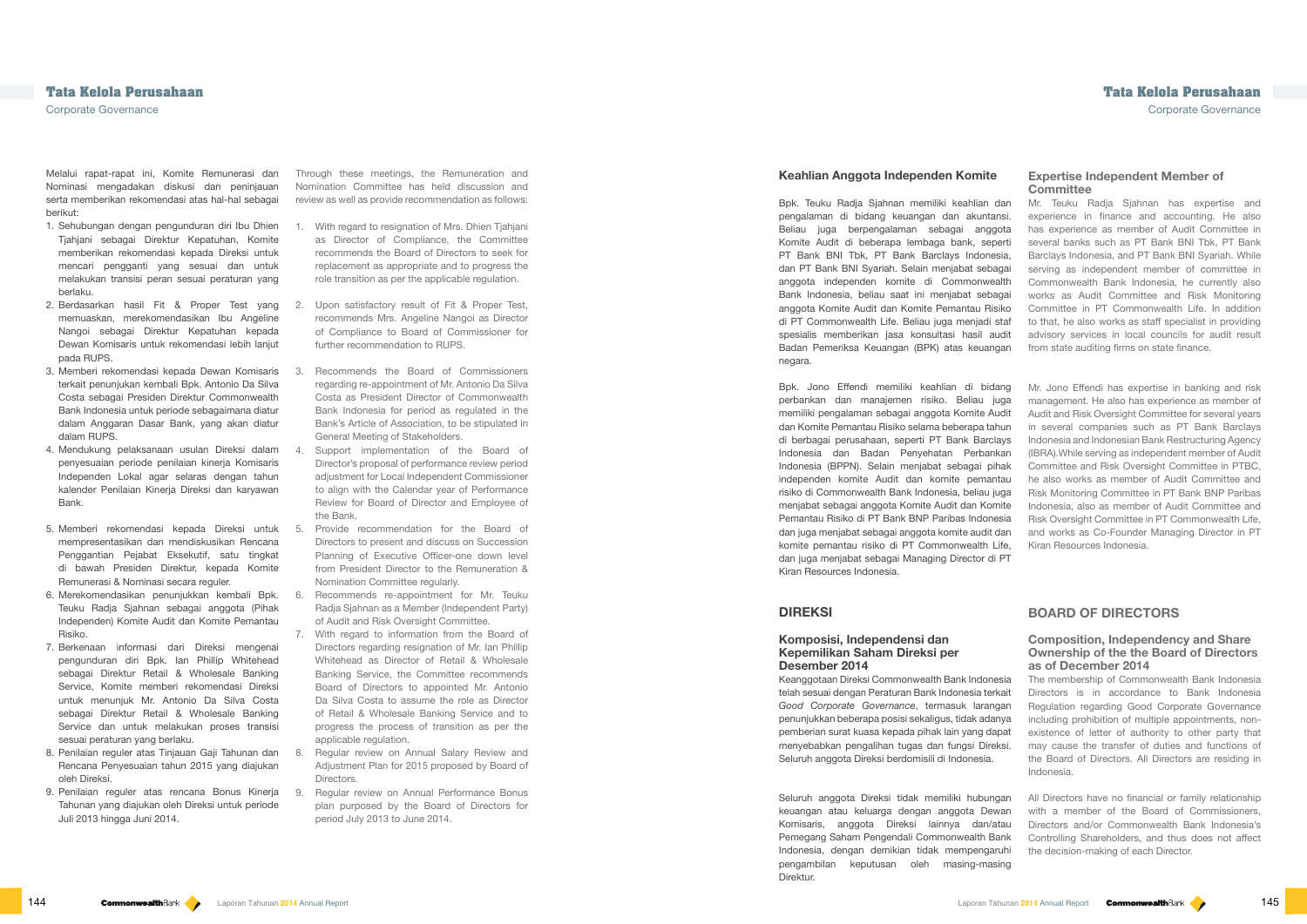Melalui rapat-rapat ini, Komite Remunerasi dan Nominasi mengadakan diskusi dan peninjauan serta memberikan rekomendasi atas hal-hal sebagai berikut:

1. Sehubungan dengan pengunduran diri Ibu Dhien Tjahjani sebagai Direktur Kepatuhan, Komite memberikan rekomendasi kepada Direksi untuk mencari pengganti yang sesuai dan untuk melakukan transisi peran sesuai peraturan yang berlaku.
2. Berdasarkan hasil Fit & Proper Test yang memuaskan, merekomendasikan Ibu Angeline Nangoi sebagai Direktur Kepatuhan kepada Dewan Komisaris untuk rekomendasi lebih lanjut pada RUPS.
3. Memberi rekomendasi kepada Dewan Komisaris terkait penunjukan kembali Bpk. Antonio Da Silva Costa sebagai Presiden Direktur Commonwealth Bank Indonesia untuk periode sebagaimana diatur dalam Anggaran Dasar Bank, yang akan diatur dalam RUPS.
4. Mendukung pelaksanaan usulan Direksi dalam penyesuaian periode penilaian kinerja Komisaris Independen Lokal agar selaras dengan tahun kalender Penilaian Kinerja Direksi dan karyawan Bank.
5. Memberi rekomendasi kepada Direksi untuk mempresentasikan dan mendiskusikan Rencana Penggantian Pejabat Eksekutif, satu tingkat di bawah Presiden Direktur, kepada Komite Remunerasi & Nominasi secara reguler.
6. Merekomendasikan penunjukan kembali Bpk. Teuku Radja Sjahnan sebagai anggota (Pihak Independen) Komite Audit dan Komite Pemantau Risiko.
7. Berkenaan informasi dari Direksi mengenai pengunduran diri Bpk. Ian Phillip Whitehead sebagai Direktur Retail & Wholesale Banking Service, Komite memberi rekomendasi Direksi untuk menunjuk Mr. Antonio Da Silva Costa sebagai Direktur Retail & Wholesale Banking Service dan untuk melakukan proses transisi sesuai peraturan yang berlaku.
8. Penilaian reguler atas Tinjauan Gaji Tahunan dan Rencana Penyesuaian tahun 2015 yang diajukan oleh Direksi.
9. Penilaian reguler atas rencana Bonus Kinerja Tahunan yang diajukan oleh Direksi untuk periode Juli 2013 hingga Juni 2014.

Through these meetings, the Remuneration and Nomination Committee has held discussion and review as well as provide recommendation as follows:

1. With regard to resignation of Mrs. Dhien Tjahjani as Director of Compliance, the Committee recommends the Board of Directors to seek for replacement as appropriate and to progress the role transition as per the applicable regulation.
2. Upon satisfactory result of Fit & Proper Test, recommends Mrs. Angeline Nangoi as Director of Compliance to Board of Commissioner for further recommendation to RUPS.
3. Recommends the Board of Commissioners regarding re-appointment of Mr. Antonio Da Silva Costa as President Director of Commonwealth Bank Indonesia for period as regulated in the Bank's Article of Association, to be stipulated in General Meeting of Stakeholders.
4. Support implementation of the Board of Director's proposal of performance review period adjustment for Local Independent Commissioner to align with the Calendar year of Performance Review for Board of Director and Employee of the Bank.
5. Provide recommendation for the Board of Directors to present and discuss on Succession Planning of Executive Officer-one down level from President Director to the Remuneration & Nomination Committee regularly.
6. Recommends re-appointment for Mr. Teuku Radja Sjahnan as a Member (Independent Party) of Audit and Risk Oversight Committee.
7. With regard to information from the Board of Directors regarding resignation of Mr. Ian Phillip Whitehead as Director of Retail & Wholesale Banking Service, the Committee recommends Board of Directors to appointed Mr. Antonio Da Silva Costa to assume the role as Director of Retail & Wholesale Banking Service and to progress the process of transition as per the applicable regulation.
8. Regular review on Annual Salary Review and Adjustment Plan for 2015 proposed by Board of Directors.
9. Regular review on Annual Performance Bonus plan purposed by the Board of Directors for period July 2013 to June 2014.

### Keahlian Anggota Independen Komite

Bpk. Teuku Radja Sjahnan memiliki keahlian dan pengalaman di bidang keuangan dan akuntansi. Beliau juga berpengalaman sebagai anggota Komite Audit di beberapa lembaga bank, seperti PT Bank BNI Tbk, PT Bank Barclays Indonesia, dan PT Bank BNI Syariah. Selain menjabat sebagai anggota independen komite di Commonwealth Bank Indonesia, beliau saat ini menjabat sebagai anggota Komite Audit dan Komite Pemantau Risiko di PT Commonwealth Life. Beliau juga menjadi staf spesialis memberikan jasa konsultasi hasil audit Badan Pemeriksa Keuangan (BPK) atas keuangan negara.

Bpk. Jono Effendi memiliki keahlian di bidang perbankan dan manajemen risiko. Beliau juga memiliki pengalaman sebagai anggota Komite Audit dan Komite Pemantau Risiko selama beberapa tahun di berbagai perusahaan, seperti PT Bank Barclays Indonesia dan Badan Penyehatan Perbankan Indonesia (BPPN). Selain menjabat sebagai pihak independen komite Audit dan komite pemantau risiko di Commonwealth Bank Indonesia, beliau juga menjabat sebagai anggota Komite Audit dan Komite Pemantau Risiko di PT Bank BNP Paribas Indonesia dan juga menjabat sebagai anggota komite audit dan komite pemantau risiko di PT Commonwealth Life, dan juga menjabat sebagai Managing Director di PT Kiran Resources Indonesia.

### Expertise Independent Member of Committee

Mr. Teuku Radja Sjahnan has expertise and experience in finance and accounting. He also has experience as member of Audit Committee in several banks such as PT Bank BNI Tbk, PT Bank Barclays Indonesia, and PT Bank BNI Syariah. While serving as independent member of committee in Commonwealth Bank Indonesia, he currently also works as Audit Committee and Risk Monitoring Committee in PT Commonwealth Life. In addition to that, he also works as staff specialist in providing advisory services in local councils for audit result from state auditing firms on state finance.

Mr. Jono Effendi has expertise in banking and risk management. He also has experience as member of Audit and Risk Oversight Committee for several years in several companies such as PT Bank Barclays Indonesia and Indonesian Bank Restructuring Agency (IBRA).While serving as independent member of Audit Committee and Risk Oversight Committee in PTBC, he also works as member of Audit Committee and Risk Monitoring Committee in PT Bank BNP Paribas Indonesia, also as member of Audit Committee and Risk Oversight Committee in PT Commonwealth Life, and works as Co-Founder Managing Director in PT Kiran Resources Indonesia.

## DIREKSI

### Komposisi, Independensi dan Kepemilikan Saham Direksi per Desember 2014

Keanggotaan Direksi Commonwealth Bank Indonesia telah sesuai dengan Peraturan Bank Indonesia terkait *Good Corporate Governance*, termasuk larangan penunjukkan beberapa posisi sekaligus, tidak adanya pemberian surat kuasa kepada pihak lain yang dapat menyebabkan pengalihan tugas dan fungsi Direksi. Seluruh anggota Direksi berdomisili di Indonesia.

Seluruh anggota Direksi tidak memiliki hubungan keuangan atau keluarga dengan anggota Dewan Komisaris, anggota Direksi lainnya dan/atau Pemegang Saham Pengendali Commonwealth Bank Indonesia, dengan demikian tidak mempengaruhi pengambilan keputusan oleh masing-masing Direktur.

## BOARD OF DIRECTORS

### Composition, Independency and Share Ownership of the the Board of Directors as of December 2014

The membership of Commonwealth Bank Indonesia Directors is in accordance to Bank Indonesia Regulation regarding Good Corporate Governance including prohibition of multiple appointments, non-existence of letter of authority to other party that may cause the transfer of duties and functions of the Board of Directors. All Directors are residing in Indonesia.

All Directors have no financial or family relationship with a member of the Board of Commissioners, Directors and/or Commonwealth Bank Indonesia's Controlling Shareholders, and thus does not affect the decision-making of each Director.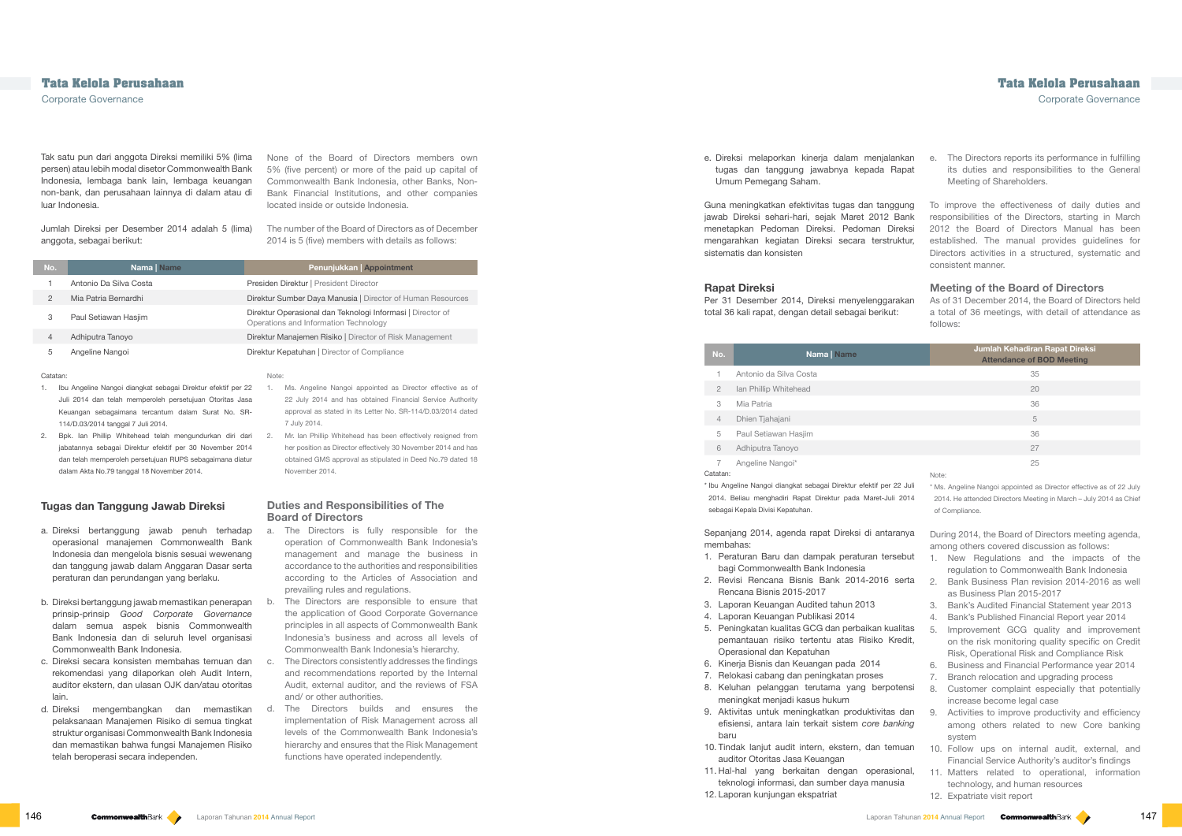Tak satu pun dari anggota Direksi memiliki 5% (lima persen) atau lebih modal disetor Commonwealth Bank Indonesia, lembaga bank lain, lembaga keuangan non-bank, dan perusahaan lainnya di dalam atau di luar Indonesia.

None of the Board of Directors members own 5% (five percent) or more of the paid up capital of Commonwealth Bank Indonesia, other Banks, Non-Bank Financial Institutions, and other companies located inside or outside Indonesia.

Jumlah Direksi per Desember 2014 adalah 5 (lima) anggota, sebagai berikut:

The number of the Board of Directors as of December 2014 is 5 (five) members with details as follows:

| No. | Nama \| Name | Penunjukkan \| Appointment |
|---|---|---|
| 1 | Antonio Da Silva Costa | Presiden Direktur \| President Director |
| 2 | Mia Patria Bernardhi | Direktur Sumber Daya Manusia \| Director of Human Resources |
| 3 | Paul Setiawan Hasjim | Direktur Operasional dan Teknologi Informasi \| Director of Operations and Information Technology |
| 4 | Adhiputra Tanoyo | Direktur Manajemen Risiko \| Director of Risk Management |
| 5 | Angeline Nangoi | Direktur Kepatuhan \| Director of Compliance |

Catatan:

1. Ibu Angeline Nangoi diangkat sebagai Direktur efektif per 22 Juli 2014 dan telah memperoleh persetujuan Otoritas Jasa Keuangan sebagaimana tercantum dalam Surat No. SR-114/D.03/2014 tanggal 7 Juli 2014.
2. Bpk. Ian Phillip Whitehead telah mengundurkan diri dari jabatannya sebagai Direktur efektif per 30 November 2014 dan telah memperoleh persetujuan RUPS sebagaimana diatur dalam Akta No.79 tanggal 18 November 2014.

Note:

1. Ms. Angeline Nangoi appointed as Director effective as of 22 July 2014 and has obtained Financial Service Authority approval as stated in its Letter No. SR-114/D.03/2014 dated 7 July 2014.
2. Mr. Ian Phillip Whitehead has been effectively resigned from her position as Director effectively 30 November 2014 and has obtained GMS approval as stipulated in Deed No.79 dated 18 November 2014.

## Tugas dan Tanggung Jawab Direksi

a. Direksi bertanggung jawab penuh terhadap operasional manajemen Commonwealth Bank Indonesia dan mengelola bisnis sesuai wewenang dan tanggung jawab dalam Anggaran Dasar serta peraturan dan perundangan yang berlaku.
b. Direksi bertanggung jawab memastikan penerapan prinsip-prinsip *Good Corporate Governance* dalam semua aspek bisnis Commonwealth Bank Indonesia dan di seluruh level organisasi Commonwealth Bank Indonesia.
c. Direksi secara konsisten membahas temuan dan rekomendasi yang dilaporkan oleh Audit Intern, auditor ekstern, dan ulasan OJK dan/atau otoritas lain.
d. Direksi mengembangkan dan memastikan pelaksanaan Manajemen Risiko di semua tingkat struktur organisasi Commonwealth Bank Indonesia dan memastikan bahwa fungsi Manajemen Risiko telah beroperasi secara independen.
e. Direksi melaporkan kinerja dalam menjalankan tugas dan tanggung jawabnya kepada Rapat Umum Pemegang Saham.

## Duties and Responsibilities of The Board of Directors

a. The Directors is fully responsible for the operation of Commonwealth Bank Indonesia's management and manage the business in accordance to the authorities and responsibilities according to the Articles of Association and prevailing rules and regulations.
b. The Directors are responsible to ensure that the application of Good Corporate Governance principles in all aspects of Commonwealth Bank Indonesia's business and across all levels of Commonwealth Bank Indonesia's hierarchy.
c. The Directors consistently addresses the findings and recommendations reported by the Internal Audit, external auditor, and the reviews of FSA and/ or other authorities.
d. The Directors builds and ensures the implementation of Risk Management across all levels of the Commonwealth Bank Indonesia's hierarchy and ensures that the Risk Management functions have operated independently.
e. The Directors reports its performance in fulfilling its duties and responsibilities to the General Meeting of Shareholders.

Guna meningkatkan efektivitas tugas dan tanggung jawab Direksi sehari-hari, sejak Maret 2012 Bank menetapkan Pedoman Direksi. Pedoman Direksi mengarahkan kegiatan Direksi secara terstruktur, sistematis dan konsisten

To improve the effectiveness of daily duties and responsibilities of the Directors, starting in March 2012 the Board of Directors Manual has been established. The manual provides guidelines for Directors activities in a structured, systematic and consistent manner.

## Rapat Direksi

Per 31 Desember 2014, Direksi menyelenggarakan total 36 kali rapat, dengan detail sebagai berikut:

## Meeting of the Board of Directors

As of 31 December 2014, the Board of Directors held a total of 36 meetings, with detail of attendance as follows:

| No. | Nama \| Name | Jumlah Kehadiran Rapat Direksi Attendance of BOD Meeting |
|---|---|---|
| 1 | Antonio da Silva Costa | 35 |
| 2 | Ian Phillip Whitehead | 20 |
| 3 | Mia Patria | 36 |
| 4 | Dhien Tjahajani | 5 |
| 5 | Paul Setiawan Hasjim | 36 |
| 6 | Adhiputra Tanoyo | 27 |
| 7 | Angeline Nangoi* | 25 |

Catatan:

\* Ibu Angeline Nangoi diangkat sebagai Direktur efektif per 22 Juli 2014. Beliau menghadiri Rapat Direktur pada Maret-Juli 2014 sebagai Kepala Divisi Kepatuhan.

Note:

\* Ms. Angeline Nangoi appointed as Director effective as of 22 July 2014. He attended Directors Meeting in March – July 2014 as Chief of Compliance.

Sepanjang 2014, agenda rapat Direksi di antaranya membahas:

1. Peraturan Baru dan dampak peraturan tersebut bagi Commonwealth Bank Indonesia
2. Revisi Rencana Bisnis Bank 2014-2016 serta Rencana Bisnis 2015-2017
3. Laporan Keuangan Audited tahun 2013
4. Laporan Keuangan Publikasi 2014
5. Peningkatan kualitas GCG dan perbaikan kualitas pemantauan risiko tertentu atas Risiko Kredit, Operasional dan Kepatuhan
6. Kinerja Bisnis dan Keuangan pada 2014
7. Relokasi cabang dan peningkatan proses
8. Keluhan pelanggan terutama yang berpotensi meningkat menjadi kasus hukum
9. Aktivitas untuk meningkatkan produktivitas dan efisiensi, antara lain terkait sistem *core banking* baru
10. Tindak lanjut audit intern, ekstern, dan temuan auditor Otoritas Jasa Keuangan
11. Hal-hal yang berkaitan dengan operasional, teknologi informasi, dan sumber daya manusia
12. Laporan kunjungan ekspatriat

During 2014, the Board of Directors meeting agenda, among others covered discussion as follows:

1. New Regulations and the impacts of the regulation to Commonwealth Bank Indonesia
2. Bank Business Plan revision 2014-2016 as well as Business Plan 2015-2017
3. Bank's Audited Financial Statement year 2013
4. Bank's Published Financial Report year 2014
5. Improvement GCG quality and improvement on the risk monitoring quality specific on Credit Risk, Operational Risk and Compliance Risk
6. Business and Financial Performance year 2014
7. Branch relocation and upgrading process
8. Customer complaint especially that potentially increase become legal case
9. Activities to improve productivity and efficiency among others related to new Core banking system
10. Follow ups on internal audit, external, and Financial Service Authority's auditor's findings
11. Matters related to operational, information technology, and human resources
12. Expatriate visit report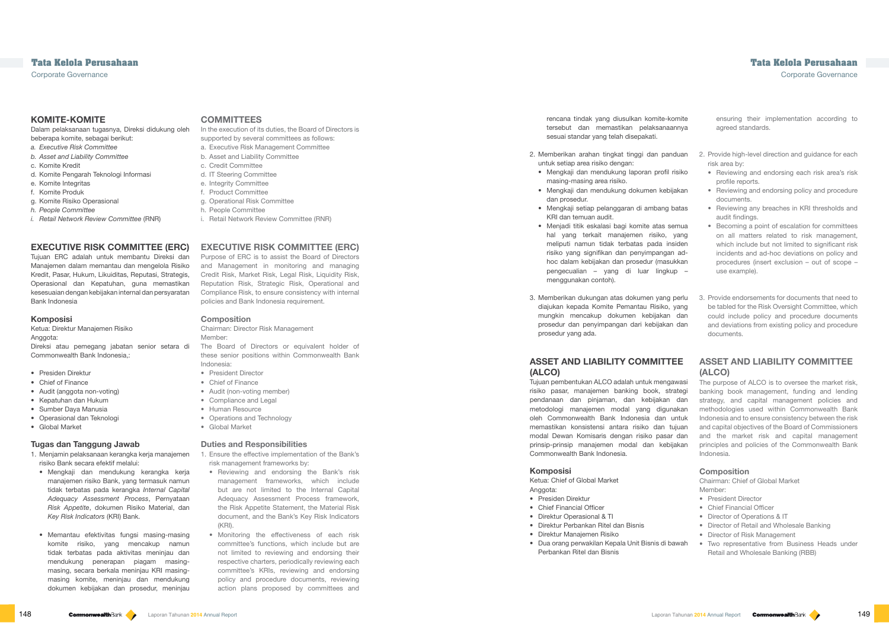## KOMITE-KOMITE

Dalam pelaksanaan tugasnya, Direksi didukung oleh beberapa komite, sebagai berikut:

a. *Executive Risk Committee*
b. *Asset and Liability Committee*
c. Komite Kredit
d. Komite Pengarah Teknologi Informasi
e. Komite Integritas
f. Komite Produk
g. Komite Risiko Operasional
h. *People Committee*
i. *Retail Network Review Committee* (RNR)

## COMMITTEES

In the execution of its duties, the Board of Directors is supported by several committees as follows:

a. Executive Risk Management Committee
b. Asset and Liability Committee
c. Credit Committee
d. IT Steering Committee
e. Integrity Committee
f. Product Committee
g. Operational Risk Committee
h. People Committee
i. Retail Network Review Committee (RNR)

## EXECUTIVE RISK COMMITTEE (ERC)

Tujuan ERC adalah untuk membantu Direksi dan Manajemen dalam memantau dan mengelola Risiko Kredit, Pasar, Hukum, Likuiditas, Reputasi, Strategis, Operasional dan Kepatuhan, guna memastikan kesesuaian dengan kebijakan internal dan persyaratan Bank Indonesia

### Komposisi

Ketua: Direktur Manajemen Risiko
Anggota:
Direksi atau pemegang jabatan senior setara di Commonwealth Bank Indonesia,:

- Presiden Direktur
- Chief of Finance
- Audit (anggota non-voting)
- Kepatuhan dan Hukum
- Sumber Daya Manusia
- Operasional dan Teknologi
- Global Market

### Tugas dan Tanggung Jawab

1. Menjamin pelaksanaan kerangka kerja manajemen risiko Bank secara efektif melalui:
   - Mengkaji dan mendukung kerangka kerja manajemen risiko Bank, yang termasuk namun tidak terbatas pada kerangka *Internal Capital Adequacy Assessment Process*, Pernyataan *Risk Appetite*, dokumen Risiko Material, dan *Key Risk Indicators* (KRI) Bank.
   - Memantau efektivitas fungsi masing-masing komite risiko, yang mencakup namun tidak terbatas pada aktivitas meninjau dan mendukung penerapan piagam masing-masing, secara berkala meninjau KRI masing-masing komite, meninjau dan mendukung dokumen kebijakan dan prosedur, meninjau rencana tindak yang diusulkan komite-komite tersebut dan memastikan pelaksanaannya sesuai standar yang telah disepakati.
2. Memberikan arahan tingkat tinggi dan panduan untuk setiap area risiko dengan:
   - Mengkaji dan mendukung laporan profil risiko masing-masing area risiko.
   - Mengkaji dan mendukung dokumen kebijakan dan prosedur.
   - Mengkaji setiap pelanggaran di ambang batas KRI dan temuan audit.
   - Menjadi titik eskalasi bagi komite atas semua hal yang terkait manajemen risiko, yang meliputi namun tidak terbatas pada insiden risiko yang signifikan dan penyimpangan ad-hoc dalam kebijakan dan prosedur (masukkan pengecualian – yang di luar lingkup – menggunakan contoh).
3. Memberikan dukungan atas dokumen yang perlu diajukan kepada Komite Pemantau Risiko, yang mungkin mencakup dokumen kebijakan dan prosedur dan penyimpangan dari kebijakan dan prosedur yang ada.

## EXECUTIVE RISK COMMITTEE (ERC)

Purpose of ERC is to assist the Board of Directors and Management in monitoring and managing Credit Risk, Market Risk, Legal Risk, Liquidity Risk, Reputation Risk, Strategic Risk, Operational and Compliance Risk, to ensure consistency with internal policies and Bank Indonesia requirement.

### Composition

Chairman: Director Risk Management
Member:
The Board of Directors or equivalent holder of these senior positions within Commonwealth Bank Indonesia:

- President Director
- Chief of Finance
- Audit (non-voting member)
- Compliance and Legal
- Human Resource
- Operations and Technology
- Global Market

### Duties and Responsibilities

1. Ensure the effective implementation of the Bank's risk management frameworks by:
   - Reviewing and endorsing the Bank's risk management frameworks, which include but are not limited to the Internal Capital Adequacy Assessment Process framework, the Risk Appetite Statement, the Material Risk document, and the Bank's Key Risk Indicators (KRI).
   - Monitoring the effectiveness of each risk committee's functions, which include but are not limited to reviewing and endorsing their respective charters, periodically reviewing each committee's KRIs, reviewing and endorsing policy and procedure documents, reviewing action plans proposed by committees and ensuring their implementation according to agreed standards.
2. Provide high-level direction and guidance for each risk area by:
   - Reviewing and endorsing each risk area's risk profile reports.
   - Reviewing and endorsing policy and procedure documents.
   - Reviewing any breaches in KRI thresholds and audit findings.
   - Becoming a point of escalation for committees on all matters related to risk management, which include but not limited to significant risk incidents and ad-hoc deviations on policy and procedures (insert exclusion – out of scope – use example).
3. Provide endorsements for documents that need to be tabled for the Risk Oversight Committee, which could include policy and procedure documents and deviations from existing policy and procedure documents.

## ASSET AND LIABILITY COMMITTEE (ALCO)

Tujuan pembentukan ALCO adalah untuk mengawasi risiko pasar, manajemen banking book, strategi pendanaan dan pinjaman, dan kebijakan dan metodologi manajemen modal yang digunakan oleh Commonwealth Bank Indonesia dan untuk memastikan konsistensi antara risiko dan tujuan modal Dewan Komisaris dengan risiko pasar dan prinsip-prinsip manajemen modal dan kebijakan Commonwealth Bank Indonesia.

### Komposisi

Ketua: Chief of Global Market
Anggota:

- Presiden Direktur
- Chief Financial Officer
- Direktur Operasional & TI
- Direktur Perbankan Ritel dan Bisnis
- Direktur Manajemen Risiko
- Dua orang perwakilan Kepala Unit Bisnis di bawah Perbankan Ritel dan Bisnis

## ASSET AND LIABILITY COMMITTEE (ALCO)

The purpose of ALCO is to oversee the market risk, banking book management, funding and lending strategy, and capital management policies and methodologies used within Commonwealth Bank Indonesia and to ensure consistency between the risk and capital objectives of the Board of Commissioners and the market risk and capital management principles and policies of the Commonwealth Bank Indonesia.

### Composition

Chairman: Chief of Global Market
Member:

- President Director
- Chief Financial Officer
- Director of Operations & IT
- Director of Retail and Wholesale Banking
- Director of Risk Management
- Two representative from Business Heads under Retail and Wholesale Banking (RBB)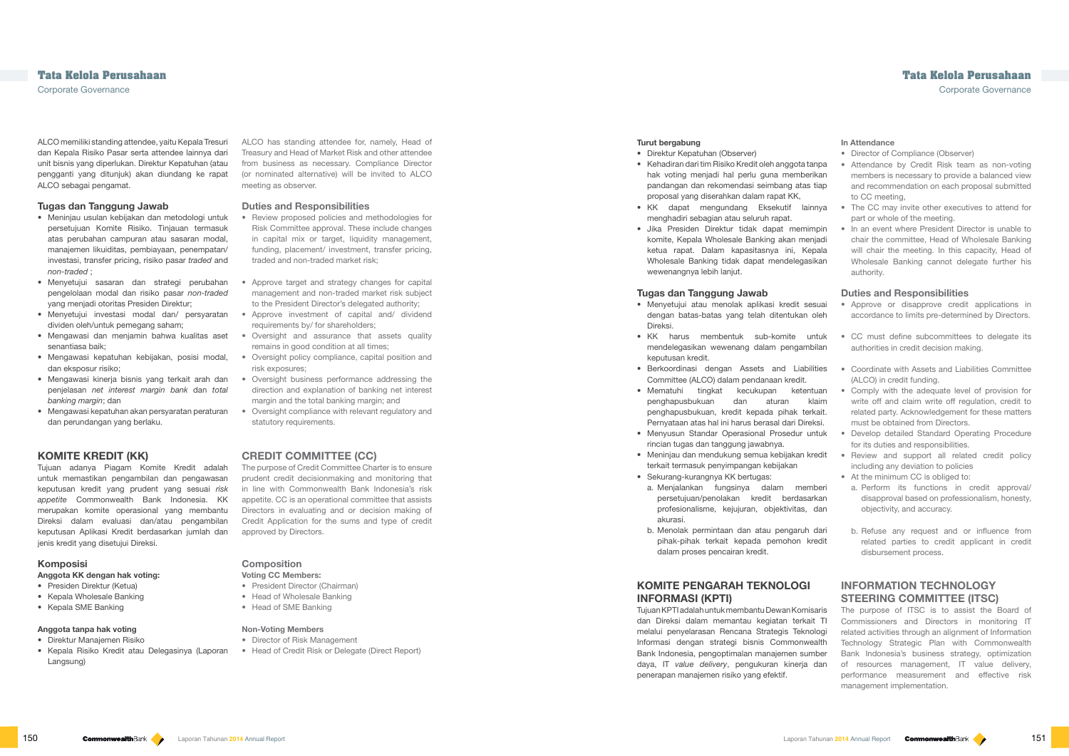ALCO memiliki standing attendee, yaitu Kepala Tresuri dan Kepala Risiko Pasar serta attendee lainnya dari unit bisnis yang diperlukan. Direktur Kepatuhan (atau pengganti yang ditunjuk) akan diundang ke rapat ALCO sebagai pengamat.

ALCO has standing attendee for, namely, Head of Treasury and Head of Market Risk and other attendee from business as necessary. Compliance Director (or nominated alternative) will be invited to ALCO meeting as observer.

### Tugas dan Tanggung Jawab

- Meninjau usulan kebijakan dan metodologi untuk persetujuan Komite Risiko. Tinjauan termasuk atas perubahan campuran atau sasaran modal, manajemen likuiditas, pembiayaan, penempatan/ investasi, transfer pricing, risiko pasar *traded* and *non-traded* ;
- Menyetujui sasaran dan strategi perubahan pengelolaan modal dan risiko pasar *non-traded* yang menjadi otoritas Presiden Direktur;
- Menyetujui investasi modal dan/ persyaratan dividen oleh/untuk pemegang saham;
- Mengawasi dan menjamin bahwa kualitas aset senantiasa baik;
- Mengawasi kepatuhan kebijakan, posisi modal, dan eksposur risiko;
- Mengawasi kinerja bisnis yang terkait arah dan penjelasan *net interest margin bank* dan *total banking margin*; dan
- Mengawasi kepatuhan akan persyaratan peraturan dan perundangan yang berlaku.

### Duties and Responsibilities

- Review proposed policies and methodologies for Risk Committee approval. These include changes in capital mix or target, liquidity management, funding, placement/ investment, transfer pricing, traded and non-traded market risk;
- Approve target and strategy changes for capital management and non-traded market risk subject to the President Director's delegated authority;
- Approve investment of capital and/ dividend requirements by/ for shareholders;
- Oversight and assurance that assets quality remains in good condition at all times;
- Oversight policy compliance, capital position and risk exposures;
- Oversight business performance addressing the direction and explanation of banking net interest margin and the total banking margin; and
- Oversight compliance with relevant regulatory and statutory requirements.

## KOMITE KREDIT (KK)

Tujuan adanya Piagam Komite Kredit adalah untuk memastikan pengambilan dan pengawasan keputusan kredit yang prudent yang sesuai *risk appetite* Commonwealth Bank Indonesia. KK merupakan komite operasional yang membantu Direksi dalam evaluasi dan/atau pengambilan keputusan Aplikasi Kredit berdasarkan jumlah dan jenis kredit yang disetujui Direksi.

## CREDIT COMMITTEE (CC)

The purpose of Credit Committee Charter is to ensure prudent credit decisionmaking and monitoring that in line with Commonwealth Bank Indonesia's risk appetite. CC is an operational committee that assists Directors in evaluating and or decision making of Credit Application for the sums and type of credit approved by Directors.

### Komposisi

**Anggota KK dengan hak voting:**

- Presiden Direktur (Ketua)
- Kepala Wholesale Banking
- Kepala SME Banking

**Anggota tanpa hak voting**

- Direktur Manajemen Risiko
- Kepala Risiko Kredit atau Delegasinya (Laporan Langsung)

### Composition

**Voting CC Members:**

- President Director (Chairman)
- Head of Wholesale Banking
- Head of SME Banking

**Non-Voting Members**

- Director of Risk Management
- Head of Credit Risk or Delegate (Direct Report)

**Turut bergabung**

- Direktur Kepatuhan (Observer)
- Kehadiran dari tim Risiko Kredit oleh anggota tanpa hak voting menjadi hal perlu guna memberikan pandangan dan rekomendasi seimbang atas tiap proposal yang diserahkan dalam rapat KK,
- KK dapat mengundang Eksekutif lainnya menghadiri sebagian atau seluruh rapat.
- Jika Presiden Direktur tidak dapat memimpin komite, Kepala Wholesale Banking akan menjadi ketua rapat. Dalam kapasitasnya ini, Kepala Wholesale Banking tidak dapat mendelegasikan wewenangnya lebih lanjut.

**In Attendance**

- Director of Compliance (Observer)
- Attendance by Credit Risk team as non-voting members is necessary to provide a balanced view and recommendation on each proposal submitted to CC meeting,
- The CC may invite other executives to attend for part or whole of the meeting.
- In an event where President Director is unable to chair the committee, Head of Wholesale Banking will chair the meeting. In this capacity, Head of Wholesale Banking cannot delegate further his authority.

### Tugas dan Tanggung Jawab

- Menyetujui atau menolak aplikasi kredit sesuai dengan batas-batas yang telah ditentukan oleh Direksi.
- KK harus membentuk sub-komite untuk mendelegasikan wewenang dalam pengambilan keputusan kredit.
- Berkoordinasi dengan Assets and Liabilities Committee (ALCO) dalam pendanaan kredit.
- Mematuhi tingkat kecukupan ketentuan penghapusbukuan dan aturan klaim penghapusbukuan, kredit kepada pihak terkait. Pernyataan atas hal ini harus berasal dari Direksi.
- Menyusun Standar Operasional Prosedur untuk rincian tugas dan tanggung jawabnya.
- Meninjau dan mendukung semua kebijakan kredit terkait termasuk penyimpangan kebijakan
- Sekurang-kurangnya KK bertugas:
  a. Menjalankan fungsinya dalam memberi persetujuan/penolakan kredit berdasarkan profesionalisme, kejujuran, objektivitas, dan akurasi.
  b. Menolak permintaan dan atau pengaruh dari pihak-pihak terkait kepada pemohon kredit dalam proses pencairan kredit.

### Duties and Responsibilities

- Approve or disapprove credit applications in accordance to limits pre-determined by Directors.
- CC must define subcommittees to delegate its authorities in credit decision making.
- Coordinate with Assets and Liabilities Committee (ALCO) in credit funding.
- Comply with the adequate level of provision for write off and claim write off regulation, credit to related party. Acknowledgement for these matters must be obtained from Directors.
- Develop detailed Standard Operating Procedure for its duties and responsibilities.
- Review and support all related credit policy including any deviation to policies
- At the minimum CC is obliged to:
  a. Perform its functions in credit approval/ disapproval based on professionalism, honesty, objectivity, and accuracy.
  b. Refuse any request and or influence from related parties to credit applicant in credit disbursement process.

## KOMITE PENGARAH TEKNOLOGI INFORMASI (KPTI)

Tujuan KPTI adalah untuk membantu Dewan Komisaris dan Direksi dalam memantau kegiatan terkait TI melalui penyelarasan Rencana Strategis Teknologi Informasi dengan strategi bisnis Commonwealth Bank Indonesia, pengoptimalan manajemen sumber daya, IT *value delivery*, pengukuran kinerja dan penerapan manajemen risiko yang efektif.

## INFORMATION TECHNOLOGY STEERING COMMITTEE (ITSC)

The purpose of ITSC is to assist the Board of Commissioners and Directors in monitoring IT related activities through an alignment of Information Technology Strategic Plan with Commonwealth Bank Indonesia's business strategy, optimization of resources management, IT value delivery, performance measurement and effective risk management implementation.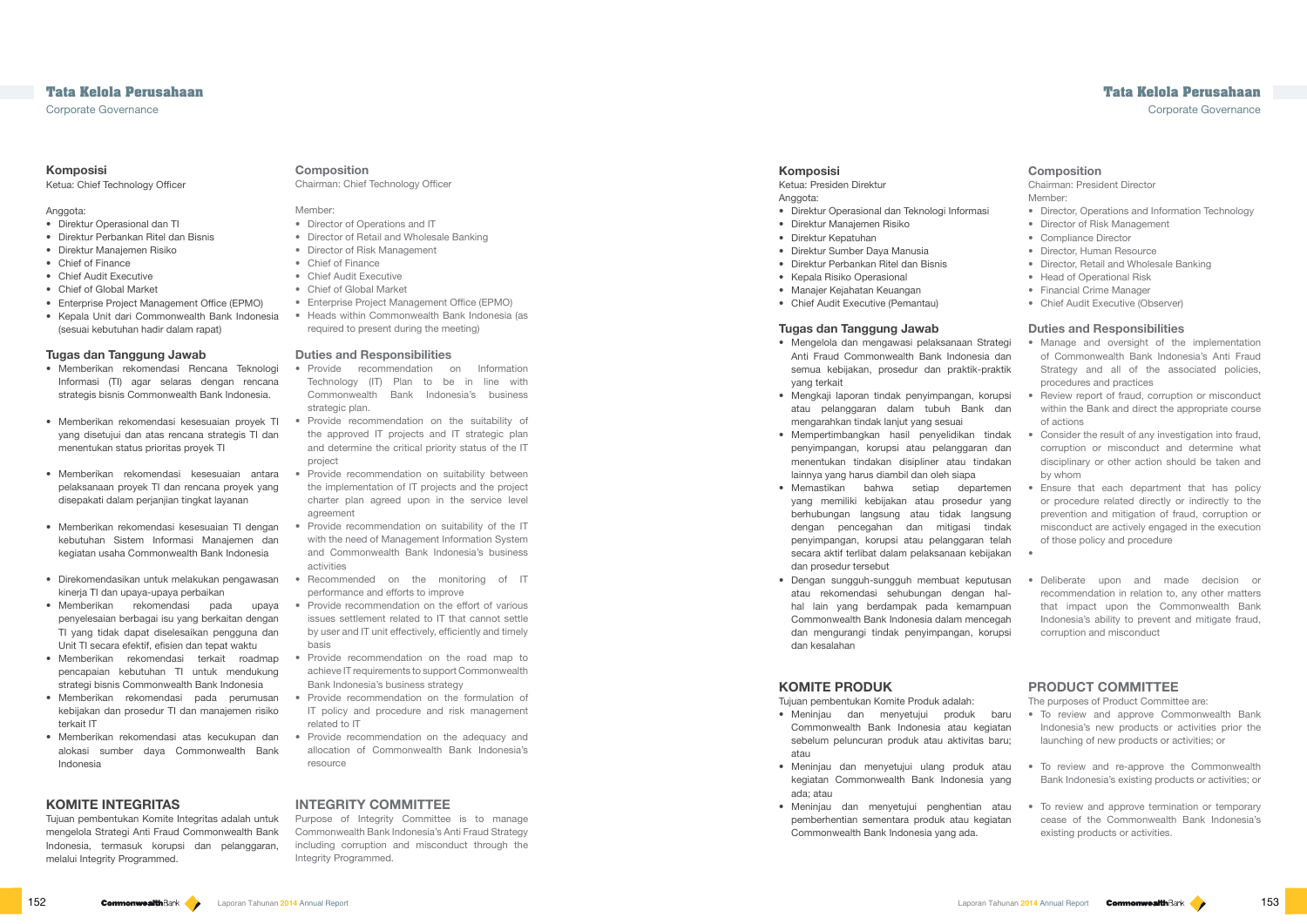### Komposisi

Ketua: Chief Technology Officer

Anggota:

- Direktur Operasional dan TI
- Direktur Perbankan Ritel dan Bisnis
- Direktur Manajemen Risiko
- Chief of Finance
- Chief Audit Executive
- Chief of Global Market
- Enterprise Project Management Office (EPMO)
- Kepala Unit dari Commonwealth Bank Indonesia (sesuai kebutuhan hadir dalam rapat)

### Composition

Chairman: Chief Technology Officer

Member:

- Director of Operations and IT
- Director of Retail and Wholesale Banking
- Director of Risk Management
- Chief of Finance
- Chief Audit Executive
- Chief of Global Market
- Enterprise Project Management Office (EPMO)
- Heads within Commonwealth Bank Indonesia (as required to present during the meeting)

### Tugas dan Tanggung Jawab

- Memberikan rekomendasi Rencana Teknologi Informasi (TI) agar selaras dengan rencana strategis bisnis Commonwealth Bank Indonesia.
- Memberikan rekomendasi kesesuaian proyek TI yang disetujui dan atas rencana strategis TI dan menentukan status prioritas proyek TI
- Memberikan rekomendasi kesesuaian antara pelaksanaan proyek TI dan rencana proyek yang disepakati dalam perjanjian tingkat layanan
- Memberikan rekomendasi kesesuaian TI dengan kebutuhan Sistem Informasi Manajemen dan kegiatan usaha Commonwealth Bank Indonesia
- Direkomendasikan untuk melakukan pengawasan kinerja TI dan upaya-upaya perbaikan
- Memberikan rekomendasi pada upaya penyelesaian berbagai isu yang berkaitan dengan TI yang tidak dapat diselesaikan pengguna dan Unit TI secara efektif, efisien dan tepat waktu
- Memberikan rekomendasi terkait roadmap pencapaian kebutuhan TI untuk mendukung strategi bisnis Commonwealth Bank Indonesia
- Memberikan rekomendasi pada perumusan kebijakan dan prosedur TI dan manajemen risiko terkait IT
- Memberikan rekomendasi atas kecukupan dan alokasi sumber daya Commonwealth Bank Indonesia

### Duties and Responsibilities

- Provide recommendation on Information Technology (IT) Plan to be in line with Commonwealth Bank Indonesia's business strategic plan.
- Provide recommendation on the suitability of the approved IT projects and IT strategic plan and determine the critical priority status of the IT project
- Provide recommendation on suitability between the implementation of IT projects and the project charter plan agreed upon in the service level agreement
- Provide recommendation on suitability of the IT with the need of Management Information System and Commonwealth Bank Indonesia's business activities
- Recommended on the monitoring of IT performance and efforts to improve
- Provide recommendation on the effort of various issues settlement related to IT that cannot settle by user and IT unit effectively, efficiently and timely basis
- Provide recommendation on the road map to achieve IT requirements to support Commonwealth Bank Indonesia's business strategy
- Provide recommendation on the formulation of IT policy and procedure and risk management related to IT
- Provide recommendation on the adequacy and allocation of Commonwealth Bank Indonesia's resource

## KOMITE INTEGRITAS

Tujuan pembentukan Komite Integritas adalah untuk mengelola Strategi Anti Fraud Commonwealth Bank Indonesia, termasuk korupsi dan pelanggaran, melalui Integrity Programmed.

## INTEGRITY COMMITTEE

Purpose of Integrity Committee is to manage Commonwealth Bank Indonesia's Anti Fraud Strategy including corruption and misconduct through the Integrity Programmed.

### Komposisi

Ketua: Presiden Direktur

Anggota:

- Direktur Operasional dan Teknologi Informasi
- Direktur Manajemen Risiko
- Direktur Kepatuhan
- Direktur Sumber Daya Manusia
- Direktur Perbankan Ritel dan Bisnis
- Kepala Risiko Operasional
- Manajer Kejahatan Keuangan
- Chief Audit Executive (Pemantau)

### Composition

Chairman: President Director

Member:

- Director, Operations and Information Technology
- Director of Risk Management
- Compliance Director
- Director, Human Resource
- Director, Retail and Wholesale Banking
- Head of Operational Risk
- Financial Crime Manager
- Chief Audit Executive (Observer)

### Tugas dan Tanggung Jawab

- Mengelola dan mengawasi pelaksanaan Strategi Anti Fraud Commonwealth Bank Indonesia dan semua kebijakan, prosedur dan praktik-praktik yang terkait
- Mengkaji laporan tindak penyimpangan, korupsi atau pelanggaran dalam tubuh Bank dan mengarahkan tindak lanjut yang sesuai
- Mempertimbangkan hasil penyelidikan tindak penyimpangan, korupsi atau pelanggaran dan menentukan tindakan disipliner atau tindakan lainnya yang harus diambil dan oleh siapa
- Memastikan bahwa setiap departemen yang memiliki kebijakan atau prosedur yang berhubungan langsung atau tidak langsung dengan pencegahan dan mitigasi tindak penyimpangan, korupsi atau pelanggaran telah secara aktif terlibat dalam pelaksanaan kebijakan dan prosedur tersebut
- Dengan sungguh-sungguh membuat keputusan atau rekomendasi sehubungan dengan hal-hal lain yang berdampak pada kemampuan Commonwealth Bank Indonesia dalam mencegah dan mengurangi tindak penyimpangan, korupsi dan kesalahan

### Duties and Responsibilities

- Manage and oversight of the implementation of Commonwealth Bank Indonesia's Anti Fraud Strategy and all of the associated policies, procedures and practices
- Review report of fraud, corruption or misconduct within the Bank and direct the appropriate course of actions
- Consider the result of any investigation into fraud, corruption or misconduct and determine what disciplinary or other action should be taken and by whom
- Ensure that each department that has policy or procedure related directly or indirectly to the prevention and mitigation of fraud, corruption or misconduct are actively engaged in the execution of those policy and procedure
- Deliberate upon and made decision or recommendation in relation to, any other matters that impact upon the Commonwealth Bank Indonesia's ability to prevent and mitigate fraud, corruption and misconduct

## KOMITE PRODUK

Tujuan pembentukan Komite Produk adalah:

- Meninjau dan menyetujui produk baru Commonwealth Bank Indonesia atau kegiatan sebelum peluncuran produk atau aktivitas baru; atau
- Meninjau dan menyetujui ulang produk atau kegiatan Commonwealth Bank Indonesia yang ada; atau
- Meninjau dan menyetujui penghentian atau pemberhentian sementara produk atau kegiatan Commonwealth Bank Indonesia yang ada.

## PRODUCT COMMITTEE

The purposes of Product Committee are:

- To review and approve Commonwealth Bank Indonesia's new products or activities prior the launching of new products or activities; or
- To review and re-approve the Commonwealth Bank Indonesia's existing products or activities; or
- To review and approve termination or temporary cease of the Commonwealth Bank Indonesia's existing products or activities.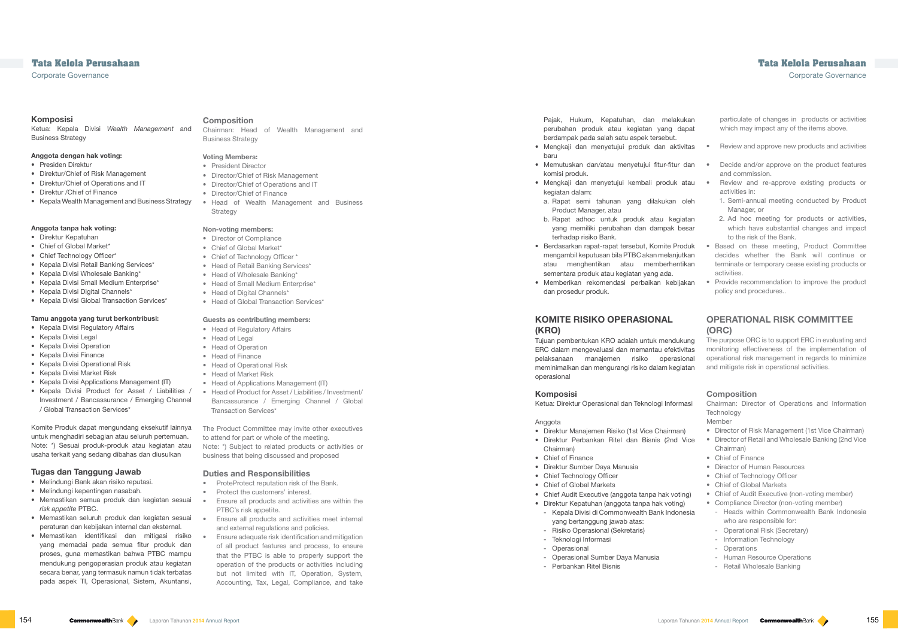### Komposisi

Ketua: Kepala Divisi *Wealth Management* and Business Strategy

**Anggota dengan hak voting:**

- Presiden Direktur
- Direktur/Chief of Risk Management
- Direktur/Chief of Operations and IT
- Direktur /Chief of Finance
- Kepala Wealth Management and Business Strategy

**Anggota tanpa hak voting:**

- Direktur Kepatuhan
- Chief of Global Market*
- Chief Technology Officer*
- Kepala Divisi Retail Banking Services*
- Kepala Divisi Wholesale Banking*
- Kepala Divisi Small Medium Enterprise*
- Kepala Divisi Digital Channels*
- Kepala Divisi Global Transaction Services*

**Tamu anggota yang turut berkontribusi:**

- Kepala Divisi Regulatory Affairs
- Kepala Divisi Legal
- Kepala Divisi Operation
- Kepala Divisi Finance
- Kepala Divisi Operational Risk
- Kepala Divisi Market Risk
- Kepala Divisi Applications Management (IT)
- Kepala Divisi Product for Asset / Liabilities / Investment / Bancassurance / Emerging Channel / Global Transaction Services*

Komite Produk dapat mengundang eksekutif lainnya untuk menghadiri sebagian atau seluruh pertemuan.
Note: *) Sesuai produk-produk atau kegiatan or usaha terkait yang sedang dibahas dan diusulkan

### Composition

Chairman: Head of Wealth Management and Business Strategy

**Voting Members:**

- President Director
- Director/Chief of Risk Management
- Director/Chief of Operations and IT
- Director/Chief of Finance
- Head of Wealth Management and Business Strategy

**Non-voting members:**

- Director of Compliance
- Chief of Global Market*
- Chief of Technology Officer *
- Head of Retail Banking Services*
- Head of Wholesale Banking*
- Head of Small Medium Enterprise*
- Head of Digital Channels*
- Head of Global Transaction Services*

**Guests as contributing members:**

- Head of Regulatory Affairs
- Head of Legal
- Head of Operation
- Head of Finance
- Head of Operational Risk
- Head of Market Risk
- Head of Applications Management (IT)
- Head of Product for Asset / Liabilities / Investment/ Bancassurance / Emerging Channel / Global Transaction Services*

The Product Committee may invite other executives to attend for part or whole of the meeting.
Note: *) Subject to related products or activities or business that being discussed and proposed

### Tugas dan Tanggung Jawab

- Melindungi Bank akan risiko reputasi.
- Melindungi kepentingan nasabah.
- Memastikan semua produk dan kegiatan sesuai *risk appetite* PTBC.
- Memastikan seluruh produk dan kegiatan sesuai peraturan dan kebijakan internal dan eksternal.
- Memastikan identifikasi dan mitigasi risiko yang memadai pada semua fitur produk dan proses, guna memastikan bahwa PTBC mampu mendukung pengoperasian produk atau kegiatan secara benar, yang termasuk namun tidak terbatas pada aspek TI, Operasional, Sistem, Akuntansi, Pajak, Hukum, Kepatuhan, dan melakukan perubahan produk atau kegiatan yang dapat berdampak pada salah satu aspek tersebut.
- Mengkaji dan menyetujui produk dan aktivitas baru
- Memutuskan dan/atau menyetujui fitur-fitur dan komisi produk.
- Mengkaji dan menyetujui kembali produk atau kegiatan dalam:
  a. Rapat semi tahunan yang dilakukan oleh Product Manager, atau
  b. Rapat adhoc untuk produk atau kegiatan yang memiliki perubahan dan dampak besar terhadap risiko Bank.
- Berdasarkan rapat-rapat tersebut, Komite Produk mengambil keputusan bila PTBC akan melanjutkan atau menghentikan atau memberhentikan sementara produk atau kegiatan yang ada.
- Memberikan rekomendasi perbaikan kebijakan dan prosedur produk.

### Duties and Responsibilities

- ProteProtect reputation risk of the Bank.
- Protect the customers' interest.
- Ensure all products and activities are within the PTBC's risk appetite.
- Ensure all products and activities meet internal and external regulations and policies.
- Ensure adequate risk identification and mitigation of all product features and process, to ensure that the PTBC is able to properly support the operation of the products or activities including but not limited with IT, Operation, System, Accounting, Tax, Legal, Compliance, and take particulate of changes in products or activities which may impact any of the items above.
- Review and approve new products and activities
- Decide and/or approve on the product features and commission.
- Review and re-approve existing products or activities in:
  1. Semi-annual meeting conducted by Product Manager, or
  2. Ad hoc meeting for products or activities, which have substantial changes and impact to the risk of the Bank.
- Based on these meeting, Product Committee decides whether the Bank will continue or terminate or temporary cease existing products or activities.
- Provide recommendation to improve the product policy and procedures..

## KOMITE RISIKO OPERASIONAL (KRO)

Tujuan pembentukan KRO adalah untuk mendukung ERC dalam mengevaluasi dan memantau efektivitas pelaksanaan manajemen risiko operasional meminimalkan dan mengurangi risiko dalam kegiatan operasional

### Komposisi

Ketua: Direktur Operasional dan Teknologi Informasi

Anggota

- Direktur Manajemen Risiko (1st Vice Chairman)
- Direktur Perbankan Ritel dan Bisnis (2nd Vice Chairman)
- Chief of Finance
- Direktur Sumber Daya Manusia
- Chief Technology Officer
- Chief of Global Markets
- Chief Audit Executive (anggota tanpa hak voting)
- Direktur Kepatuhan (anggota tanpa hak voting)
  - Kepala Divisi di Commonwealth Bank Indonesia yang bertanggung jawab atas:
  - Risiko Operasional (Sekretaris)
  - Teknologi Informasi
  - Operasional
  - Operasional Sumber Daya Manusia
  - Perbankan Ritel Bisnis

## OPERATIONAL RISK COMMITTEE (ORC)

The purpose ORC is to support ERC in evaluating and monitoring effectiveness of the implementation of operational risk management in regards to minimize and mitigate risk in operational activities.

### Composition

Chairman: Director of Operations and Information Technology

Member

- Director of Risk Management (1st Vice Chairman)
- Director of Retail and Wholesale Banking (2nd Vice Chairman)
- Chief of Finance
- Director of Human Resources
- Chief Technology Officer
- Chief of Global Markets
- Chief of Audit Executive (non-voting member)
- Compliance Director (non-voting member)
  - Heads within Commonwealth Bank Indonesia who are responsible for:
  - Operational Risk (Secretary)
  - Information Technology
  - Operations
  - Human Resource Operations
  - Retail Wholesale Banking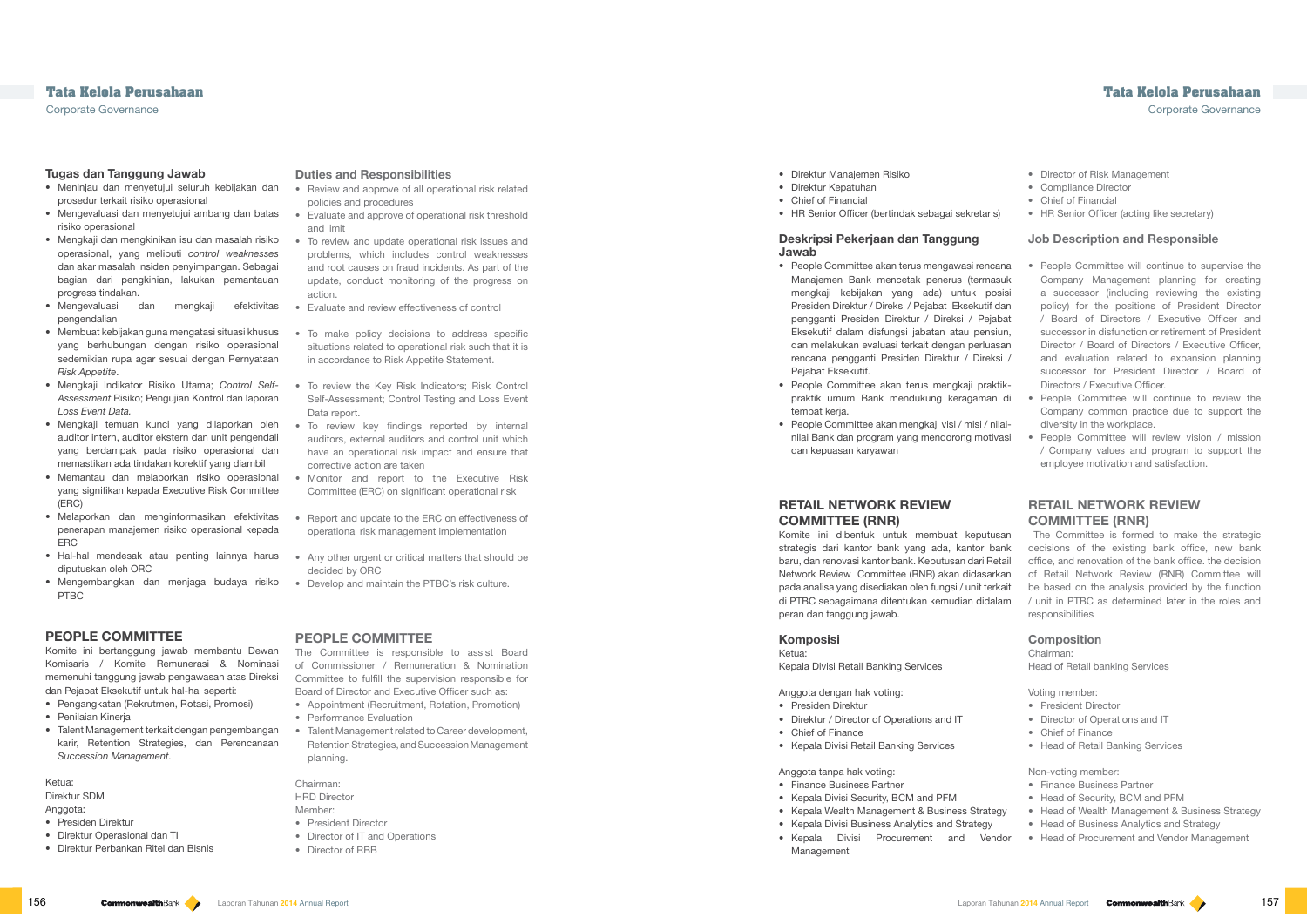## Tugas dan Tanggung Jawab

- Meninjau dan menyetujui seluruh kebijakan dan prosedur terkait risiko operasional
- Mengevaluasi dan menyetujui ambang dan batas risiko operasional
- Mengkaji dan mengkinikan isu dan masalah risiko operasional, yang meliputi *control weaknesses* dan akar masalah insiden penyimpangan. Sebagai bagian dari pengkinian, lakukan pemantauan progress tindakan.
- Mengevaluasi dan mengkaji efektivitas pengendalian
- Membuat kebijakan guna mengatasi situasi khusus yang berhubungan dengan risiko operasional sedemikian rupa agar sesuai dengan Pernyataan *Risk Appetite*.
- Mengkaji Indikator Risiko Utama; *Control Self-Assessment* Risiko; Pengujian Kontrol dan laporan *Loss Event Data.*
- Mengkaji temuan kunci yang dilaporkan oleh auditor intern, auditor ekstern dan unit pengendali yang berdampak pada risiko operasional dan memastikan ada tindakan korektif yang diambil
- Memantau dan melaporkan risiko operasional yang signifikan kepada Executive Risk Committee (ERC)
- Melaporkan dan menginformasikan efektivitas penerapan manajemen risiko operasional kepada ERC
- Hal-hal mendesak atau penting lainnya harus diputuskan oleh ORC
- Mengembangkan dan menjaga budaya risiko PTBC

## Duties and Responsibilities

- Review and approve of all operational risk related policies and procedures
- Evaluate and approve of operational risk threshold and limit
- To review and update operational risk issues and problems, which includes control weaknesses and root causes on fraud incidents. As part of the update, conduct monitoring of the progress on action.
- Evaluate and review effectiveness of control
- To make policy decisions to address specific situations related to operational risk such that it is in accordance to Risk Appetite Statement.
- To review the Key Risk Indicators; Risk Control Self-Assessment; Control Testing and Loss Event Data report.
- To review key findings reported by internal auditors, external auditors and control unit which have an operational risk impact and ensure that corrective action are taken
- Monitor and report to the Executive Risk Committee (ERC) on significant operational risk
- Report and update to the ERC on effectiveness of operational risk management implementation
- Any other urgent or critical matters that should be decided by ORC
- Develop and maintain the PTBC's risk culture.

## PEOPLE COMMITTEE

Komite ini bertanggung jawab membantu Dewan Komisaris / Komite Remunerasi & Nominasi memenuhi tanggung jawab pengawasan atas Direksi dan Pejabat Eksekutif untuk hal-hal seperti:

- Pengangkatan (Rekrutmen, Rotasi, Promosi)
- Penilaian Kinerja
- Talent Management terkait dengan pengembangan karir, Retention Strategies, dan Perencanaan *Succession Management.*

Ketua:
Direktur SDM

Anggota:
- Presiden Direktur
- Direktur Operasional dan TI
- Direktur Perbankan Ritel dan Bisnis
- Direktur Manajemen Risiko
- Direktur Kepatuhan
- Chief of Financial
- HR Senior Officer (bertindak sebagai sekretaris)

### Deskripsi Pekerjaan dan Tanggung Jawab

- People Committee akan terus mengawasi rencana Manajemen Bank mencetak penerus (termasuk mengkaji kebijakan yang ada) untuk posisi Presiden Direktur / Direksi / Pejabat Eksekutif dan pengganti Presiden Direktur / Direksi / Pejabat Eksekutif dalam disfungsi jabatan atau pensiun, dan melakukan evaluasi terkait dengan perluasan rencana pengganti Presiden Direktur / Direksi / Pejabat Eksekutif.
- People Committee akan terus mengkaji praktik-praktik umum Bank mendukung keragaman di tempat kerja.
- People Committee akan mengkaji visi / misi / nilai-nilai Bank dan program yang mendorong motivasi dan kepuasan karyawan

## PEOPLE COMMITTEE

The Committee is responsible to assist Board of Commissioner / Remuneration & Nomination Committee to fulfill the supervision responsible for Board of Director and Executive Officer such as:

- Appointment (Recruitment, Rotation, Promotion)
- Performance Evaluation
- Talent Management related to Career development, Retention Strategies, and Succession Management planning.

Chairman:
HRD Director

Member:
- President Director
- Director of IT and Operations
- Director of RBB
- Director of Risk Management
- Compliance Director
- Chief of Financial
- HR Senior Officer (acting like secretary)

### Job Description and Responsible

- People Committee will continue to supervise the Company Management planning for creating a successor (including reviewing the existing policy) for the positions of President Director / Board of Directors / Executive Officer and successor in disfunction or retirement of President Director / Board of Directors / Executive Officer, and evaluation related to expansion planning successor for President Director / Board of Directors / Executive Officer.
- People Committee will continue to review the Company common practice due to support the diversity in the workplace.
- People Committee will review vision / mission / Company values and program to support the employee motivation and satisfaction.

## RETAIL NETWORK REVIEW COMMITTEE (RNR)

Komite ini dibentuk untuk membuat keputusan strategis dari kantor bank yang ada, kantor bank baru, dan renovasi kantor bank. Keputusan dari Retail Network Review Committee (RNR) akan didasarkan pada analisa yang disediakan oleh fungsi / unit terkait di PTBC sebagaimana ditentukan kemudian didalam peran dan tanggung jawab.

### Komposisi

Ketua:
Kepala Divisi Retail Banking Services

Anggota dengan hak voting:
- Presiden Direktur
- Direktur / Director of Operations and IT
- Chief of Finance
- Kepala Divisi Retail Banking Services

Anggota tanpa hak voting:
- Finance Business Partner
- Kepala Divisi Security, BCM and PFM
- Kepala Wealth Management & Business Strategy
- Kepala Divisi Business Analytics and Strategy
- Kepala Divisi Procurement and Vendor Management

## RETAIL NETWORK REVIEW COMMITTEE (RNR)

The Committee is formed to make the strategic decisions of the existing bank office, new bank office, and renovation of the bank office. the decision of Retail Network Review (RNR) Committee will be based on the analysis provided by the function / unit in PTBC as determined later in the roles and responsibilities

### Composition

Chairman:
Head of Retail banking Services

Voting member:
- President Director
- Director of Operations and IT
- Chief of Finance
- Head of Retail Banking Services

Non-voting member:
- Finance Business Partner
- Head of Security, BCM and PFM
- Head of Wealth Management & Business Strategy
- Head of Business Analytics and Strategy
- Head of Procurement and Vendor Management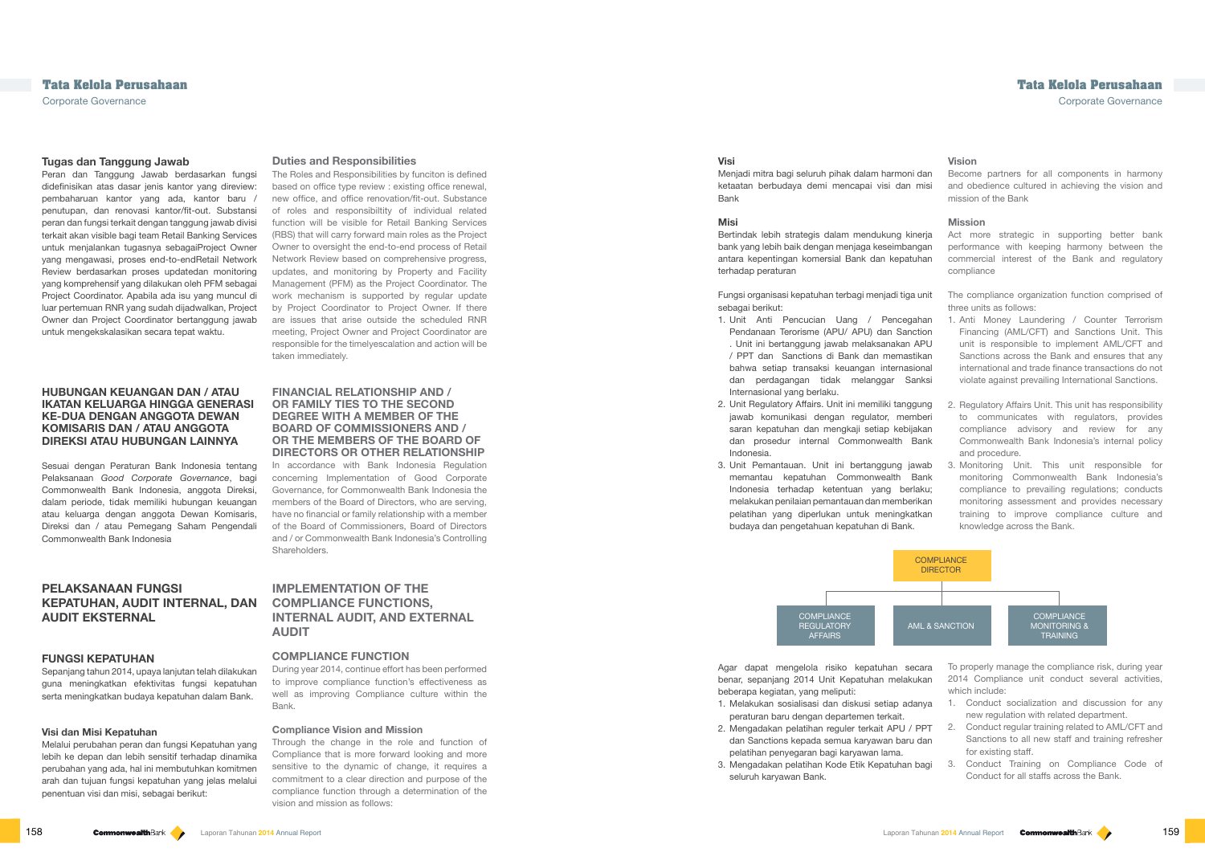## Tugas dan Tanggung Jawab

Peran dan Tanggung Jawab berdasarkan fungsi didefinisikan atas dasar jenis kantor yang direview: pembaharuan kantor yang ada, kantor baru / penutupan, dan renovasi kantor/fit-out. Substansi peran dan fungsi terkait dengan tanggung jawab divisi terkait akan visible bagi team Retail Banking Services untuk menjalankan tugasnya sebagaiProject Owner yang mengawasi, proses end-to-endRetail Network Review berdasarkan proses updatedan monitoring yang komprehensif yang dilakukan oleh PFM sebagai Project Coordinator. Apabila ada isu yang muncul di luar pertemuan RNR yang sudah dijadwalkan, Project Owner dan Project Coordinator bertanggung jawab untuk mengekskalasikan secara tepat waktu.

## Duties and Responsibilities

The Roles and Responsibilities by funciton is defined based on office type review : existing office renewal, new office, and office renovation/fit-out. Substance of roles and responsibiltity of individual related function will be visible for Retail Banking Services (RBS) that will carry forward main roles as the Project Owner to oversight the end-to-end process of Retail Network Review based on comprehensive progress, updates, and monitoring by Property and Facility Management (PFM) as the Project Coordinator. The work mechanism is supported by regular update by Project Coordinator to Project Owner. If there are issues that arise outside the scheduled RNR meeting, Project Owner and Project Coordinator are responsible for the timelyescalation and action will be taken immediately.

## HUBUNGAN KEUANGAN DAN / ATAU IKATAN KELUARGA HINGGA GENERASI KE-DUA DENGAN ANGGOTA DEWAN KOMISARIS DAN / ATAU ANGGOTA DIREKSI ATAU HUBUNGAN LAINNYA

Sesuai dengan Peraturan Bank Indonesia tentang Pelaksanaan *Good Corporate Governance*, bagi Commonwealth Bank Indonesia, anggota Direksi, dalam periode, tidak memiliki hubungan keuangan atau keluarga dengan anggota Dewan Komisaris, Direksi dan / atau Pemegang Saham Pengendali Commonwealth Bank Indonesia

## FINANCIAL RELATIONSHIP AND / OR FAMILY TIES TO THE SECOND DEGREE WITH A MEMBER OF THE BOARD OF COMMISSIONERS AND / OR THE MEMBERS OF THE BOARD OF DIRECTORS OR OTHER RELATIONSHIP

In accordance with Bank Indonesia Regulation concerning Implementation of Good Corporate Governance, for Commonwealth Bank Indonesia the members of the Board of Directors, who are serving, have no financial or family relationship with a member of the Board of Commissioners, Board of Directors and / or Commonwealth Bank Indonesia's Controlling Shareholders.

## PELAKSANAAN FUNGSI KEPATUHAN, AUDIT INTERNAL, DAN AUDIT EKSTERNAL

## IMPLEMENTATION OF THE COMPLIANCE FUNCTIONS, INTERNAL AUDIT, AND EXTERNAL AUDIT

### FUNGSI KEPATUHAN

Sepanjang tahun 2014, upaya lanjutan telah dilakukan guna meningkatkan efektivitas fungsi kepatuhan serta meningkatkan budaya kepatuhan dalam Bank.

### COMPLIANCE FUNCTION

During year 2014, continue effort has been performed to improve compliance function's effectiveness as well as improving Compliance culture within the Bank.

#### Visi dan Misi Kepatuhan

Melalui perubahan peran dan fungsi Kepatuhan yang lebih ke depan dan lebih sensitif terhadap dinamika perubahan yang ada, hal ini membutuhkan komitmen arah dan tujuan fungsi kepatuhan yang jelas melalui penentuan visi dan misi, sebagai berikut:

#### Compliance Vision and Mission

Through the change in the role and function of Compliance that is more forward looking and more sensitive to the dynamic of change, it requires a commitment to a clear direction and purpose of the compliance function through a determination of the vision and mission as follows:

#### Visi

Menjadi mitra bagi seluruh pihak dalam harmoni dan ketaatan berbudaya demi mencapai visi dan misi Bank

#### Vision

Become partners for all components in harmony and obedience cultured in achieving the vision and mission of the Bank

#### Misi

Bertindak lebih strategis dalam mendukung kinerja bank yang lebih baik dengan menjaga keseimbangan antara kepentingan komersial Bank dan kepatuhan terhadap peraturan

#### Mission

Act more strategic in supporting better bank performance with keeping harmony between the commercial interest of the Bank and regulatory compliance

Fungsi organisasi kepatuhan terbagi menjadi tiga unit sebagai berikut:

1. Unit Anti Pencucian Uang / Pencegahan Pendanaan Terorisme (APU/ APU) dan Sanction . Unit ini bertanggung jawab melaksanakan APU / PPT dan Sanctions di Bank dan memastikan bahwa setiap transaksi keuangan internasional dan perdagangan tidak melanggar Sanksi Internasional yang berlaku.
2. Unit Regulatory Affairs. Unit ini memiliki tanggung jawab komunikasi dengan regulator, memberi saran kepatuhan dan mengkaji setiap kebijakan dan prosedur internal Commonwealth Bank Indonesia.
3. Unit Pemantauan. Unit ini bertanggung jawab memantau kepatuhan Commonwealth Bank Indonesia terhadap ketentuan yang berlaku; melakukan penilaian pemantauan dan memberikan pelatihan yang diperlukan untuk meningkatkan budaya dan pengetahuan kepatuhan di Bank.

The compliance organization function comprised of three units as follows:

1. Anti Money Laundering / Counter Terrorism Financing (AML/CFT) and Sanctions Unit. This unit is responsible to implement AML/CFT and Sanctions across the Bank and ensures that any international and trade finance transactions do not violate against prevailing International Sanctions.
2. Regulatory Affairs Unit. This unit has responsibility to communicates with regulators, provides compliance advisory and review for any Commonwealth Bank Indonesia's internal policy and procedure.
3. Monitoring Unit. This unit responsible for monitoring Commonwealth Bank Indonesia's compliance to prevailing regulations; conducts monitoring assessment and provides necessary training to improve compliance culture and knowledge across the Bank.

- COMPLIANCE DIRECTOR
  - COMPLIANCE REGULATORY AFFAIRS
  - AML & SANCTION
  - COMPLIANCE MONITORING & TRAINING

Agar dapat mengelola risiko kepatuhan secara benar, sepanjang 2014 Unit Kepatuhan melakukan beberapa kegiatan, yang meliputi:

1. Melakukan sosialisasi dan diskusi setiap adanya peraturan baru dengan departemen terkait.
2. Mengadakan pelatihan reguler terkait APU / PPT dan Sanctions kepada semua karyawan baru dan pelatihan penyegaran bagi karyawan lama.
3. Mengadakan pelatihan Kode Etik Kepatuhan bagi seluruh karyawan Bank.

To properly manage the compliance risk, during year 2014 Compliance unit conduct several activities, which include:

1. Conduct socialization and discussion for any new regulation with related department.
2. Conduct regular training related to AML/CFT and Sanctions to all new staff and training refresher for existing staff.
3. Conduct Training on Compliance Code of Conduct for all staffs across the Bank.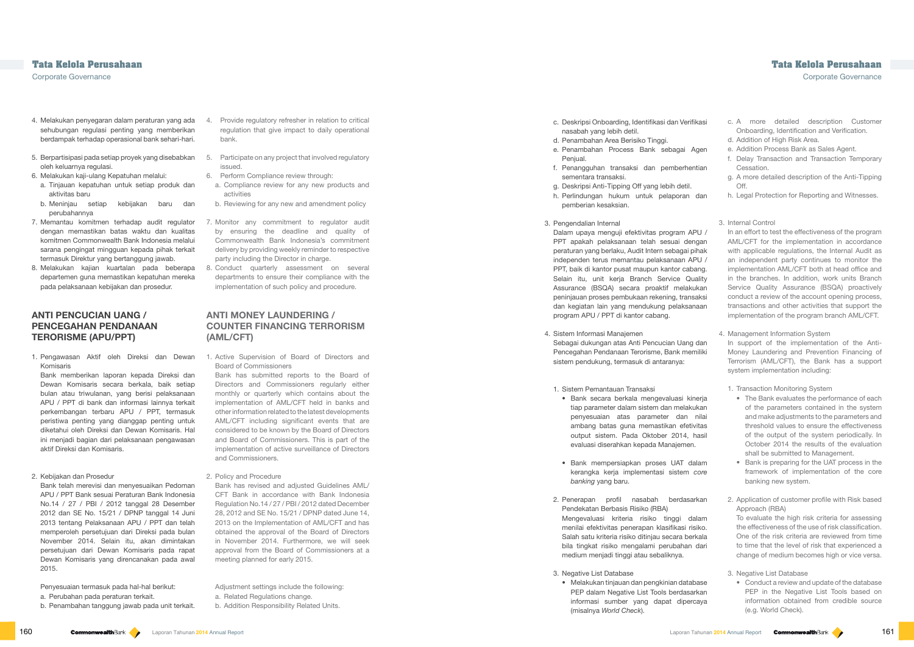4. Melakukan penyegaran dalam peraturan yang ada sehubungan regulasi penting yang memberikan berdampak terhadap operasional bank sehari-hari.
5. Berpartisipasi pada setiap proyek yang disebabkan oleh keluarnya regulasi.
6. Melakukan kaji-ulang Kepatuhan melalui:
   a. Tinjauan kepatuhan untuk setiap produk dan aktivitas baru
   b. Meninjau setiap kebijakan baru dan perubahannya
7. Memantau komitmen terhadap audit regulator dengan memastikan batas waktu dan kualitas komitmen Commonwealth Bank Indonesia melalui sarana pengingat mingguan kepada pihak terkait termasuk Direktur yang bertanggung jawab.
8. Melakukan kajian kuartalan pada beberapa departemen guna memastikan kepatuhan mereka pada pelaksanaan kebijakan dan prosedur.

4. Provide regulatory refresher in relation to critical regulation that give impact to daily operational bank.
5. Participate on any project that involved regulatory issued.
6. Perform Compliance review through:
   a. Compliance review for any new products and activities
   b. Reviewing for any new and amendment policy
7. Monitor any commitment to regulator audit by ensuring the deadline and quality of Commonwealth Bank Indonesia's commitment delivery by providing weekly reminder to respective party including the Director in charge.
8. Conduct quarterly assessment on several departments to ensure their compliance with the implementation of such policy and procedure.

## ANTI PENCUCIAN UANG / PENCEGAHAN PENDANAAN TERORISME (APU/PPT)

## ANTI MONEY LAUNDERING / COUNTER FINANCING TERRORISM (AML/CFT)

1. Pengawasan Aktif oleh Direksi dan Dewan Komisaris

   Bank memberikan laporan kepada Direksi dan Dewan Komisaris secara berkala, baik setiap bulan atau triwulanan, yang berisi pelaksanaan APU / PPT di bank dan informasi lainnya terkait perkembangan terbaru APU / PPT, termasuk peristiwa penting yang dianggap penting untuk diketahui oleh Direksi dan Dewan Komisaris. Hal ini menjadi bagian dari pelaksanaan pengawasan aktif Direksi dan Komisaris.

2. Kebijakan dan Prosedur

   Bank telah merevisi dan menyesuaikan Pedoman APU / PPT Bank sesuai Peraturan Bank Indonesia No.14 / 27 / PBI / 2012 tanggal 28 Desember 2012 dan SE No. 15/21 / DPNP tanggal 14 Juni 2013 tentang Pelaksanaan APU / PPT dan telah memperoleh persetujuan dari Direksi pada bulan November 2014. Selain itu, akan dimintakan persetujuan dari Dewan Komisaris pada rapat Dewan Komisaris yang direncanakan pada awal 2015.

   Penyesuaian termasuk pada hal-hal berikut:
   a. Perubahan pada peraturan terkait.
   b. Penambahan tanggung jawab pada unit terkait.
   c. Deskripsi Onboarding, Identifikasi dan Verifikasi nasabah yang lebih detil.
   d. Penambahan Area Berisiko Tinggi.
   e. Penambahan Process Bank sebagai Agen Penjual.
   f. Penangguhan transaksi dan pemberhentian sementara transaksi.
   g. Deskripsi Anti-Tipping Off yang lebih detil.
   h. Perlindungan hukum untuk pelaporan dan pemberian kesaksian.

3. Pengendalian Internal

   Dalam upaya menguji efektivitas program APU / PPT apakah pelaksanaan telah sesuai dengan peraturan yang berlaku, Audit Intern sebagai pihak independen terus memantau pelaksanaan APU / PPT, baik di kantor pusat maupun kantor cabang. Selain itu, unit kerja Branch Service Quality Assurance (BSQA) secara proaktif melakukan peninjauan proses pembukaan rekening, transaksi dan kegiatan lain yang mendukung pelaksanaan program APU / PPT di kantor cabang.

4. Sistem Informasi Manajemen

   Sebagai dukungan atas Anti Pencucian Uang dan Pencegahan Pendanaan Terorisme, Bank memiliki sistem pendukung, termasuk di antaranya:

   1. Sistem Pemantauan Transaksi
      - Bank secara berkala mengevaluasi kinerja tiap parameter dalam sistem dan melakukan penyesuaian atas parameter dan nilai ambang batas guna memastikan efetivitas output sistem. Pada Oktober 2014, hasil evaluasi diserahkan kepada Manajemen.
      - Bank mempersiapkan proses UAT dalam kerangka kerja implementasi sistem *core banking* yang baru.
   2. Penerapan profil nasabah berdasarkan Pendekatan Berbasis Risiko (RBA)

      Mengevaluasi kriteria risiko tinggi dalam menilai efektifitas penerapan klasifikasi risiko. Salah satu kriteria risiko ditinjau secara berkala bila tingkat risiko mengalami perubahan dari medium menjadi tinggi atau sebaliknya.
   3. Negative List Database
      - Melakukan tinjauan dan pengkinian database PEP dalam Negative List Tools berdasarkan informasi sumber yang dapat dipercaya (misalnya *World Check*).

1. Active Supervision of Board of Directors and Board of Commissioners

   Bank has submitted reports to the Board of Directors and Commissioners regularly either monthly or quarterly which contains about the implementation of AML/CFT held in banks and other information related to the latest developments AML/CFT including significant events that are considered to be known by the Board of Directors and Board of Commissioners. This is part of the implementation of active surveillance of Directors and Commissioners.

2. Policy and Procedure

   Bank has revised and adjusted Guidelines AML/ CFT Bank in accordance with Bank Indonesia Regulation No.14 / 27 / PBI / 2012 dated December 28, 2012 and SE No. 15/21 / DPNP dated June 14, 2013 on the Implementation of AML/CFT and has obtained the approval of the Board of Directors in November 2014. Furthermore, we will seek approval from the Board of Commissioners at a meeting planned for early 2015.

   Adjustment settings include the following:
   a. Related Regulations change.
   b. Addition Responsibility Related Units.
   c. A more detailed description Customer Onboarding, Identification and Verification.
   d. Addition of High Risk Area.
   e. Addition Process Bank as Sales Agent.
   f. Delay Transaction and Transaction Temporary Cessation.
   g. A more detailed description of the Anti-Tipping Off.
   h. Legal Protection for Reporting and Witnesses.

3. Internal Control

   In an effort to test the effectiveness of the program AML/CFT for the implementation in accordance with applicable regulations, the Internal Audit as an independent party continues to monitor the implementation AML/CFT both at head office and in the branches. In addition, work units Branch Service Quality Assurance (BSQA) proactively conduct a review of the account opening process, transactions and other activities that support the implementation of the program branch AML/CFT.

4. Management Information System

   In support of the implementation of the Anti-Money Laundering and Prevention Financing of Terrorism (AML/CFT), the Bank has a support system implementation including:

   1. Transaction Monitoring System
      - The Bank evaluates the performance of each of the parameters contained in the system and make adjustments to the parameters and threshold values to ensure the effectiveness of the output of the system periodically. In October 2014 the results of the evaluation shall be submitted to Management.
      - Bank is preparing for the UAT process in the framework of implementation of the core banking new system.
   2. Application of customer profile with Risk based Approach (RBA)

      To evaluate the high risk criteria for assessing the effectiveness of the use of risk classification. One of the risk criteria are reviewed from time to time that the level of risk that experienced a change of medium becomes high or vice versa.
   3. Negative List Database
      - Conduct a review and update of the database PEP in the Negative List Tools based on information obtained from credible source (e.g. World Check).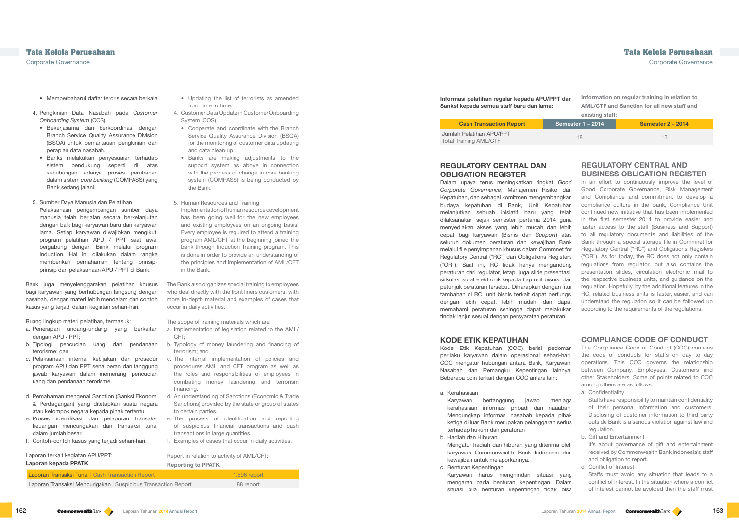- Memperbaharui daftar teroris secara berkala

4. Pengkinian Data Nasabah pada *Customer Onboarding System* (COS)
   - Bekerjasama dan berkoordinasi dengan Branch Service Quality Assurance Division (BSQA) untuk pemantauan pengkinian dan perapian data nasabah.
   - Banks melakukan penyesuaian terhadap sistem pendukung seperti di atas sehubungan adanya proses perubahan dalam sistem *core banking* (COMPASS) yang Bank sedang jalani.

5. Sumber Daya Manusia dan Pelatihan
   Pelaksanaan pengembangan sumber daya manusia telah berjalan secara berkelanjutan dengan baik bagi karyawan baru dan karyawan lama. Setiap karyawan diwajibkan mengikuti program pelatihan APU / PPT saat awal bergabung dengan Bank melalui program Induction. Hal ini dilakukan dalam rangka memberikan pemahaman tentang prinsip-prinsip dan pelaksanaan APU / PPT di Bank.

Bank juga menyelenggarakan pelatihan khusus bagi karyawan yang berhubungan langsung dengan nasabah, dengan materi lebih mendalam dan contoh kasus yang terjadi dalam kegiatan sehari-hari.

Ruang lingkup materi pelatihan, termasuk:

a. Penerapan undang-undang yang berkaitan dengan APU / PPT;
b. Tipologi pencucian uang dan pendanaan terorisme; dan
c. Pelaksanaan internal kebijakan dan prosedur program APU dan PPT serta peran dan tanggung jawab karyawan dalam memerangi pencucian uang dan pendanaan terorisme.
d. Pemahaman mengenai Sanction (Sanksi Ekonomi & Perdagangan) yang ditetapkan suatu negara atau kelompok negara kepada pihak tertentu.
e. Proses identifikasi dan pelaporan transaksi keuangan mencurigakan dan transaksi tunai dalam jumlah besar.
f. Contoh-contoh kasus yang terjadi sehari-hari.

- Updating the list of terrorists as amended from time to time.

4. Customer Data Update in Customer Onboarding System (COS)
   - Cooperate and coordinate with the Branch Service Quality Assurance Division (BSQA) for the monitoring of customer data updating and data clean up.
   - Banks are making adjustments to the support system as above in connection with the process of change in core banking system (COMPASS) is being conducted by the Bank.

5. Human Resources and Training
   Implementation of human resource development has been going well for the new employees and existing employees on an ongoing basis. Every employee is required to attend a training program AML/CFT at the beginning joined the bank through Induction Training program. This is done in order to provide an understanding of the principles and implementation of AML/CFT in the Bank.

The Bank also organizes special training to employees who deal directly with the front liners customers, with more in-depth material and examples of cases that occur in daily activities.

The scope of training materials which are:

a. Implementation of legislation related to the AML/CFT;
b. Typology of money laundering and financing of terrorism; and
c. The internal implementation of policies and procedures AML and CFT program as well as the roles and responsibilities of employees in combating money laundering and terrorism financing.
d. An understanding of Sanctions (Economic & Trade Sanctions) provided by the state or group of states to certain parties.
e. The process of identification and reporting of suspicious financial transactions and cash transactions in large quantities.
f. Examples of cases that occur in daily activities.

Laporan terkait kegiatan APU/PPT: / Report in relation to activity of AML/CFT:

**Laporan kepada PPATK / Reporting to PPATK**

| Laporan Transaksi Tunai \| Cash Transaction Report | 1.596 report |
|---|---|
| Laporan Transaksi Mencurigakan \| Suspicious Transaction Report | 88 report |

**Informasi pelatihan regular kepada APU/PPT dan Sanksi kepada semua staff baru dan lama:**

**Information on regular training in relation to AML/CTF and Sanction for all new staff and existing staff:**

| Cash Transaction Report | Semester 1 – 2014 | Semester 2 – 2014 |
|---|---|---|
| Jumlah Pelatihan APU/PPT<br>Total Training AML/CTF | 18 | 13 |

## REGULATORY CENTRAL DAN OBLIGATION REGISTER

Dalam upaya terus meningkatkan tingkat *Good Corporate Governance*, Manajemen Risiko dan Kepatuhan, dan sebagai komitmen mengembangkan budaya kepatuhan di Bank, Unit Kepatuhan melanjutkan sebuah inisiatif baru yang telah dilaksanakan sejak semester pertama 2014 guna menyediakan akses yang lebih mudah dan lebih cepat bagi karyawan (Bisnis dan *Support*) atas seluruh dokumen peraturan dan kewajiban Bank melalui file penyimpanan khusus dalam Commnet for Regulatory Central ("RC") dan Obligations Registers ("OR"). Saat ini, RC tidak hanya mengandung peraturan dari regulator, tetapi juga slide presentasi, sirkulasi surat elektronik kepada tiap unit bisnis, dan petunjuk peraturan tersebut. Diharapkan dengan fitur tambahan di RC, unit bisnis terkait dapat berfungsi dengan lebih cepat, lebih mudah, dan dapat memahami peraturan sehingga dapat melakukan tindak lanjut sesuai dengan persyaratan peraturan.

## REGULATORY CENTRAL AND BUSINESS OBLIGATION REGISTER

In an effort to continuously improve the level of Good Corporate Governance, Risk Management and Compliance and commitment to develop a compliance culture in the bank, Compliance Unit continued new initiative that has been implemented in the first semester 2014 to provide easier and faster access to the staff (Business and Support) to all regulatory documents and liabilities of the Bank through a special storage file in Commnet for Regulatory Central ("RC") and Obligations Registers ("OR"). As for today, the RC does not only contain regulations from regulator, but also contains the presentation slides, circulation electronic mail to the respective business units, and guidance on the regulation. Hopefully, by the additional features in the RC, related business units is faster, easier, and can understand the regulation so it can be followed up according to the requirements of the regulations.

## KODE ETIK KEPATUHAN

Kode Etik Kepatuhan (COC) berisi pedoman perilaku karyawan dalam operasional sehari-hari. COC mengatur hubungan antara Bank, Karyawan, Nasabah dan Pemangku Kepentingan lainnya. Beberapa poin terkait dengan COC antara lain:

a. Kerahasiaan
   Karyawan bertanggung jawab menjaga kerahasiaan informasi pribadi dan naaabah. Mengungkap informasi nasabah kepada pihak ketiga di luar Bank merupakan pelanggaran serius terhadap hukum dan peraturan
b. Hadiah dan Hiburan
   Mengatur hadiah dan hiburan yang diterima oleh karyawan Commonwealth Bank Indonesia dan kewajiban untuk melaporkannya.
c. Benturan Kepentingan
   Karyawan harus menghindari situasi yang mengarah pada benturan kepentingan. Dalam situasi bila benturan kepentingan tidak bisa

## COMPLIANCE CODE OF CONDUCT

The Compliance Code of Conduct (COC) contains the code of conducts for staffs on day to day operations. This COC governs the relationship between Company, Employees, Customers and other Stakeholders. Some of points related to COC among others are as follows:

a. Confidentiality
   Staffs have responsibility to maintain confidentiality of their personal information and customers. Disclosing of customer information to third party outside Bank is a serious violation against law and regulation.
b. Gift and Entertainment
   It's about governance of gift and entertainment received by Commonwealth Bank Indonesia's staff and obligation to report.
c. Conflict of Interest
   Staffs must avoid any situation that leads to a conflict of interest. In the situation where a conflict of interest cannot be avoided then the staff must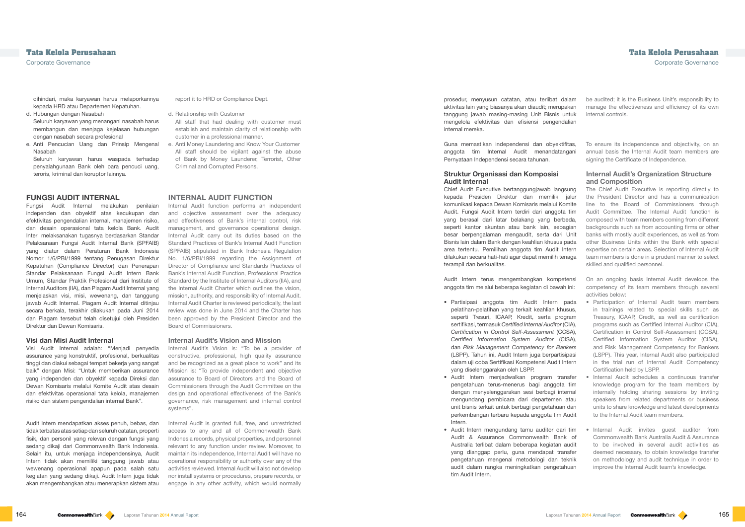dihindari, maka karyawan harus melaporkannya kepada HRD atau Departemen Kepatuhan.

d. Hubungan dengan Nasabah
Seluruh karyawan yang menangani nasabah harus membangun dan menjaga kejelasan hubungan dengan nasabah secara profesional

e. Anti Pencucian Uang dan Prinsip Mengenal Nasabah
Seluruh karyawan harus waspada terhadap penyalahgunaan Bank oleh para pencuci uang, teroris, kriminal dan koruptor lainnya.

report it to HRD or Compliance Dept.

d. Relationship with Customer
All staff that had dealing with customer must establish and maintain clarity of relationship with customer in a professional manner.

e. Anti Money Laundering and Know Your Customer
All staff should be vigilant against the abuse of Bank by Money Launderer, Terrorist, Other Criminal and Corrupted Persons.

## FUNGSI AUDIT INTERNAL

Fungsi Audit Internal melakukan penilaian independen dan obyektif atas kecukupan dan efektivitas pengendalian internal, manajemen risiko, dan desain operasional tata kelola Bank. Audit Interl melaksanakan tugasnya berdasarkan Standar Pelaksanaan Fungsi Audit Internal Bank (SPFAIB) yang diatur dalam Peraturan Bank Indonesia Nomor 1/6/PBI/1999 tentang Penugasan Direktur Kepatuhan (Compliance Director) dan Penerapan Standar Pelaksanaan Fungsi Audit Intern Bank Umum, Standar Praktik Profesional dari Institute of Internal Auditors (IIA), dan Piagam Audit Internal yang menjelaskan visi, misi, wewenang, dan tanggung jawab Audit Internal. Piagam Audit Internal ditinjau secara berkala, terakhir dilakukan pada Juni 2014 dan Piagam tersebut telah disetujui oleh Presiden Direktur dan Dewan Komisaris.

### Visi dan Misi Audit Internal

Visi Audit Internal adalah: "Menjadi penyedia assurance yang konstruktif, profesional, berkualitas tinggi dan diakui sebagai tempat bekerja yang sangat baik" dengan Misi: "Untuk memberikan assurance yang independen dan obyektif kepada Direksi dan Dewan Komisaris melalui Komite Audit atas desain dan efektivitas operasional tata kelola, manajemen risiko dan sistem pengendalian internal Bank".

Audit Intern mendapatkan akses penuh, bebas, dan tidak terbatas atas setiap dan seluruh catatan, properti fisik, dan personil yang relevan dengan fungsi yang sedang dikaji dari Commonwealth Bank Indonesia. Selain itu, untuk menjaga independensinya, Audit Intern tidak akan memiliki tanggung jawab atau wewenang operasional apapun pada salah satu kegiatan yang sedang dikaji. Audit Intern juga tidak akan mengembangkan atau menerapkan sistem atau prosedur, menyusun catatan, atau terlibat dalam aktivitas lain yang biasanya akan diaudit; merupakan tanggung jawab masing-masing Unit Bisnis untuk mengelola efektivitas dan efisiensi pengendalian internal mereka.

Guna memastikan independensi dan obyektifitas, anggota tim Internal Audit menandatangani Pernyataan Independensi secara tahunan.

## INTERNAL AUDIT FUNCTION

Internal Audit function performs an independent and objective assessment over the adequacy and effectiveness of Bank's internal control, risk management, and governance operational design. Internal Audit carry out its duties based on the Standard Practices of Bank's Internal Audit Function (SPFAIB) stipulated in Bank Indonesia Regulation No. 1/6/PBI/1999 regarding the Assignment of Director of Compliance and Standards Practices of Bank's Internal Audit Function, Professional Practice Standard by the Institute of Internal Auditors (IIA), and the Internal Audit Charter which outlines the vision, mission, authority, and responsibility of Internal Audit. Internal Audit Charter is reviewed periodically, the last review was done in June 2014 and the Charter has been approved by the President Director and the Board of Commissioners.

### Internal Audit's Vision and Mission

Internal Audit's Vision is: "To be a provider of constructive, professional, high quality assurance and be recognized as a great place to work" and its Mission is: "To provide independent and objective assurance to Board of Directors and the Board of Commissioners through the Audit Committee on the design and operational effectiveness of the Bank's governance, risk management and internal control systems".

Internal Audit is granted full, free, and unrestricted access to any and all of Commonwealth Bank Indonesia records, physical properties, and personnel relevant to any function under review. Moreover, to maintain its independence, Internal Audit will have no operational responsibility or authority over any of the activities reviewed. Internal Audit will also not develop nor install systems or procedures, prepare records, or engage in any other activity, which would normally be audited; it is the Business Unit's responsibility to manage the effectiveness and efficiency of its own internal controls.

To ensure its independence and objectivity, on an annual basis the Internal Audit team members are signing the Certificate of Independence.

### Struktur Organisasi dan Komposisi Audit Internal

Chief Audit Executive bertanggungjawab langsung kepada Presiden Direktur dan memiliki jalur komunikasi kepada Dewan Komisaris melalui Komite Audit. Fungsi Audit Intern terdiri dari anggota tim yang berasal dari latar belakang yang berbeda, seperti kantor akuntan atau bank lain, sebagian besar berpengalaman mengaudit, serta dari Unit Bisnis lain dalam Bank dengan keahlian khusus pada area tertentu. Pemilihan anggota tim Audit Intern dilakukan secara hati-hati agar dapat memilih tenaga terampil dan berkualitas.

Audit Intern terus mengembangkan kompetensi anggota tim melalui beberapa kegiatan di bawah ini:

- Partisipasi anggota tim Audit Intern pada pelatihan-pelatihan yang terkait keahlian khusus, seperti Tresuri, ICAAP, Kredit, serta program sertifikasi, termasuk *Certified Internal Auditor* (CIA), *Certification in Control Self-Assessment* (CCSA), *Certified Information System Auditor* (CISA), dan *Risk Management Competency for Bankers* (LSPP). Tahun ini, Audit Intern juga berpartisipasi dalam uji coba Sertifikasi Kompetensi Audit Intern yang diselenggarakan oleh LSPP.
- Audit Intern menjadwalkan program transfer pengetahuan terus-menerus bagi anggota tim dengan menyelenggarakan sesi berbagi internal mengundang pembicara dari departemen atau unit bisnis terkait untuk berbagi pengetahuan dan perkembangan terbaru kepada anggota tim Audit Intern.
- Audit Intern mengundang tamu auditor dari tim Audit & Assurance Commonwealth Bank of Australia terlibat dalam beberapa kegiatan audit yang dianggap perlu, guna mendapat transfer pengetahuan mengenai metodologi dan teknik audit dalam rangka meningkatkan pengetahuan tim Audit Intern.

### Internal Audit's Organization Structure and Composition

The Chief Audit Executive is reporting directly to the President Director and has a communication line to the Board of Commissioners through Audit Committee. The Internal Audit function is composed with team members coming from different backgrounds such as from accounting firms or other banks with mostly audit experiences, as well as from other Business Units within the Bank with special expertise on certain areas. Selection of Internal Audit team members is done in a prudent manner to select skilled and qualified personnel.

On an ongoing basis Internal Audit develops the competency of its team members through several activities below:

- Participation of Internal Audit team members in trainings related to special skills such as Treasury, ICAAP, Credit, as well as certification programs such as Certified Internal Auditor (CIA), Certification in Control Self-Assessment (CCSA), Certified Information System Auditor (CISA), and Risk Management Competency for Bankers (LSPP). This year, Internal Audit also participated in the trial run of Internal Audit Competency Certification held by LSPP.
- Internal Audit schedules a continuous transfer knowledge program for the team members by internally holding sharing sessions by inviting speakers from related departments or business units to share knowledge and latest developments to the Internal Audit team members.
- Internal Audit invites guest auditor from Commonwealth Bank Australia Audit & Assurance to be involved in several audit activities as deemed necessary, to obtain knowledge transfer on methodology and audit technique in order to improve the Internal Audit team's knowledge.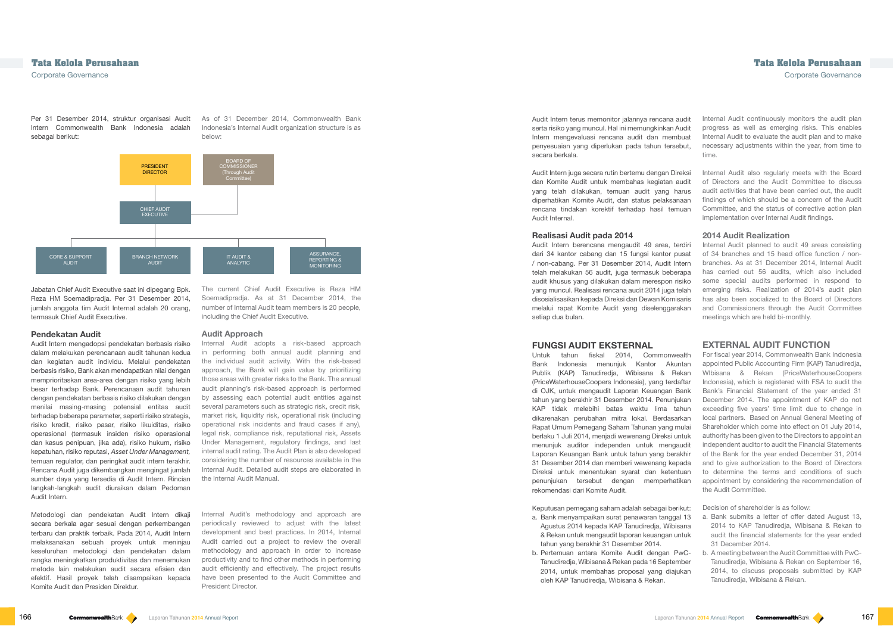Per 31 Desember 2014, struktur organisasi Audit Intern Commonwealth Bank Indonesia adalah sebagai berikut:

As of 31 December 2014, Commonwealth Bank Indonesia's Internal Audit organization structure is as below:

PRESIDENT DIRECTOR

BOARD OF COMMISSIONER (Through Audit Committee)

CHIEF AUDIT EXECUTIVE

CORE & SUPPORT AUDIT

BRANCH NETWORK AUDIT

IT AUDIT & ANALYTIC

ASSURANCE, REPORTING & MONITORING

Jabatan Chief Audit Executive saat ini dipegang Bpk. Reza HM Soemadipradja. Per 31 Desember 2014, jumlah anggota tim Audit Internal adalah 20 orang, termasuk Chief Audit Executive.

The current Chief Audit Executive is Reza HM Soemadipradja. As at 31 December 2014, the number of Internal Audit team members is 20 people, including the Chief Audit Executive.

### Pendekatan Audit

Audit Intern mengadopsi pendekatan berbasis risiko dalam melakukan perencanaan audit tahunan kedua dan kegiatan audit individu. Melalui pendekatan berbasis risiko, Bank akan mendapatkan nilai dengan memprioritaskan area-area dengan risiko yang lebih besar terhadap Bank. Perencanaan audit tahunan dengan pendekatan berbasis risiko dilakukan dengan menilai masing-masing potensial entitas audit terhadap beberapa parameter, seperti risiko strategis, risiko kredit, risiko pasar, risiko likuiditas, risiko operasional (termasuk insiden risiko operasional dan kasus penipuan, jika ada), risiko hukum, risiko kepatuhan, risiko reputasi, *Asset Under Management,* temuan regulator, dan peringkat audit intern terakhir. Rencana Audit juga dikembangkan mengingat jumlah sumber daya yang tersedia di Audit Intern. Rincian langkah-langkah audit diuraikan dalam Pedoman Audit Intern.

### Audit Approach

Internal Audit adopts a risk-based approach in performing both annual audit planning and the individual audit activity. With the risk-based approach, the Bank will gain value by prioritizing those areas with greater risks to the Bank. The annual audit planning's risk-based approach is performed by assessing each potential audit entities against several parameters such as strategic risk, credit risk, market risk, liquidity risk, operational risk (including operational risk incidents and fraud cases if any), legal risk, compliance risk, reputational risk, Assets Under Management, regulatory findings, and last internal audit rating. The Audit Plan is also developed considering the number of resources available in the Internal Audit. Detailed audit steps are elaborated in the Internal Audit Manual.

Metodologi dan pendekatan Audit Intern dikaji secara berkala agar sesuai dengan perkembangan terbaru dan praktik terbaik. Pada 2014, Audit Intern melaksanakan sebuah proyek untuk meninjau keseluruhan metodologi dan pendekatan dalam rangka meningkatkan produktivitas dan menemukan metode lain melakukan audit secara efisien dan efektif. Hasil proyek telah disampaikan kepada Komite Audit dan Presiden Direktur.

Internal Audit's methodology and approach are periodically reviewed to adjust with the latest development and best practices. In 2014, Internal Audit carried out a project to review the overall methodology and approach in order to increase productivity and to find other methods in performing audit efficiently and effectively. The project results have been presented to the Audit Committee and President Director.

Audit Intern terus memonitor jalannya rencana audit serta risiko yang muncul. Hal ini memungkinkan Audit Intern mengevaluasi rencana audit dan membuat penyesuaian yang diperlukan pada tahun tersebut, secara berkala.

Internal Audit continuously monitors the audit plan progress as well as emerging risks. This enables Internal Audit to evaluate the audit plan and to make necessary adjustments within the year, from time to time.

Audit Intern juga secara rutin bertemu dengan Direksi dan Komite Audit untuk membahas kegiatan audit yang telah dilakukan, temuan audit yang harus diperhatikan Komite Audit, dan status pelaksanaan rencana tindakan korektif terhadap hasil temuan Audit Internal.

Internal Audit also regularly meets with the Board of Directors and the Audit Committee to discuss audit activities that have been carried out, the audit findings of which should be a concern of the Audit Committee, and the status of corrective action plan implementation over Internal Audit findings.

### Realisasi Audit pada 2014

Audit Intern berencana mengaudit 49 area, terdiri dari 34 kantor cabang dan 15 fungsi kantor pusat / non-cabang. Per 31 Desember 2014, Audit Intern telah melakukan 56 audit, juga termasuk beberapa audit khusus yang dilakukan dalam merespon risiko yang muncul. Realisasi rencana audit 2014 juga telah disosialisasikan kepada Direksi dan Dewan Komisaris melalui rapat Komite Audit yang diselenggarakan setiap dua bulan.

### 2014 Audit Realization

Internal Audit planned to audit 49 areas consisting of 34 branches and 15 head office function / non-branches. As at 31 December 2014, Internal Audit has carried out 56 audits, which also included some special audits performed in respond to emerging risks. Realization of 2014's audit plan has also been socialized to the Board of Directors and Commissioners through the Audit Committee meetings which are held bi-monthly.

## FUNGSI AUDIT EKSTERNAL

Untuk tahun fiskal 2014, Commonwealth Bank Indonesia menunjuk Kantor Akuntan Publik (KAP) Tanudiredja, Wibisana & Rekan (PriceWaterhouseCoopers Indonesia), yang terdaftar di OJK, untuk mengaudit Laporan Keuangan Bank tahun yang berakhir 31 Desember 2014. Penunjukan KAP tidak melebihi batas waktu lima tahun dikarenakan perubahan mitra lokal. Berdasarkan Rapat Umum Pemegang Saham Tahunan yang mulai berlaku 1 Juli 2014, menjadi wewenang Direksi untuk menunjuk auditor independen untuk mengaudit Laporan Keuangan Bank untuk tahun yang berakhir 31 Desember 2014 dan memberi wewenang kepada Direksi untuk menentukan syarat dan ketentuan penunjukan tersebut dengan memperhatikan rekomendasi dari Komite Audit.

Keputusan pemegang saham adalah sebagai berikut:

a. Bank menyampaikan surat penawaran tanggal 13 Agustus 2014 kepada KAP Tanudiredja, Wibisana & Rekan untuk mengaudit laporan keuangan untuk tahun yang berakhir 31 Desember 2014.
b. Pertemuan antara Komite Audit dengan PwC-Tanudiredja, Wibisana & Rekan pada 16 September 2014, untuk membahas proposal yang diajukan oleh KAP Tanudiredja, Wibisana & Rekan.

## EXTERNAL AUDIT FUNCTION

For fiscal year 2014, Commonwealth Bank Indonesia appointed Public Accounting Firm (KAP) Tanudiredja, WIbisana & Rekan (PriceWaterhouseCoopers Indonesia), which is registered with FSA to audit the Bank's Financial Statement of the year ended 31 December 2014. The appointment of KAP do not exceeding five years' time limit due to change in local partners. Based on Annual General Meeting of Shareholder which come into effect on 01 July 2014, authority has been given to the Directors to appoint an independent auditor to audit the Financial Statements of the Bank for the year ended December 31, 2014 and to give authorization to the Board of Directors to determine the terms and conditions of such appointment by considering the recommendation of the Audit Committee.

Decision of shareholder is as follow:

a. Bank submits a letter of offer dated August 13, 2014 to KAP Tanudiredja, Wibisana & Rekan to audit the financial statements for the year ended 31 December 2014.
b. A meeting between the Audit Committee with PwC-Tanudiredja, Wibisana & Rekan on September 16, 2014, to discuss proposals submitted by KAP Tanudiredja, Wibisana & Rekan.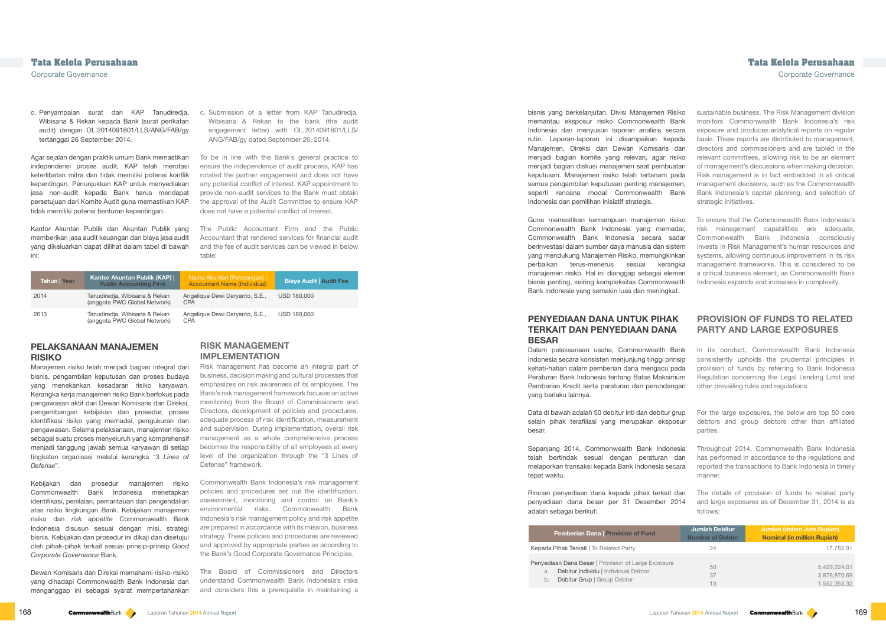c. Penyampaian surat dari KAP Tanudiredja, Wibisana & Rekan kepada Bank (surat perikatan audit) dengan OL.2014091801/LLS/ANG/FAB/gy tertanggal 26 September 2014.

c. Submission of a letter from KAP Tanudiredja, Wibisana & Rekan to the bank (the audit engagement letter) with OL.2014091801/LLS/ANG/FAB/gy dated September 26, 2014.

Agar sejalan dengan praktik umum Bank memastikan independensi proses audit, KAP telah merotasi keterlibatan mitra dan tidak memiliki potensi konflik kepentingan. Penunjukkan KAP untuk menyediakan jasa non-audit kepada Bank harus mendapat persetujuan dari Komite Audit guna memastikan KAP tidak memiliki potensi benturan kepentingan.

To be in line with the Bank's general practice to ensure the independence of audit process, KAP has rotated the partner engagement and does not have any potential conflict of interest. KAP appointment to provide non-audit services to the Bank must obtain the approval of the Audit Committee to ensure KAP does not have a potential conflict of interest.

Kantor Akuntan Publik dan Akuntan Publik yang memberikan jasa audit keuangan dan biaya jasa audit yang dikeluarkan dapat dilihat dalam tabel di bawah ini:

The Public Accountant Firm and the Public Accountant that rendered services for financial audit and the fee of audit services can be viewed in below table:

| Tahun \| Year | Kantor Akuntan Publik (KAP) \| Public Accounting Firm | Nama Akuntan (Perorangan) \| Accountant Name (Individual) | Biaya Audit \| Audit Fee |
|---|---|---|---|
| 2014 | Tanudiredja, Wibisana & Rekan (anggota PWC Global Network) | Angelique Dewi Daryanto, S.E., CPA | USD 180,000 |
| 2013 | Tanudiredja, Wibisana & Rekan (anggota PWC Global Network) | Angelique Dewi Daryanto, S.E., CPA | USD 180,000 |

## PELAKSANAAN MANAJEMEN RISIKO

## RISK MANAGEMENT IMPLEMENTATION

Manajemen risiko telah menjadi bagian integral dari bisnis, pengambilan keputusan dan proses budaya yang menekankan kesadaran risiko karyawan. Kerangka kerja manajemen risiko Bank berfokus pada pengawasan aktif dari Dewan Komisaris dan Direksi, pengembangan kebijakan dan prosedur, proses identifikasi risiko yang memadai, pengukuran dan pengawasan. Selama pelaksanaan, manajemen risiko sebagai suatu proses menyeluruh yang komprehensif menjadi tanggung jawab semua karyawan di setiap tingkatan organisasi melalui kerangka "3 *Lines of Defense*".

Risk management has become an integral part of business, decision making and cultural processes that emphasizes on risk awareness of its employees. The Bank's risk management framework focuses on active monitoring from the Board of Commissioners and Directors, development of policies and procedures, adequate process of risk identification, measurement and supervision. During implementation, overall risk management as a whole comprehensive process becomes the responsibility of all employees at every level of the organization through the "3 Lines of Defense" framework.

Kebijakan dan prosedur manajemen risiko Commonwealth Bank Indonesia menetapkan identifikasi, penilaian, pemantauan dan pengendalian atas risiko lingkungan Bank. Kebijakan manajemen risiko dan *risk appetite* Commonwealth Bank Indonesia disusun sesuai dengan misi, strategi bisnis. Kebijakan dan prosedur ini dikaji dan disetujui oleh pihak-pihak terkait sesuai prinsip-prinsip *Good Corporate Governance* Bank.

Commonwealth Bank Indonesia's risk management policies and procedures set out the identification, assessment, monitoring and control on Bank's environmental risks. Commonwealth Bank Indonesia's risk management policy and risk appetite are prepared in accordance with its mission, business strategy. These policies and procedures are reviewed and approved by appropriate parties as according to the Bank's Good Corporate Governance Principles.

Dewan Komisaris dan Direksi memahami risiko-risiko yang dihadapi Commonwealth Bank Indonesia dan menganggap ini sebagai syarat mempertahankan bisnis yang berkelanjutan. Divisi Manajemen Risiko memantau eksposur risiko Commonwealth Bank Indonesia dan menyusun laporan analisis secara rutin. Laporan-laporan ini disampaikan kepada Manajemen, Direksi dan Dewan Komisaris dan menjadi bagian komite yang relevan, agar risiko menjadi bagian diskusi manajemen saat pembuatan keputusan. Manajemen risiko telah tertanam pada semua pengambilan keputusan penting manajemen, seperti rencana modal Commonwealth Bank Indonesia dan pemilihan inisiatif strategis.

The Board of Commissioners and Directors understand Commonwealth Bank Indonesia's risks and considers this a prerequisite in maintaining a sustainable business. The Risk Management division monitors Commonwealth Bank Indonesia's risk exposure and produces analytical reports on regular basis. These reports are distributed to management, directors and commissioners and are tabled in the relevant committees, allowing risk to be an element of management's discussions when making decision. Risk management is in fact embedded in all critical management decisions, such as the Commonwealth Bank Indonesia's capital planning, and selection of strategic initiatives.

Guna memastikan kemampuan manajemen risiko Commonwealth Bank Indonesia yang memadai, Commonwealth Bank Indonesia secara sadar berinvestasi dalam sumber daya manusia dan sistem yang mendukung Manajemen Risiko, memungkinkan perbaikan terus-menerus sesuai kerangka manajemen risiko. Hal ini dianggap sebagai elemen bisnis penting, seiring kompleksitas Commonwealth Bank Indonesia yang semakin luas dan meningkat.

To ensure that the Commonwealth Bank Indonesia's risk management capabilities are adequate, Commonwealth Bank Indonesia consciously invests in Risk Management's human resources and systems, allowing continuous improvement in its risk management frameworks. This is considered to be a critical business element, as Commonwealth Bank Indonesia expands and increases in complexity.

## PENYEDIAAN DANA UNTUK PIHAK TERKAIT DAN PENYEDIAAN DANA BESAR

## PROVISION OF FUNDS TO RELATED PARTY AND LARGE EXPOSURES

Dalam pelaksanaan usaha, Commonwealth Bank Indonesia secara konsisten menjunjung tinggi prinsip kehati-hatian dalam pemberian dana mengacu pada Peraturan Bank Indonesia tentang Batas Maksimum Pemberian Kredit serta peraturan dan perundangan yang berlaku lainnya.

In its conduct, Commonwealth Bank Indonesia consistently upholds the prudential principles in provision of funds by referring to Bank Indonesia Regulation concerning the Legal Lending Limit and other prevailing rules and regulations.

Data di bawah adalah 50 debitur inti dan debitur grup selain pihak terafiliasi yang merupakan eksposur besar.

For the large exposures, the below are top 50 core debtors and group debtors other than affiliated parties.

Sepanjang 2014, Commonwealth Bank Indonesia telah bertindak sesuai dengan peraturan dan melaporkan transaksi kepada Bank Indonesia secara tepat waktu.

Throughout 2014, Commonwealth Bank Indonesia has performed in accordance to the regulations and reported the transactions to Bank Indonesia in timely manner.

Rincian penyediaan dana kepada pihak terkait dan penyediaan dana besar per 31 Desember 2014 adalah sebagai berikut:

The details of provision of funds to related party and large exposures as of December 31, 2014 is as follows:

| Pemberian Dana \| Provision of Fund | Jumlah Debitur \| Number of Debtor | Jumlah (dalam Juta Rupiah) \| Nominal (in million Rupiah) |
|---|---|---|
| Kepada Pihak Terkait \| To Related Party | 24 | 17,783.91 |
| Penyediaan Dana Besar \| Provision of Large Exposure | 50 | 5,429,224.01 |
| a. Debitur Individu \| Individual Debtor | 37 | 3,876,870.69 |
| b. Debitur Grup \| Group Debtor | 13 | 1,552,353.32 |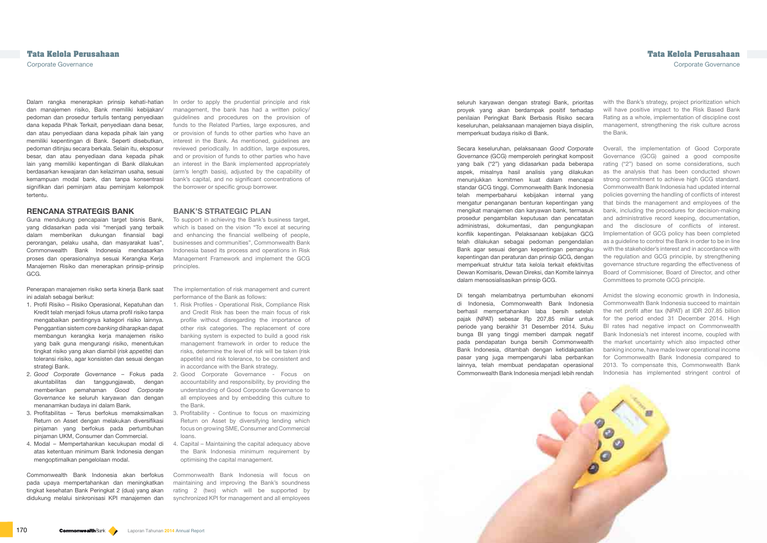Dalam rangka menerapkan prinsip kehati-hatian dan manajemen risiko, Bank memiliki kebijakan/ pedoman dan prosedur tertulis tentang penyediaan dana kepada Pihak Terkait, penyediaan dana besar, dan atau penyediaan dana kepada pihak lain yang memiliki kepentingan di Bank. Seperti disebutkan, pedoman ditinjau secara berkala. Selain itu, eksposur besar, dan atau penyediaan dana kepada pihak lain yang memiliki kepentingan di Bank dilakukan berdasarkan kewajaran dan kelaziman usaha, sesuai kemampuan modal bank, dan tanpa konsentrasi signifikan dari peminjam atau peminjam kelompok tertentu.

In order to apply the prudential principle and risk management, the bank has had a written policy/ guidelines and procedures on the provision of funds to the Related Parties, large exposures, and or provision of funds to other parties who have an interest in the Bank. As mentioned, guidelines are reviewed periodically. In addition, large exposures, and or provision of funds to other parties who have an interest in the Bank implemented appropriately (arm's length basis), adjusted by the capability of bank's capital, and no significant concentrations of the borrower or specific group borrower.

## RENCANA STRATEGIS BANK

Guna mendukung pencapaian target bisnis Bank, yang didasarkan pada visi "menjadi yang terbaik dalam memberikan dukungan finansial bagi perorangan, pelaku usaha, dan masyarakat luas", Commonwealth Bank Indonesia mendasarkan proses dan operasionalnya sesuai Kerangka Kerja Manajemen Risiko dan menerapkan prinsip-prinsip GCG.

Penerapan manajemen risiko serta kinerja Bank saat ini adalah sebagai berikut:

1. Profil Risiko – Risiko Operasional, Kepatuhan dan Kredit telah menjadi fokus utama profil risiko tanpa mengabaikan pentingnya kategori risiko lainnya. Penggantian sistem *core banking* diharapkan dapat membangun kerangka kerja manajemen risiko yang baik guna mengurangi risiko, menentukan tingkat risiko yang akan diambil (*risk appetite*) dan toleransi risiko, agar konsisten dan sesuai dengan strategi Bank.
2. *Good Corporate Governance* – Fokus pada akuntabilitas dan tanggungjawab, dengan memberikan pemahaman *Good Corporate Governance* ke seluruh karyawan dan dengan menanamkan budaya ini dalam Bank.
3. Profitabilitas – Terus berfokus memaksimalkan Return on Asset dengan melakukan diversifikasi pinjaman yang berfokus pada pertumbuhan pinjaman UKM, Consumer dan Commercial.
4. Modal – Mempertahankan kecukupan modal di atas ketentuan minimum Bank Indonesia dengan mengoptimalkan pengelolaan modal.

Commonwealth Bank Indonesia akan berfokus pada upaya mempertahankan dan meningkatkan tingkat kesehatan Bank Peringkat 2 (dua) yang akan didukung melalui sinkronisasi KPI manajemen dan seluruh karyawan dengan strategi Bank, prioritas proyek yang akan berdampak positif terhadap penilaian Peringkat Bank Berbasis Risiko secara keseluruhan, pelaksanaan manajemen biaya disiplin, memperkuat budaya risiko di Bank.

Secara keseluruhan, pelaksanaan *Good Corporate Governance* (GCG) memperoleh peringkat komposit yang baik ("2") yang didasarkan pada beberapa aspek, misalnya hasil analisis yang dilakukan menunjukkan komitmen kuat dalam mencapai standar GCG tinggi. Commonwealth Bank Indonesia telah memperbaharui kebijakan internal yang mengatur penanganan benturan kepentingan yang mengikat manajemen dan karyawan bank, termasuk prosedur pengambilan keputusan dan pencatatan administrasi, dokumentasi, dan pengungkapan konflik kepentingan. Pelaksanaan kebijakan GCG telah dilakukan sebagai pedoman pengendalian Bank agar sesuai dengan kepentingan pemangku kepentingan dan peraturan dan prinsip GCG, dengan memperkuat struktur tata kelola terkait efektivitas Dewan Komisaris, Dewan Direksi, dan Komite lainnya dalam mensosialisasikan prinsip GCG.

Di tengah melambatnya pertumbuhan ekonomi di Indonesia, Commonwealth Bank Indonesia berhasil mempertahankan laba bersih setelah pajak (NPAT) sebesar Rp 207,85 miliar untuk periode yang berakhir 31 Desember 2014. Suku bunga BI yang tinggi memberi dampak negatif pada pendapatan bunga bersih Commonwealth Bank Indonesia, ditambah dengan ketidakpastian pasar yang juga mempengaruhi laba perbankan lainnya, telah membuat pendapatan operasional Commonwealth Bank Indonesia menjadi lebih rendah

## BANK'S STRATEGIC PLAN

To support in achieving the Bank's business target, which is based on the vision "To excel at securing and enhancing the financial wellbeing of people, businesses and communities", Commonwealth Bank Indonesia based its process and operations in Risk Management Framework and implement the GCG principles.

The implementation of risk management and current performance of the Bank as follows:

1. Risk Profiles - Operational Risk, Compliance Risk and Credit Risk has been the main focus of risk profile without disregarding the importance of other risk categories. The replacement of core banking system is expected to build a good risk management framework in order to reduce the risks, determine the level of risk will be taken (risk appetite) and risk tolerance, to be consistent and in accordance with the Bank strategy.
2. Good Corporate Governance - Focus on accountability and responsibility, by providing the understanding of Good Corporate Governance to all employees and by embedding this culture to the Bank.
3. Profitability - Continue to focus on maximizing Return on Asset by diversifying lending which focus on growing SME, Consumer and Commercial loans.
4. Capital – Maintaining the capital adequacy above the Bank Indonesia minimum requirement by optimising the capital management.

Commonwealth Bank Indonesia will focus on maintaining and improving the Bank's soundness rating 2 (two) which will be supported by synchronized KPI for management and all employees with the Bank's strategy, project prioritization which will have positive impact to the Risk Based Bank Rating as a whole, implementation of discipline cost management, strengthening the risk culture across the Bank.

Overall, the implementation of Good Corporate Governance (GCG) gained a good composite rating ("2") based on some considerations, such as the analysis that has been conducted shown strong commitment to achieve high GCG standard. Commonwealth Bank Indonesia had updated internal policies governing the handling of conflicts of interest that binds the management and employees of the bank, including the procedures for decision-making and administrative record keeping, documentation, and the disclosure of conflicts of interest. Implementation of GCG policy has been completed as a guideline to control the Bank in order to be in line with the stakeholder's interest and in accordance with the regulation and GCG principle, by strengthening governance structure regarding the effectiveness of Board of Commisioner, Board of Director, and other Committees to promote GCG principle.

Amidst the slowing economic growth in Indonesia, Commonwealth Bank Indonesia succeed to maintain the net profit after tax (NPAT) at IDR 207.85 billion for the period ended 31 December 2014. High BI rates had negative impact on Commonwealth Bank Indonesia's net interest income, coupled with the market uncertainty which also impacted other banking income, have made lower operational income for Commonwealth Bank Indonesia compared to 2013. To compensate this, Commonwealth Bank Indonesia has implemented stringent control of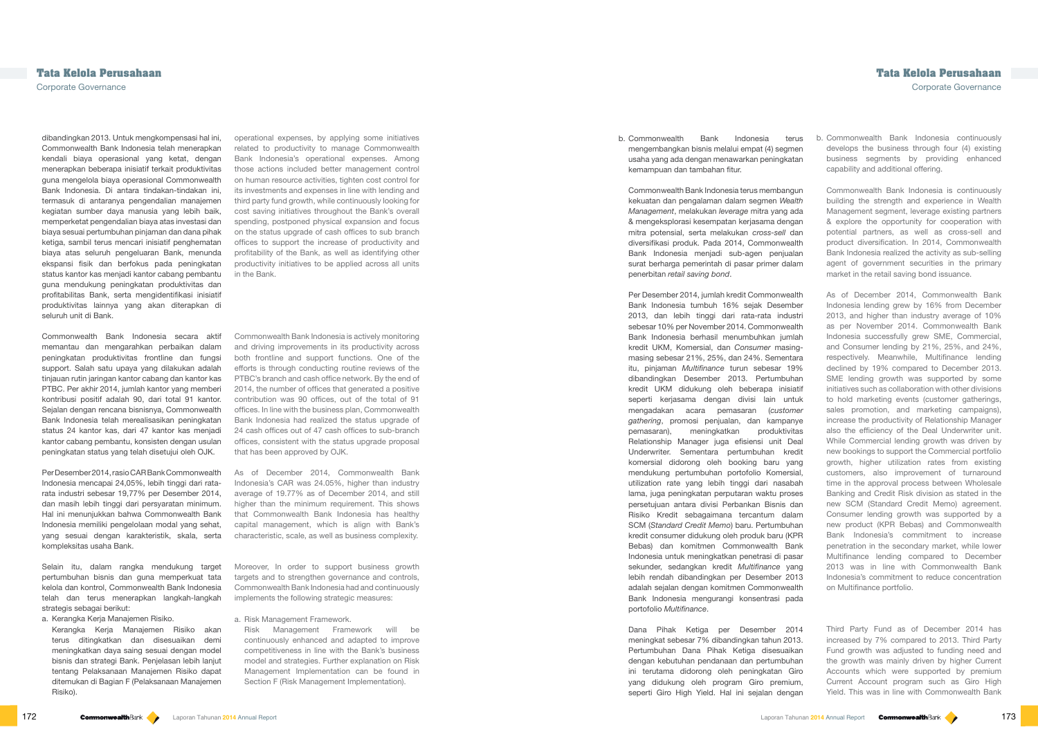dibandingkan 2013. Untuk mengkompensasi hal ini, Commonwealth Bank Indonesia telah menerapkan kendali biaya operasional yang ketat, dengan menerapkan beberapa inisiatif terkait produktivitas guna mengelola biaya operasional Commonwealth Bank Indonesia. Di antara tindakan-tindakan ini, termasuk di antaranya pengendalian manajemen kegiatan sumber daya manusia yang lebih baik, memperketat pengendalian biaya atas investasi dan biaya sesuai pertumbuhan pinjaman dan dana pihak ketiga, sambil terus mencari inisiatif penghematan biaya atas seluruh pengeluaran Bank, menunda ekspansi fisik dan berfokus pada peningkatan status kantor kas menjadi kantor cabang pembantu guna mendukung peningkatan produktivitas dan profitabilitas Bank, serta mengidentifikasi inisiatif produktivitas lainnya yang akan diterapkan di seluruh unit di Bank.

operational expenses, by applying some initiatives related to productivity to manage Commonwealth Bank Indonesia's operational expenses. Among those actions included better management control on human resource activities, tighten cost control for its investments and expenses in line with lending and third party fund growth, while continuously looking for cost saving initiatives throughout the Bank's overall spending, postponed physical expansion and focus on the status upgrade of cash offices to sub branch offices to support the increase of productivity and profitability of the Bank, as well as identifying other productivity initiatives to be applied across all units in the Bank.

Commonwealth Bank Indonesia secara aktif memantau dan mengarahkan perbaikan dalam peningkatan produktivitas frontline dan fungsi support. Salah satu upaya yang dilakukan adalah tinjauan rutin jaringan kantor cabang dan kantor kas PTBC. Per akhir 2014, jumlah kantor yang memberi kontribusi positif adalah 90, dari total 91 kantor. Sejalan dengan rencana bisnisnya, Commonwealth Bank Indonesia telah merealisasikan peningkatan status 24 kantor kas, dari 47 kantor kas menjadi kantor cabang pembantu, konsisten dengan usulan peningkatan status yang telah disetujui oleh OJK.

Commonwealth Bank Indonesia is actively monitoring and driving improvements in its productivity across both frontline and support functions. One of the efforts is through conducting routine reviews of the PTBC's branch and cash office network. By the end of 2014, the number of offices that generated a positive contribution was 90 offices, out of the total of 91 offices. In line with the business plan, Commonwealth Bank Indonesia had realized the status upgrade of 24 cash offices out of 47 cash offices to sub-branch offices, consistent with the status upgrade proposal that has been approved by OJK.

Per Desember 2014, rasio CAR Bank Commonwealth Indonesia mencapai 24,05%, lebih tinggi dari rata-rata industri sebesar 19,77% per Desember 2014, dan masih lebih tinggi dari persyaratan minimum. Hal ini menunjukkan bahwa Commonwealth Bank Indonesia memiliki pengelolaan modal yang sehat, yang sesuai dengan karakteristik, skala, serta kompleksitas usaha Bank.

As of December 2014, Commonwealth Bank Indonesia's CAR was 24.05%, higher than industry average of 19.77% as of December 2014, and still higher than the minimum requirement. This shows that Commonwealth Bank Indonesia has healthy capital management, which is align with Bank's characteristic, scale, as well as business complexity.

Selain itu, dalam rangka mendukung target pertumbuhan bisnis dan guna memperkuat tata kelola dan kontrol, Commonwealth Bank Indonesia telah dan terus menerapkan langkah-langkah strategis sebagai berikut:

a. Kerangka Kerja Manajemen Risiko.
   Kerangka Kerja Manajemen Risiko akan terus ditingkatkan dan disesuaikan demi meningkatkan daya saing sesuai dengan model bisnis dan strategi Bank. Penjelasan lebih lanjut tentang Pelaksanaan Manajemen Risiko dapat ditemukan di Bagian F (Pelaksanaan Manajemen Risiko).

Moreover, In order to support business growth targets and to strengthen governance and controls, Commonwealth Bank Indonesia had and continuously implements the following strategic measures:

a. Risk Management Framework.
   Risk Management Framework will be continuously enhanced and adapted to improve competitiveness in line with the Bank's business model and strategies. Further explanation on Risk Management Implementation can be found in Section F (Risk Management Implementation).

b. Commonwealth Bank Indonesia terus mengembangkan bisnis melalui empat (4) segmen usaha yang ada dengan menawarkan peningkatan kemampuan dan tambahan fitur.

   Commonwealth Bank Indonesia terus membangun kekuatan dan pengalaman dalam segmen *Wealth Management*, melakukan *leverage* mitra yang ada & mengeksplorasi kesempatan kerjasama dengan mitra potensial, serta melakukan *cross-sell* dan diversifikasi produk. Pada 2014, Commonwealth Bank Indonesia menjadi sub-agen penjualan surat berharga pemerintah di pasar primer dalam penerbitan *retail saving bond*.

   Per Desember 2014, jumlah kredit Commonwealth Bank Indonesia tumbuh 16% sejak Desember 2013, dan lebih tinggi dari rata-rata industri sebesar 10% per November 2014. Commonwealth Bank Indonesia berhasil menumbuhkan jumlah kredit UKM, Komersial, dan *Consumer* masing-masing sebesar 21%, 25%, dan 24%. Sementara itu, pinjaman *Multifinance* turun sebesar 19% dibandingkan Desember 2013. Pertumbuhan kredit UKM didukung oleh beberapa inisiatif seperti kerjasama dengan divisi lain untuk mengadakan acara pemasaran (*customer gathering*, promosi penjualan, dan kampanye pemasaran), meningkatkan produktivitas Relationship Manager juga efisiensi unit Deal Underwriter. Sementara pertumbuhan kredit komersial didorong oleh booking baru yang mendukung pertumbuhan portofolio Komersial, utilization rate yang lebih tinggi dari nasabah lama, juga peningkatan perputaran waktu proses persetujuan antara divisi Perbankan Bisnis dan Risiko Kredit sebagaimana tercantum dalam SCM (*Standard Credit Memo*) baru. Pertumbuhan kredit consumer didukung oleh produk baru (KPR Bebas) dan komitmen Commonwealth Bank Indonesia untuk meningkatkan penetrasi di pasar sekunder, sedangkan kredit *Multifinance* yang lebih rendah dibandingkan per Desember 2013 adalah sejalan dengan komitmen Commonwealth Bank Indonesia mengurangi konsentrasi pada portofolio *Multifinance*.

   Dana Pihak Ketiga per Desember 2014 meningkat sebesar 7% dibandingkan tahun 2013. Pertumbuhan Dana Pihak Ketiga disesuaikan dengan kebutuhan pendanaan dan pertumbuhan ini terutama didorong oleh peningkatan Giro yang didukung oleh program Giro premium, seperti Giro High Yield. Hal ini sejalan dengan

b. Commonwealth Bank Indonesia continuously develops the business through four (4) existing business segments by providing enhanced capability and additional offering.

   Commonwealth Bank Indonesia is continuously building the strength and experience in Wealth Management segment, leverage existing partners & explore the opportunity for cooperation with potential partners, as well as cross-sell and product diversification. In 2014, Commonwealth Bank Indonesia realized the activity as sub-selling agent of government securities in the primary market in the retail saving bond issuance.

   As of December 2014, Commonwealth Bank Indonesia lending grew by 16% from December 2013, and higher than industry average of 10% as per November 2014. Commonwealth Bank Indonesia successfully grew SME, Commercial, and Consumer lending by 21%, 25%, and 24%, respectively. Meanwhile, Multifinance lending declined by 19% compared to December 2013. SME lending growth was supported by some initiatives such as collaboration with other divisions to hold marketing events (customer gatherings, sales promotion, and marketing campaigns), increase the productivity of Relationship Manager also the efficiency of the Deal Underwriter unit. While Commercial lending growth was driven by new bookings to support the Commercial portfolio growth, higher utilization rates from existing customers, also improvement of turnaround time in the approval process between Wholesale Banking and Credit Risk division as stated in the new SCM (Standard Credit Memo) agreement. Consumer lending growth was supported by a new product (KPR Bebas) and Commonwealth Bank Indonesia's commitment to increase penetration in the secondary market, while lower Multifinance lending compared to December 2013 was in line with Commonwealth Bank Indonesia's commitment to reduce concentration on Multifinance portfolio.

   Third Party Fund as of December 2014 has increased by 7% compared to 2013. Third Party Fund growth was adjusted to funding need and the growth was mainly driven by higher Current Accounts which were supported by premium Current Account program such as Giro High Yield. This was in line with Commonwealth Bank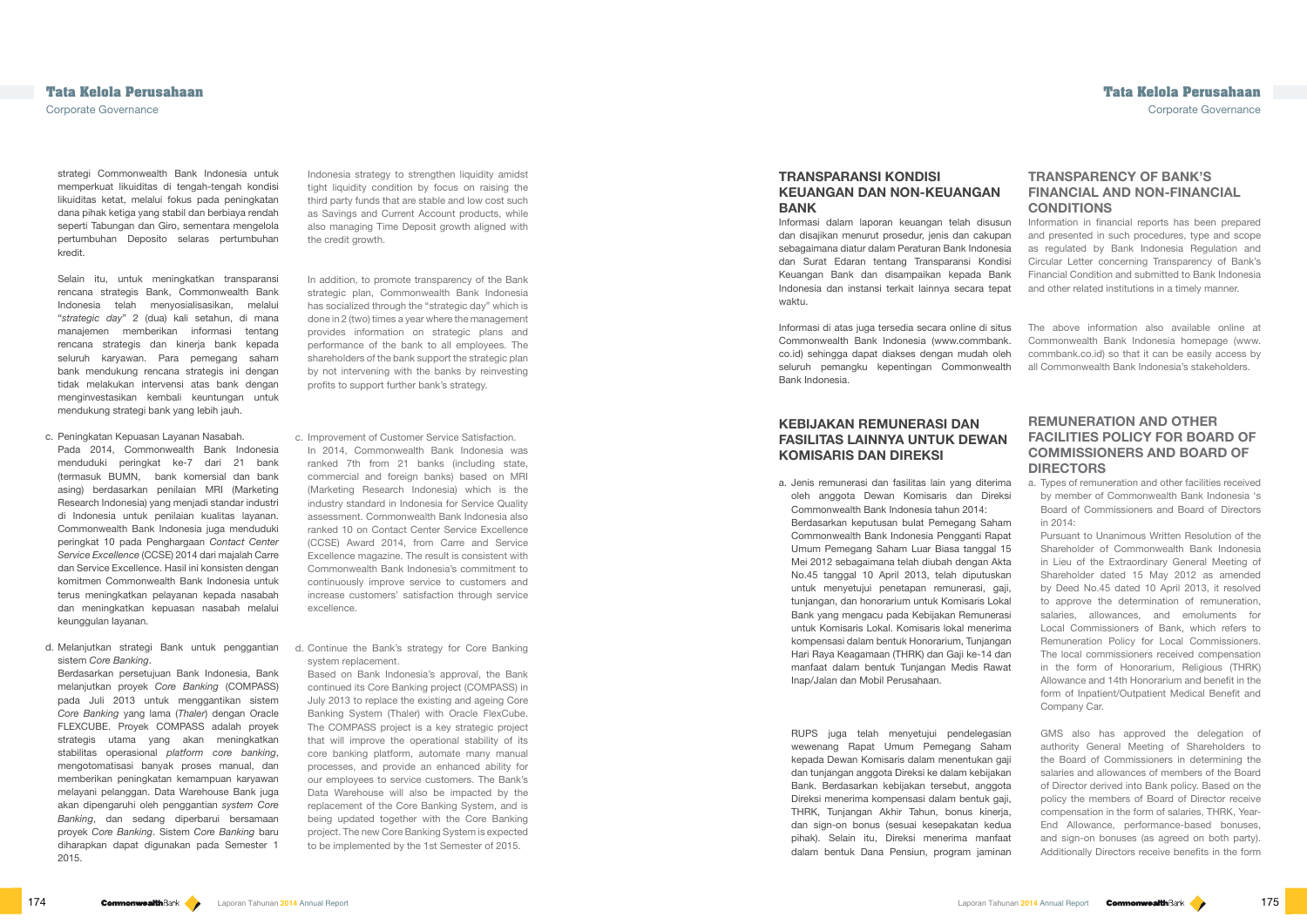strategi Commonwealth Bank Indonesia untuk memperkuat likuiditas di tengah-tengah kondisi likuiditas ketat, melalui fokus pada peningkatan dana pihak ketiga yang stabil dan berbiaya rendah seperti Tabungan dan Giro, sementara mengelola pertumbuhan Deposito selaras pertumbuhan kredit.

Indonesia strategy to strengthen liquidity amidst tight liquidity condition by focus on raising the third party funds that are stable and low cost such as Savings and Current Account products, while also managing Time Deposit growth aligned with the credit growth.

Selain itu, untuk meningkatkan transparansi rencana strategis Bank, Commonwealth Bank Indonesia telah menyosialisasikan, melalui "*strategic day*" 2 (dua) kali setahun, di mana manajemen memberikan informasi tentang rencana strategis dan kinerja bank kepada seluruh karyawan. Para pemegang saham bank mendukung rencana strategis ini dengan tidak melakukan intervensi atas bank dengan menginvestasikan kembali keuntungan untuk mendukung strategi bank yang lebih jauh.

In addition, to promote transparency of the Bank strategic plan, Commonwealth Bank Indonesia has socialized through the "strategic day" which is done in 2 (two) times a year where the management provides information on strategic plans and performance of the bank to all employees. The shareholders of the bank support the strategic plan by not intervening with the banks by reinvesting profits to support further bank's strategy.

c. Peningkatan Kepuasan Layanan Nasabah.
   Pada 2014, Commonwealth Bank Indonesia menduduki peringkat ke-7 dari 21 bank (termasuk BUMN, bank komersial dan bank asing) berdasarkan penilaian MRI (Marketing Research Indonesia) yang menjadi standar industri di Indonesia untuk penilaian kualitas layanan. Commonwealth Bank Indonesia juga menduduki peringkat 10 pada Penghargaan *Contact Center Service Excellence* (CCSE) 2014 dari majalah Carre dan Service Excellence. Hasil ini konsisten dengan komitmen Commonwealth Bank Indonesia untuk terus meningkatkan pelayanan kepada nasabah dan meningkatkan kepuasan nasabah melalui keunggulan layanan.

c. Improvement of Customer Service Satisfaction.
   In 2014, Commonwealth Bank Indonesia was ranked 7th from 21 banks (including state, commercial and foreign banks) based on MRI (Marketing Research Indonesia) which is the industry standard in Indonesia for Service Quality assessment. Commonwealth Bank Indonesia also ranked 10 on Contact Center Service Excellence (CCSE) Award 2014, from Carre and Service Excellence magazine. The result is consistent with Commonwealth Bank Indonesia's commitment to continuously improve service to customers and increase customers' satisfaction through service excellence.

d. Melanjutkan strategi Bank untuk penggantian sistem *Core Banking*.
   Berdasarkan persetujuan Bank Indonesia, Bank melanjutkan proyek *Core Banking* (COMPASS) pada Juli 2013 untuk menggantikan sistem *Core Banking* yang lama (*Thaler*) dengan Oracle FLEXCUBE. Proyek COMPASS adalah proyek strategis utama yang akan meningkatkan stabilitas operasional *platform core banking*, mengotomatisasi banyak proses manual, dan memberikan peningkatan kemampuan karyawan melayani pelanggan. Data Warehouse Bank juga akan dipengaruhi oleh penggantian *system Core Banking*, dan sedang diperbarui bersamaan proyek *Core Banking*. Sistem *Core Banking* baru diharapkan dapat digunakan pada Semester 1 2015.

d. Continue the Bank's strategy for Core Banking system replacement.
   Based on Bank Indonesia's approval, the Bank continued its Core Banking project (COMPASS) in July 2013 to replace the existing and ageing Core Banking System (Thaler) with Oracle FlexCube. The COMPASS project is a key strategic project that will improve the operational stability of its core banking platform, automate many manual processes, and provide an enhanced ability for our employees to service customers. The Bank's Data Warehouse will also be impacted by the replacement of the Core Banking System, and is being updated together with the Core Banking project. The new Core Banking System is expected to be implemented by the 1st Semester of 2015.

## TRANSPARANSI KONDISI KEUANGAN DAN NON-KEUANGAN BANK

Informasi dalam laporan keuangan telah disusun dan disajikan menurut prosedur, jenis dan cakupan sebagaimana diatur dalam Peraturan Bank Indonesia dan Surat Edaran tentang Transparansi Kondisi Keuangan Bank dan disampaikan kepada Bank Indonesia dan instansi terkait lainnya secara tepat waktu.

Informasi di atas juga tersedia secara online di situs Commonwealth Bank Indonesia (www.commbank.co.id) sehingga dapat diakses dengan mudah oleh seluruh pemangku kepentingan Commonwealth Bank Indonesia.

## TRANSPARENCY OF BANK'S FINANCIAL AND NON-FINANCIAL CONDITIONS

Information in financial reports has been prepared and presented in such procedures, type and scope as regulated by Bank Indonesia Regulation and Circular Letter concerning Transparency of Bank's Financial Condition and submitted to Bank Indonesia and other related institutions in a timely manner.

The above information also available online at Commonwealth Bank Indonesia homepage (www.commbank.co.id) so that it can be easily access by all Commonwealth Bank Indonesia's stakeholders.

## KEBIJAKAN REMUNERASI DAN FASILITAS LAINNYA UNTUK DEWAN KOMISARIS DAN DIREKSI

a. Jenis remunerasi dan fasilitas lain yang diterima oleh anggota Dewan Komisaris dan Direksi Commonwealth Bank Indonesia tahun 2014:
   Berdasarkan keputusan bulat Pemegang Saham Commonwealth Bank Indonesia Pengganti Rapat Umum Pemegang Saham Luar Biasa tanggal 15 Mei 2012 sebagaimana telah diubah dengan Akta No.45 tanggal 10 April 2013, telah diputuskan untuk menyetujui penetapan remunerasi, gaji, tunjangan, dan honorarium untuk Komisaris Lokal Bank yang mengacu pada Kebijakan Remunerasi untuk Komisaris Lokal. Komisaris lokal menerima kompensasi dalam bentuk Honorarium, Tunjangan Hari Raya Keagamaan (THRK) dan Gaji ke-14 dan manfaat dalam bentuk Tunjangan Medis Rawat Inap/Jalan dan Mobil Perusahaan.

   RUPS juga telah menyetujui pendelegasian wewenang Rapat Umum Pemegang Saham kepada Dewan Komisaris dalam menentukan gaji dan tunjangan anggota Direksi ke dalam kebijakan Bank. Berdasarkan kebijakan tersebut, anggota Direksi menerima kompensasi dalam bentuk gaji, THRK, Tunjangan Akhir Tahun, bonus kinerja, dan sign-on bonus (sesuai kesepakatan kedua pihak). Selain itu, Direksi menerima manfaat dalam bentuk Dana Pensiun, program jaminan

## REMUNERATION AND OTHER FACILITIES POLICY FOR BOARD OF COMMISSIONERS AND BOARD OF DIRECTORS

a. Types of remuneration and other facilities received by member of Commonwealth Bank Indonesia 's Board of Commissioners and Board of Directors in 2014:
   Pursuant to Unanimous Written Resolution of the Shareholder of Commonwealth Bank Indonesia in Lieu of the Extraordinary General Meeting of Shareholder dated 15 May 2012 as amended by Deed No.45 dated 10 April 2013, it resolved to approve the determination of remuneration, salaries, allowances, and emoluments for Local Commissioners of Bank, which refers to Remuneration Policy for Local Commissioners. The local commissioners received compensation in the form of Honorarium, Religious (THRK) Allowance and 14th Honorarium and benefit in the form of Inpatient/Outpatient Medical Benefit and Company Car.

   GMS also has approved the delegation of authority General Meeting of Shareholders to the Board of Commissioners in determining the salaries and allowances of members of the Board of Director derived into Bank policy. Based on the policy the members of Board of Director receive compensation in the form of salaries, THRK, Year-End Allowance, performance-based bonuses, and sign-on bonuses (as agreed on both party). Additionally Directors receive benefits in the form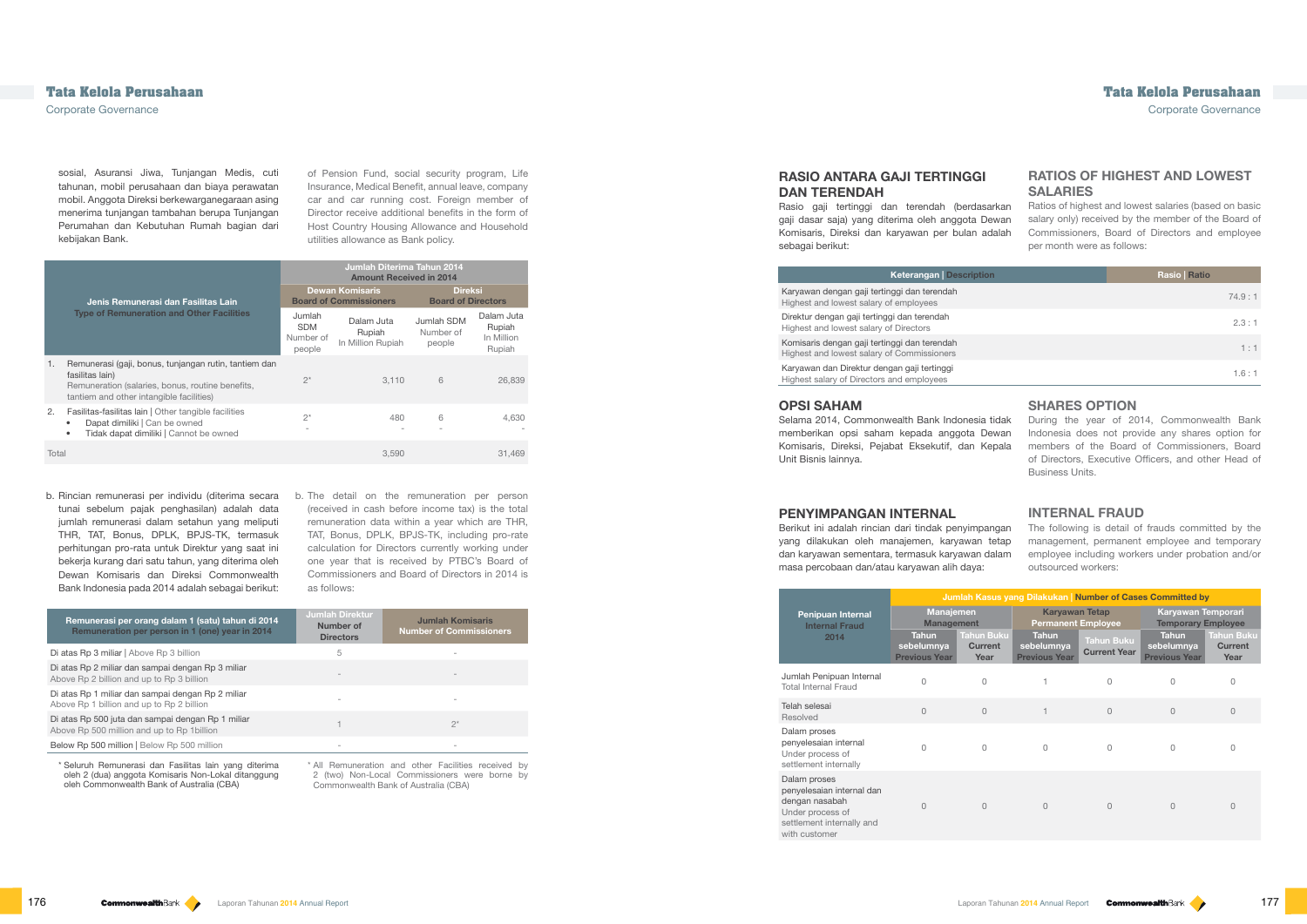sosial, Asuransi Jiwa, Tunjangan Medis, cuti tahunan, mobil perusahaan dan biaya perawatan mobil. Anggota Direksi berkewarganegaraan asing menerima tunjangan tambahan berupa Tunjangan Perumahan dan Kebutuhan Rumah bagian dari kebijakan Bank.

of Pension Fund, social security program, Life Insurance, Medical Benefit, annual leave, company car and car running cost. Foreign member of Director receive additional benefits in the form of Host Country Housing Allowance and Household utilities allowance as Bank policy.

| Jenis Remunerasi dan Fasilitas Lain<br>Type of Remuneration and Other Facilities | Jumlah Diterima Tahun 2014<br>Amount Received in 2014 | | | |
|---|---|---|---|---|
| | Dewan Komisaris<br>Board of Commissioners | | Direksi<br>Board of Directors | |
| | Jumlah SDM<br>Number of people | Dalam Juta Rupiah<br>In Million Rupiah | Jumlah SDM<br>Number of people | Dalam Juta Rupiah<br>In Million Rupiah |
| 1. Remunerasi (gaji, bonus, tunjangan rutin, tantiem dan fasilitas lain)<br>Remuneration (salaries, bonus, routine benefits, tantiem and other intangible facilities) | 2* | 3,110 | 6 | 26,839 |
| 2. Fasilitas-fasilitas lain \| Other tangible facilities<br>• Dapat dimiliki \| Can be owned<br>• Tidak dapat dimiliki \| Cannot be owned | 2*<br>- | 480<br>- | 6<br>- | 4,630<br>- |
| Total | | 3,590 | | 31,469 |

b. Rincian remunerasi per individu (diterima secara tunai sebelum pajak penghasilan) adalah data jumlah remunerasi dalam setahun yang meliputi THR, TAT, Bonus, DPLK, BPJS-TK, termasuk perhitungan pro-rata untuk Direktur yang saat ini bekerja kurang dari satu tahun, yang diterima oleh Dewan Komisaris dan Direksi Commonwealth Bank Indonesia pada 2014 adalah sebagai berikut:

b. The detail on the remuneration per person (received in cash before income tax) is the total remuneration data within a year which are THR, TAT, Bonus, DPLK, BPJS-TK, including pro-rate calculation for Directors currently working under one year that is received by PTBC's Board of Commissioners and Board of Directors in 2014 is as follows:

| Remunerasi per orang dalam 1 (satu) tahun di 2014<br>Remuneration per person in 1 (one) year in 2014 | Jumlah Direktur<br>Number of Directors | Jumlah Komisaris<br>Number of Commissioners |
|---|---|---|
| Di atas Rp 3 miliar \| Above Rp 3 billion | 5 | - |
| Di atas Rp 2 miliar dan sampai dengan Rp 3 miliar<br>Above Rp 2 billion and up to Rp 3 billion | - | - |
| Di atas Rp 1 miliar dan sampai dengan Rp 2 miliar<br>Above Rp 1 billion and up to Rp 2 billion | - | - |
| Di atas Rp 500 juta dan sampai dengan Rp 1 miliar<br>Above Rp 500 million and up to Rp 1billion | 1 | 2* |
| Below Rp 500 million \| Below Rp 500 million | - | - |

\* Seluruh Remunerasi dan Fasilitas lain yang diterima oleh 2 (dua) anggota Komisaris Non-Lokal ditanggung oleh Commonwealth Bank of Australia (CBA)

\* All Remuneration and other Facilities received by 2 (two) Non-Local Commissioners were borne by Commonwealth Bank of Australia (CBA)

## RASIO ANTARA GAJI TERTINGGI DAN TERENDAH

Rasio gaji tertinggi dan terendah (berdasarkan gaji dasar saja) yang diterima oleh anggota Dewan Komisaris, Direksi dan karyawan per bulan adalah sebagai berikut:

## RATIOS OF HIGHEST AND LOWEST SALARIES

Ratios of highest and lowest salaries (based on basic salary only) received by the member of the Board of Commissioners, Board of Directors and employee per month were as follows:

| Keterangan \| Description | Rasio \| Ratio |
|---|---|
| Karyawan dengan gaji tertinggi dan terendah<br>Highest and lowest salary of employees | 74.9 : 1 |
| Direktur dengan gaji tertinggi dan terendah<br>Highest and lowest salary of Directors | 2.3 : 1 |
| Komisaris dengan gaji tertinggi dan terendah<br>Highest and lowest salary of Commissioners | 1 : 1 |
| Karyawan dan Direktur dengan gaji tertinggi<br>Highest salary of Directors and employees | 1.6 : 1 |

## OPSI SAHAM

Selama 2014, Commonwealth Bank Indonesia tidak memberikan opsi saham kepada anggota Dewan Komisaris, Direksi, Pejabat Eksekutif, dan Kepala Unit Bisnis lainnya.

## SHARES OPTION

During the year of 2014, Commonwealth Bank Indonesia does not provide any shares option for members of the Board of Commissioners, Board of Directors, Executive Officers, and other Head of Business Units.

## PENYIMPANGAN INTERNAL

Berikut ini adalah rincian dari tindak penyimpangan yang dilakukan oleh manajemen, karyawan tetap dan karyawan sementara, termasuk karyawan dalam masa percobaan dan/atau karyawan alih daya:

## INTERNAL FRAUD

The following is detail of frauds committed by the management, permanent employee and temporary employee including workers under probation and/or outsourced workers:

| Penipuan Internal<br>Internal Fraud<br>2014 | Jumlah Kasus yang Dilakukan \| Number of Cases Committed by | | | | | |
|---|---|---|---|---|---|---|
| | Manajemen<br>Management | | Karyawan Tetap<br>Permanent Employee | | Karyawan Temporari<br>Temporary Employee | |
| | Tahun sebelumnya<br>Previous Year | Tahun Buku<br>Current Year | Tahun sebelumnya<br>Previous Year | Tahun Buku<br>Current Year | Tahun sebelumnya<br>Previous Year | Tahun Buku<br>Current Year |
| Jumlah Penipuan Internal<br>Total Internal Fraud | 0 | 0 | 1 | 0 | 0 | 0 |
| Telah selesai<br>Resolved | 0 | 0 | 1 | 0 | 0 | 0 |
| Dalam proses penyelesaian internal<br>Under process of settlement internally | 0 | 0 | 0 | 0 | 0 | 0 |
| Dalam proses penyelesaian internal dan dengan nasabah<br>Under process of settlement internally and with customer | 0 | 0 | 0 | 0 | 0 | 0 |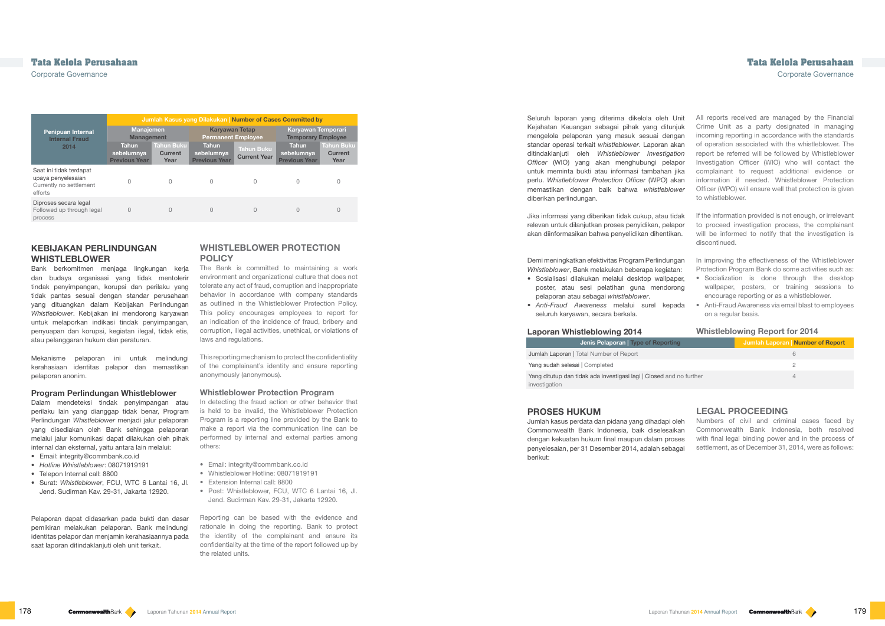| Penipuan Internal Internal Fraud 2014 | Jumlah Kasus yang Dilakukan \| Number of Cases Committed by | | | | | |
|---|---|---|---|---|---|---|
| | Manajemen Management | | Karyawan Tetap Permanent Employee | | Karyawan Temporari Temporary Employee | |
| | Tahun sebelumnya Previous Year | Tahun Buku Current Year | Tahun sebelumnya Previous Year | Tahun Buku Current Year | Tahun sebelumnya Previous Year | Tahun Buku Current Year |
| Saat ini tidak terdapat upaya penyelesaian Currently no settlement efforts | 0 | 0 | 0 | 0 | 0 | 0 |
| Diproses secara legal Followed up through legal process | 0 | 0 | 0 | 0 | 0 | 0 |

## KEBIJAKAN PERLINDUNGAN WHISTLEBLOWER

Bank berkomitmen menjaga lingkungan kerja dan budaya organisasi yang tidak mentolerir tindak penyimpangan, korupsi dan perilaku yang tidak pantas sesuai dengan standar perusahaan yang dituangkan dalam Kebijakan Perlindungan *Whistleblower*. Kebijakan ini mendorong karyawan untuk melaporkan indikasi tindak penyimpangan, penyuapan dan korupsi, kegiatan ilegal, tidak etis, atau pelanggaran hukum dan peraturan.

Mekanisme pelaporan ini untuk melindungi kerahasiaan identitas pelapor dan memastikan pelaporan anonim.

### Program Perlindungan Whistleblower

Dalam mendeteksi tindak penyimpangan atau perilaku lain yang dianggap tidak benar, Program Perlindungan *Whistleblower* menjadi jalur pelaporan yang disediakan oleh Bank sehingga pelaporan melalui jalur komunikasi dapat dilakukan oleh pihak internal dan eksternal, yaitu antara lain melalui:

- Email: integrity@commbank.co.id
- *Hotline Whistleblower*: 08071919191
- Telepon Internal call: 8800
- Surat: *Whistleblower*, FCU, WTC 6 Lantai 16, Jl. Jend. Sudirman Kav. 29-31, Jakarta 12920.

Pelaporan dapat didasarkan pada bukti dan dasar pemikiran melakukan pelaporan. Bank melindungi identitas pelapor dan menjamin kerahasiaannya pada saat laporan ditindaklanjuti oleh unit terkait.

## WHISTLEBLOWER PROTECTION POLICY

The Bank is committed to maintaining a work environment and organizational culture that does not tolerate any act of fraud, corruption and inappropriate behavior in accordance with company standards as outlined in the Whistleblower Protection Policy. This policy encourages employees to report for an indication of the incidence of fraud, bribery and corruption, illegal activities, unethical, or violations of laws and regulations.

This reporting mechanism to protect the confidentiality of the complainant's identity and ensure reporting anonymously (anonymous).

### Whistleblower Protection Program

In detecting the fraud action or other behavior that is held to be invalid, the Whistleblower Protection Program is a reporting line provided by the Bank to make a report via the communication line can be performed by internal and external parties among others:

- Email: integrity@commbank.co.id
- Whistleblower Hotline: 08071919191
- Extension Internal call: 8800
- Post: Whistleblower, FCU, WTC 6 Lantai 16, Jl. Jend. Sudirman Kav. 29-31, Jakarta 12920.

Reporting can be based with the evidence and rationale in doing the reporting. Bank to protect the identity of the complainant and ensure its confidentiality at the time of the report followed up by the related units.

Seluruh laporan yang diterima dikelola oleh Unit Kejahatan Keuangan sebagai pihak yang ditunjuk mengelola pelaporan yang masuk sesuai dengan standar operasi terkait *whistleblower*. Laporan akan ditindaklanjuti oleh *Whistleblower Investigation Officer* (WIO) yang akan menghubungi pelapor untuk meminta bukti atau informasi tambahan jika perlu. *Whistleblower Protection Officer* (WPO) akan memastikan dengan baik bahwa *whistleblower* diberikan perlindungan.

Jika informasi yang diberikan tidak cukup, atau tidak relevan untuk dilanjutkan proses penyidikan, pelapor akan diinformasikan bahwa penyelidikan dihentikan.

Demi meningkatkan efektivitas Program Perlindungan *Whistleblower*, Bank melakukan beberapa kegiatan:

- Sosialisasi dilakukan melalui desktop wallpaper, poster, atau sesi pelatihan guna mendorong pelaporan atau sebagai *whistleblower*.
- *Anti-Fraud Awareness* melalui surel kepada seluruh karyawan, secara berkala.

All reports received are managed by the Financial Crime Unit as a party designated in managing incoming reporting in accordance with the standards of operation associated with the whistleblower. The report be referred will be followed by Whistleblower Investigation Officer (WIO) who will contact the complainant to request additional evidence or information if needed. Whistleblower Protection Officer (WPO) will ensure well that protection is given to whistleblower.

If the information provided is not enough, or irrelevant to proceed investigation process, the complainant will be informed to notify that the investigation is discontinued.

In improving the effectiveness of the Whistleblower Protection Program Bank do some activities such as:

- Socialization is done through the desktop wallpaper, posters, or training sessions to encourage reporting or as a whistleblower.
- Anti-Fraud Awareness via email blast to employees on a regular basis.

### Laporan Whistleblowing 2014 | Whistleblowing Report for 2014

| Jenis Pelaporan \| Type of Reporting | Jumlah Laporan \| Number of Report |
|---|---|
| Jumlah Laporan \| Total Number of Report | 6 |
| Yang sudah selesai \| Completed | 2 |
| Yang ditutup dan tidak ada investigasi lagi \| Closed and no further investigation | 4 |

## PROSES HUKUM

Jumlah kasus perdata dan pidana yang dihadapi oleh Commonwealth Bank Indonesia, baik diselesaikan dengan kekuatan hukum final maupun dalam proses penyelesaian, per 31 Desember 2014, adalah sebagai berikut:

## LEGAL PROCEEDING

Numbers of civil and criminal cases faced by Commonwealth Bank Indonesia, both resolved with final legal binding power and in the process of settlement, as of December 31, 2014, were as follows: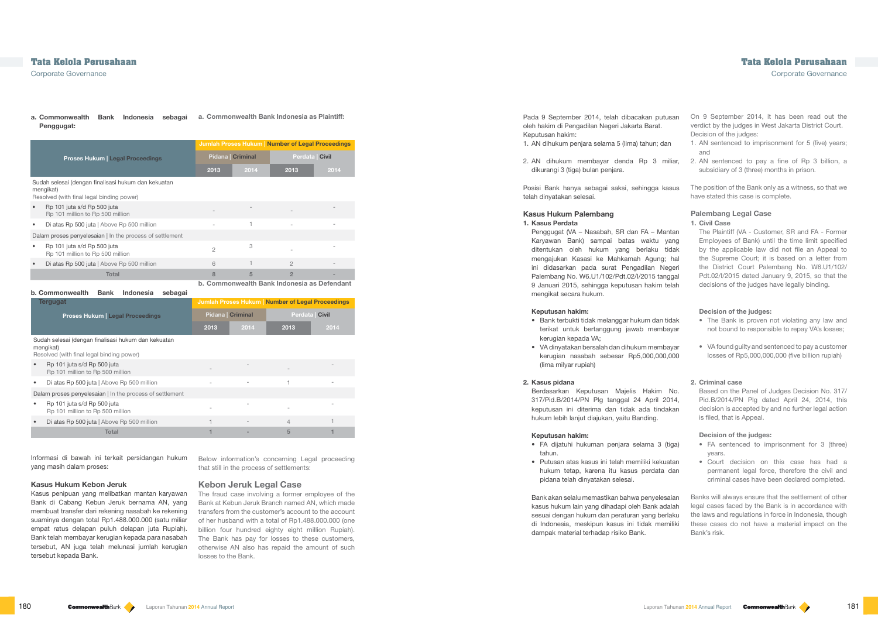**a. Commonwealth Bank Indonesia sebagai Penggugat:**

**a. Commonwealth Bank Indonesia as Plaintiff:**

| Proses Hukum \| Legal Proceedings | Jumlah Proses Hukum \| Number of Legal Proceedings | | | |
|---|---|---|---|---|
| | Pidana \| Criminal | | Perdata \| Civil | |
| | 2013 | 2014 | 2013 | 2014 |
| Sudah selesai (dengan finalisasi hukum dan kekuatan mengikat) Resolved (with final legal binding power) | | | | |
| • Rp 101 juta s/d Rp 500 juta Rp 101 million to Rp 500 million | - | - | - | - |
| • Di atas Rp 500 juta \| Above Rp 500 million | - | 1 | - | - |
| Dalam proses penyelesaian \| In the process of settlement | | | | |
| • Rp 101 juta s/d Rp 500 juta Rp 101 million to Rp 500 million | 2 | 3 | - | - |
| • Di atas Rp 500 juta \| Above Rp 500 million | 6 | 1 | 2 | - |
| Total | 8 | 5 | 2 | - |

**b. Commonwealth Bank Indonesia sebagai Tergugat**

**b. Commonwealth Bank Indonesia as Defendant**

| Proses Hukum \| Legal Proceedings | Jumlah Proses Hukum \| Number of Legal Proceedings | | | |
|---|---|---|---|---|
| | Pidana \| Criminal | | Perdata \| Civil | |
| | 2013 | 2014 | 2013 | 2014 |
| Sudah selesai (dengan finalisasi hukum dan kekuatan mengikat) Resolved (with final legal binding power) | | | | |
| • Rp 101 juta s/d Rp 500 juta Rp 101 million to Rp 500 million | - | - | - | - |
| • Di atas Rp 500 juta \| Above Rp 500 million | - | - | 1 | - |
| Dalam proses penyelesaian \| In the process of settlement | | | | |
| • Rp 101 juta s/d Rp 500 juta Rp 101 million to Rp 500 million | - | - | - | - |
| • Di atas Rp 500 juta \| Above Rp 500 million | 1 | - | 4 | 1 |
| Total | 1 | - | 5 | 1 |

Informasi di bawah ini terkait persidangan hukum yang masih dalam proses:

Below information's concerning Legal proceeding that still in the process of settlements:

### Kasus Hukum Kebon Jeruk

Kasus penipuan yang melibatkan mantan karyawan Bank di Cabang Kebun Jeruk bernama AN, yang membuat transfer dari rekening nasabah ke rekening suaminya dengan total Rp1.488.000.000 (satu miliar empat ratus delapan puluh delapan juta Rupiah). Bank telah membayar kerugian kepada para nasabah tersebut, AN juga telah melunasi jumlah kerugian tersebut kepada Bank.

### Kebon Jeruk Legal Case

The fraud case involving a former employee of the Bank at Kebun Jeruk Branch named AN, which made transfers from the customer's account to the account of her husband with a total of Rp1.488.000.000 (one billion four hundred eighty eight million Rupiah). The Bank has pay for losses to these customers, otherwise AN also has repaid the amount of such losses to the Bank.

Pada 9 September 2014, telah dibacakan putusan oleh hakim di Pengadilan Negeri Jakarta Barat. Keputusan hakim:

1. AN dihukum penjara selama 5 (lima) tahun; dan
2. AN dihukum membayar denda Rp 3 miliar, dikurangi 3 (tiga) bulan penjara.

Posisi Bank hanya sebagai saksi, sehingga kasus telah dinyatakan selesai.

On 9 September 2014, it has been read out the verdict by the judges in West Jakarta District Court. Decision of the judges:

1. AN sentenced to imprisonment for 5 (five) years; and
2. AN sentenced to pay a fine of Rp 3 billion, a subsidiary of 3 (three) months in prison.

The position of the Bank only as a witness, so that we have stated this case is complete.

### Kasus Hukum Palembang

**1. Kasus Perdata**

Penggugat (VA – Nasabah, SR dan FA – Mantan Karyawan Bank) sampai batas waktu yang ditentukan oleh hukum yang berlaku tidak mengajukan Kasasi ke Mahkamah Agung; hal ini didasarkan pada surat Pengadilan Negeri Palembang No. W6.U1/102/Pdt.02/I/2015 tanggal 9 Januari 2015, sehingga keputusan hakim telah mengikat secara hukum.

**Keputusan hakim:**

- Bank terbukti tidak melanggar hukum dan tidak terikat untuk bertanggung jawab membayar kerugian kepada VA;
- VA dinyatakan bersalah dan dihukum membayar kerugian nasabah sebesar Rp5,000,000,000 (lima milyar rupiah)

**2. Kasus pidana**

Berdasarkan Keputusan Majelis Hakim No. 317/Pid.B/2014/PN Plg tanggal 24 April 2014, keputusan ini diterima dan tidak ada tindakan hukum lebih lanjut diajukan, yaitu Banding.

**Keputusan hakim:**

- FA dijatuhi hukuman penjara selama 3 (tiga) tahun.
- Putusan atas kasus ini telah memiliki kekuatan hukum tetap, karena itu kasus perdata dan pidana telah dinyatakan selesai.

Bank akan selalu memastikan bahwa penyelesaian kasus hukum lain yang dihadapi oleh Bank adalah sesuai dengan hukum dan peraturan yang berlaku di Indonesia, meskipun kasus ini tidak memiliki dampak material terhadap risiko Bank.

### Palembang Legal Case

**1. Civil Case**

The Plaintiff (VA - Customer, SR and FA - Former Employees of Bank) until the time limit specified by the applicable law did not file an Appeal to the Supreme Court; it is based on a letter from the District Court Palembang No. W6.U1/102/Pdt.02/I/2015 dated January 9, 2015, so that the decisions of the judges have legally binding.

**Decision of the judges:**

- The Bank is proven not violating any law and not bound to responsible to repay VA's losses;
- VA found guilty and sentenced to pay a customer losses of Rp5,000,000,000 (five billion rupiah)

**2. Criminal case**

Based on the Panel of Judges Decision No. 317/Pid.B/2014/PN Plg dated April 24, 2014, this decision is accepted by and no further legal action is filed, that is Appeal.

**Decision of the judges:**

- FA sentenced to imprisonment for 3 (three) years.
- Court decision on this case has had a permanent legal force, therefore the civil and criminal cases have been declared completed.

Banks will always ensure that the settlement of other legal cases faced by the Bank is in accordance with the laws and regulations in force in Indonesia, though these cases do not have a material impact on the Bank's risk.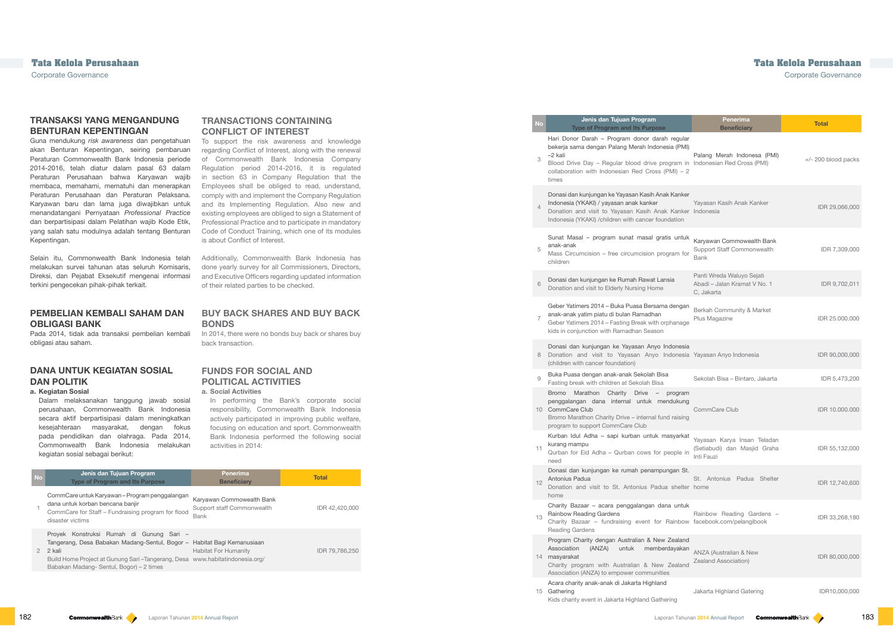## TRANSAKSI YANG MENGANDUNG BENTURAN KEPENTINGAN

Guna mendukung *risk awareness* dan pengetahuan akan Benturan Kepentingan, seiring pembaruan Peraturan Commonwealth Bank Indonesia periode 2014-2016, telah diatur dalam pasal 63 dalam Peraturan Perusahaan bahwa Karyawan wajib membaca, memahami, mematuhi dan menerapkan Peraturan Perusahaan dan Peraturan Pelaksana. Karyawan baru dan lama juga diwajibkan untuk menandatangani Pernyataan *Professional Practice* dan berpartisipasi dalam Pelatihan wajib Kode Etik, yang salah satu modulnya adalah tentang Benturan Kepentingan.

Selain itu, Commonwealth Bank Indonesia telah melakukan survei tahunan atas seluruh Komisaris, Direksi, dan Pejabat Eksekutif mengenai informasi terkini pengecekan pihak-pihak terkait.

## TRANSACTIONS CONTAINING CONFLICT OF INTEREST

To support the risk awareness and knowledge regarding Conflict of Interest, along with the renewal of Commonwealth Bank Indonesia Company Regulation period 2014-2016, it is regulated in section 63 in Company Regulation that the Employees shall be obliged to read, understand, comply with and implement the Company Regulation and its Implementing Regulation. Also new and existing employees are obliged to sign a Statement of Professional Practice and to participate in mandatory Code of Conduct Training, which one of its modules is about Conflict of Interest.

Additionally, Commonwealth Bank Indonesia has done yearly survey for all Commissioners, Directors, and Executive Officers regarding updated information of their related parties to be checked.

## PEMBELIAN KEMBALI SAHAM DAN OBLIGASI BANK

Pada 2014, tidak ada transaksi pembelian kembali obligasi atau saham.

## BUY BACK SHARES AND BUY BACK BONDS

In 2014, there were no bonds buy back or shares buy back transaction.

## DANA UNTUK KEGIATAN SOSIAL DAN POLITIK

**a. Kegiatan Sosial**

Dalam melaksanakan tanggung jawab sosial perusahaan, Commonwealth Bank Indonesia secara aktif berpartisipasi dalam meningkatkan kesejahteraan masyarakat, dengan fokus pada pendidikan dan olahraga. Pada 2014, Commonwealth Bank Indonesia melakukan kegiatan sosial sebagai berikut:

## FUNDS FOR SOCIAL AND POLITICAL ACTIVITIES

**a. Social Activities**

In performing the Bank's corporate social responsibility, Commonwealth Bank Indonesia actively participated in improving public welfare, focusing on education and sport. Commonwealth Bank Indonesia performed the following social activities in 2014:

| No | Jenis dan Tujuan Program<br>Type of Program and Its Purpose | Penerima<br>Beneficiary | Total |
|---|---|---|---|
| 1 | CommCare untuk Karyawan – Program penggalangan dana untuk korban bencana banjir<br>CommCare for Staff – Fundraising program for flood disaster victims | Karyawan Commowealth Bank<br>Support staff Commonwealth Bank | IDR 42,420,000 |
| 2 | Proyek Konstruksi Rumah di Gunung Sari – Tangerang, Desa Babakan Madang-Sentul, Bogor – 2 kali<br>Build Home Project at Gunung Sari –Tangerang, Desa Babakan Madang- Sentul, Bogor) – 2 times | Habitat Bagi Kemanusiaan<br>Habitat For Humanity<br>www.habitatindonesia.org/ | IDR 79,786,250 |
| 3 | Hari Donor Darah – Program donor darah regular bekerja sama dengan Palang Merah Indonesia (PMI) –2 kali<br>Blood Drive Day – Regular blood drive program in collaboration with Indonesian Red Cross (PMI) – 2 times | Palang Merah Indonesia (PMI)<br>Indonesian Red Cross (PMI) | +/- 200 blood packs |
| 4 | Donasi dan kunjungan ke Yayasan Kasih Anak Kanker Indonesia (YKAKI) / yayasan anak kanker<br>Donation and visit to Yayasan Kasih Anak Kanker Indonesia (YKAKI) /children with cancer foundation | Yayasan Kasih Anak Kanker Indonesia | IDR 29,066,000 |
| 5 | Sunat Masal – program sunat masal gratis untuk anak-anak<br>Mass Circumcision – free circumcision program for children | Karyawan Commowealth Bank<br>Support Staff Commonwealth Bank | IDR 7,309,000 |
| 6 | Donasi dan kunjungan ke Rumah Rawat Lansia<br>Donation and visit to Elderly Nursing Home | Panti Wreda Waluyo Sejati Abadi – Jalan Kramat V No. 1 C, Jakarta | IDR 9,702,011 |
| 7 | Geber Yatimers 2014 – Buka Puasa Bersama dengan anak-anak yatim piatu di bulan Ramadhan<br>Geber Yatimers 2014 – Fasting Break with orphanage kids in conjunction with Ramadhan Season | Berkah Community & Market Plus Magazine | IDR 25.000.000 |
| 8 | Donasi dan kunjungan ke Yayasan Anyo Indonesia<br>Donation and visit to Yayasan Anyo Indonesia (children with cancer foundation) | Yayasan Anyo Indonesia | IDR 90,000,000 |
| 9 | Buka Puasa dengan anak-anak Sekolah Bisa<br>Fasting break with children at Sekolah Bisa | Sekolah Bisa – Bintaro, Jakarta | IDR 5,473,200 |
| 10 | Bromo Marathon Charity Drive – program penggalangan dana internal untuk mendukung CommCare Club<br>Bromo Marathon Charity Drive – internal fund raising program to support CommCare Club | CommCare Club | IDR 10.000.000 |
| 11 | Kurban Idul Adha – sapi kurban untuk masyarkat kurang mampu<br>Qurban for Eid Adha – Qurban cows for people in need | Yayasan Karya Insan Teladan (Setiabudi) dan Masjid Graha Inti Fauzi | IDR 55,132,000 |
| 12 | Donasi dan kunjungan ke rumah penampungan St. Antonius Padua<br>Donation and visit to St. Antonius Padua shelter home | St. Antonius Padua Shelter home | IDR 12,740,600 |
| 13 | Charity Bazaar – acara penggalangan dana untuk Rainbow Reading Gardens<br>Charity Bazaar – fundraising event for Rainbow Reading Gardens | Rainbow Reading Gardens – facebook.com/pelangibook | IDR 33,268,180 |
| 14 | Program Charity dengan Australian & New Zealand Association (ANZA) untuk memberdayakan masyarakat<br>Charity program with Australian & New Zealand Association (ANZA) to empower communities | ANZA (Australian & New Zealand Association) | IDR 80,000,000 |
| 15 | Acara charity anak-anak di Jakarta Highland Gathering<br>Kids charity event in Jakarta Highland Gathering | Jakarta Highland Gatering | IDR10,000,000 |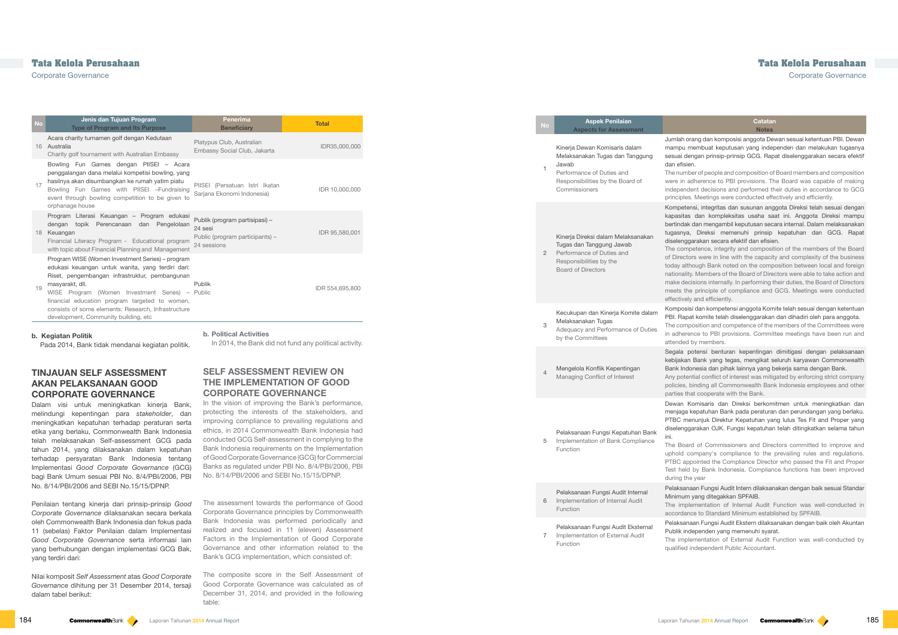| No | Jenis dan Tujuan Program<br>Type of Program and Its Purpose | Penerima<br>Beneficiary | Total |
|---|---|---|---|
| 16 | Acara charity turnamen golf dengan Kedutaan Australia<br>Charity golf tournament with Australian Embassy | Platypus Club, Australian Embassy Social Club, Jakarta | IDR35,000,000 |
| 17 | Bowling Fun Games dengan PIISEI – Acara penggalangan dana melalui kompetisi bowling, yang hasilnya akan disumbangkan ke rumah yatim piatu<br>Bowling Fun Games with PIISEI –Fundraising event through bowling competition to be given to orphanage house | PIISEI (Persatuan Istri Ikatan Sarjana Ekonomi Indonesia) | IDR 10,000,000 |
| 18 | Program Literasi Keuangan – Program edukasi dengan topik Perencanaan dan Pengelolaan Keuangan<br>Financial Literacy Program - Educational program with topic about Financial Planning and Management | Publik (program partisipasi) – 24 sesi<br>Public (program participants) – 24 sessions | IDR 95,580,001 |
| 19 | Program WISE (Women Investment Series) – program edukasi keuangan untuk wanita, yang terdiri dari: Riset, pengembangan infrastruktur, pembangunan masyarakt, dll.<br>WISE Program (Women Investment Series) – financial education program targeted to women, consists of some elements: Research, Infrastructure development, Community building, etc | Publik<br>Public | IDR 554,695,800 |

**b. Kegiatan Politik**

Pada 2014, Bank tidak mendanai kegiatan politik.

**b. Political Activities**

In 2014, the Bank did not fund any political activity.

## TINJAUAN SELF ASSESSMENT AKAN PELAKSANAAN GOOD CORPORATE GOVERNANCE

Dalam visi untuk meningkatkan kinerja Bank, melindungi kepentingan para *stakeholder*, dan meningkatkan kepatuhan terhadap peraturan serta etika yang berlaku, Commonwealth Bank Indonesia telah melaksanakan Self-assessment GCG pada tahun 2014, yang dilaksanakan dalam kepatuhan terhadap persyaratan Bank Indonesia tentang Implementasi *Good Corporate Governance* (GCG) bagi Bank Umum sesuai PBI No. 8/4/PBI/2006, PBI No. 8/14/PBI/2006 dan SEBI No.15/15/DPNP.

Penilaian tentang kinerja dari prinsip-prinsip *Good Corporate Governance* dilaksanakan secara berkala oleh Commonwealth Bank Indonesia dan fokus pada 11 (sebelas) Faktor Penilaian dalam Implementasi *Good Corporate Governance* serta informasi lain yang berhubungan dengan implementasi GCG Bak, yang terdiri dari:

Nilai komposit *Self Assessment* atas *Good Corporate Governance* dihitung per 31 Desember 2014, tersaji dalam tabel berikut:

## SELF ASSESSMENT REVIEW ON THE IMPLEMENTATION OF GOOD CORPORATE GOVERNANCE

In the vision of improving the Bank's performance, protecting the interests of the stakeholders, and improving compliance to prevailing regulations and ethics, in 2014 Commonwealth Bank Indonesia had conducted GCG Self-assessment in complying to the Bank Indonesia requirements on the Implementation of Good Corporate Governance (GCG) for Commercial Banks as regulated under PBI No. 8/4/PBI/2006, PBI No. 8/14/PBI/2006 and SEBI No.15/15/DPNP.

The assessment towards the performance of Good Corporate Governance principles by Commonwealth Bank Indonesia was performed periodically and realized and focused in 11 (eleven) Assessment Factors in the Implementation of Good Corporate Governance and other information related to the Bank's GCG implementation, which consisted of:

The composite score in the Self Assessment of Good Corporate Governance was calculated as of December 31, 2014, and provided in the following table:

| No | Aspek Penilaian<br>Aspects for Assessment | Catatan<br>Notes |
|---|---|---|
| 1 | Kinerja Dewan Komisaris dalam Melaksanakan Tugas dan Tanggung Jawab<br>Performance of Duties and Responsibilities by the Board of Commissioners | Jumlah orang dan komposisi anggota Dewan sesuai ketentuan PBI. Dewan mampu membuat keputusan yang independen dan melakukan tugasnya sesuai dengan prinsip-prinsip GCG. Rapat diselenggarakan secara efektif dan efisien.<br>The number of people and composition of Board members and composition were in adherence to PBI provisions. The Board was capable of making independent decisions and performed their duties in accordance to GCG principles. Meetings were conducted effectively and efficiently. |
| 2 | Kinerja Direksi dalam Melaksanakan Tugas dan Tanggung Jawab<br>Performance of Duties and Responsibilities by the Board of Directors | Kompetensi, integritas dan susunan anggota Direksi telah sesuai dengan kapasitas dan kompleksitas usaha saat ini. Anggota Direksi mampu bertindak dan mengambil keputusan secara internal. Dalam melaksanakan tugasnya, Direksi memenuhi prinsip kepatuhan dan GCG. Rapat diselenggarakan secara efektif dan efisien.<br>The competence, integrity and composition of the members of the Board of Directors were in line with the capacity and complexity of the business today although Bank noted on the composition between local and foreign nationality. Members of the Board of Directors were able to take action and make decisions internally. In performing their duties, the Board of Directors meets the principle of compliance and GCG. Meetings were conducted effectively and efficiently. |
| 3 | Kecukupan dan Kinerja Komite dalam Melaksanakan Tugas<br>Adequacy and Performance of Duties by the Committees | Komposisi dan kompetensi anggota Komite telah sesuai dengan ketentuan PBI. Rapat komite telah diselenggarakan dan dihadiri oleh para anggota.<br>The composition and competence of the members of the Committees were in adherence to PBI provisions. Committee meetings have been run and attended by members. |
| 4 | Mengelola Konflik Kepentingan<br>Managing Conflict of Interest | Segala potensi benturan kepentingan dimitigasi dengan pelaksanaan kebijakan Bank yang tegas, mengikat seluruh karyawan Commonwealth Bank Indonesia dan pihak lainnya yang bekerja sama dengan Bank.<br>Any potential conflict of interest was mitigated by enforcing strict company policies, binding all Commonwealth Bank Indonesia employees and other parties that cooperate with the Bank. |
| 5 | Pelaksanaan Fungsi Kepatuhan Bank<br>Implementation of Bank Compliance Function | Dewan Komisaris dan Direksi berkomitmen untuk meningkatkan dan menjaga kepatuhan Bank pada peraturan dan perundangan yang berlaku. PTBC menunjuk Direktur Kepatuhan yang lulus Tes Fit and Proper yang diselenggarakan OJK. Fungsi kepatuhan telah ditingkatkan selama tahun ini.<br>The Board of Commissioners and Directors committed to improve and uphold company's compliance to the prevailing rules and regulations. PTBC appointed the Compliance Director who passed the Fit and Proper Test held by Bank Indonesia. Compliance functions has been improved during the year |
| 6 | Pelaksanaan Fungsi Audit Internal<br>Implementation of Internal Audit Function | Pelaksanaan Fungsi Audit Intern dilaksanakan dengan baik sesuai Standar Minimum yang ditegakkan SPFAIB.<br>The implementation of Internal Audit Function was well-conducted in accordance to Standard Minimum established by SPFAIB. |
| 7 | Pelaksanaan Fungsi Audit Eksternal<br>Implementation of External Audit Function | Pelaksanaan Fungsi Audit Ekstern dilaksanakan dengan baik oleh Akuntan Publik independen yang memenuhi syarat.<br>The implementation of External Audit Function was well-conducted by qualified independent Public Accountant. |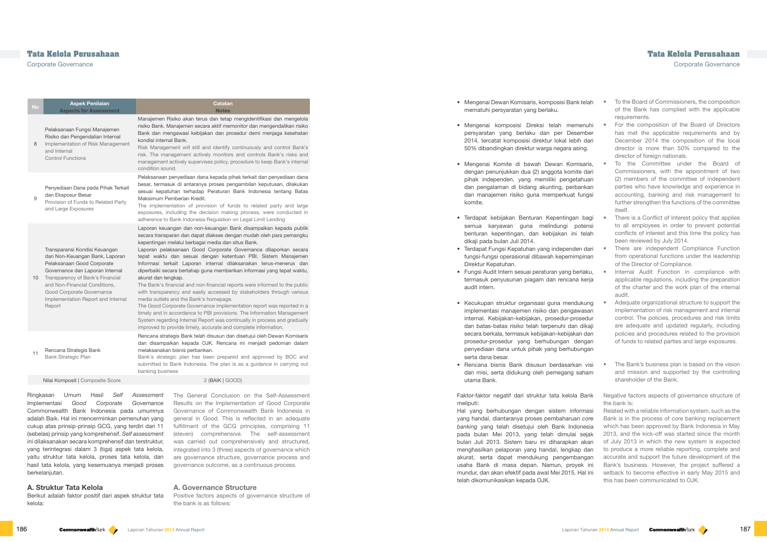| No | Aspek Penilaian Aspects for Assessment | Catatan Notes |
|---|---|---|
| 8 | Pelaksanaan Fungsi Manajemen Risiko dan Pengendalian Internal Implementation of Risk Management and Internal Control Functions | Manajemen Risiko akan terus dan tetap mengidentifikasi dan mengelola risiko Bank. Manajemen secara aktif memonitor dan mengendalikan risiko Bank dan mengawasi kebijakan dan prosedur demi menjaga kesehatan kondisi internal Bank. Risk Management will still and identify continuously and control Bank's risk. The management actively monitors and controls Bank's risks and management actively supervises policy, procedure to keep Bank's internal condition sound. |
| 9 | Penyediaan Dana pada Pihak Terkait dan Eksposur Besar Provision of Funds to Related Party and Large Exposures | Pelaksanaan penyediaan dana kepada pihak terkait dan penyediaan dana besar, termasuk di antaranya proses pengambilan keputusan, dilakukan sesuai kepatuhan terhadap Peraturan Bank Indonesia tentang Batas Maksimum Pemberian Kredit. The implementation of provision of funds to related party and large exposures, including the decision making process, were conducted in adherence to Bank Indonesia Regulation on Legal Limit Lending |
| 10 | Transparansi Kondisi Keuangan dan Non-Keuangan Bank, Laporan Pelaksanaan Good Corporate Governance dan Laporan Internal Transparency of Bank's Financial and Non-Financial Conditions, Good Corporate Governance Implementation Report and Internal Report | Laporan keuangan dan non-keuangan Bank disampaikan kepada publik secara transparan dan dapat diakses dengan mudah oleh para pemangku kepentingan melalui berbagai media dan situs Bank. Laporan pelaksanaan Good Corporate Governance dilaporkan secara tepat waktu dan sesuai dengan ketentuan PBI. Sistem Manajemen Informasi terkait Laporan internal dilaksanakan terus-menerus dan diperbaiki secara bertahap guna memberikan informasi yang tepat waktu, akurat dan lengkap. The Bank's financial and non-financial reports were informed to the public with transparency and easily accessed by stakeholders through various media outlets and the Bank's homepage. The Good Corporate Governance implementation report was reported in a timely and in accordance to PBI provisions. The Information Management System regarding Internal Report was continually in process and gradually improved to provide timely, accurate and complete information. |
| 11 | Rencana Strategis Bank Bank Strategic Plan | Rencana strategis Bank telah disusun dan disetujui oleh Dewan Komisaris dan disampaikan kepada OJK. Rencana ini menjadi pedoman dalam melaksanakan bisnis perbankan. Bank's strategic plan has been prepared and approved by BOC and submitted to Bank Indonesia. The plan is as a guidance in carrying out banking business |
| | Nilai Komposit \| Composite Score | 2 (BAIK \| GOOD) |

Ringkasan Umum Hasil *Self Assessment* Implementasi *Good Corporate Governance* Commonwealth Bank Indonesia pada umumnya adalah Baik. Hal ini mencerminkan pemenuhan yang cukup atas prinsip-prinsip GCG, yang terdiri dari 11 (sebelas) prinsip yang komprehensif. *Self assessment* ini dilaksanakan secara komprehensif dan terstruktur, yang terintegrasi dalam 3 (tiga) aspek tata kelola, yaitu struktur tata kelola, proses tata kelola, dan hasil tata kelola, yang kesemuanya menjadi proses berkelanjutan.

The General Conclusion on the Self-Assessment Results on the Implementation of Good Corporate Governance of Commonwealth Bank Indonesia in general in Good. This is reflected in an adequate fulfillment of the GCG principles, comprising 11 (eleven) comprehensive. The self-assessment was carried out comprehensively and structured, integrated into 3 (three) aspects of governance which are governance structure, governance process and governance outcome, as a continuous process.

## A. Struktur Tata Kelola

Berikut adalah faktor positif dari aspek struktur tata kelola:

- Mengenai Dewan Komisaris, komposisi Bank telah mematuhi persyaratan yang berlaku.
- Mengenai komposisi Direksi telah memenuhi persyaratan yang berlaku dan per Desember 2014, tercatat komposisi direktur lokal lebih dari 50% dibandingkan direktur warga negara asing.
- Mengenai Komite di bawah Dewan Komisaris, dengan penunjukkan dua (2) anggota komite dari pihak independen, yang memiliki pengetahuan dan pengalaman di bidang akunting, perbankan dan manajemen risiko guna memperkuat fungsi komite.
- Terdapat kebijakan Benturan Kepentingan bagi semua karyawan guna melindungi potensi benturan kepentingan, dan kebijakan ini telah dikaji pada bulan Juli 2014.
- Terdapat Fungsi Kepatuhan yang independen dari fungsi-fungsi operasional dibawah kepemimpinan Direktur Kepatuhan.
- Fungsi Audit Intern sesuai peraturan yang berlaku, termasuk penyusunan piagam dan rencana kerja audit intern.
- Kecukupan struktur organisasi guna mendukung implementasi manajemen risiko dan pengawasan internal. Kebijakan-kebijakan, prosedur-prosedur dan batas-batas risiko telah terpenuhi dan dikaji secara berkala, termasuk kebijakan-kebijakan dan prosedur-prosedur yang berhubungan dengan penyediaan dana untuk pihak yang berhubungan serta dana besar.
- Rencana bisnis Bank disusun berdasarkan visi dan misi, serta didukung oleh pemegang saham utama Bank.

Faktor-faktor negatif dari struktur tata kelola Bank meliputi:

Hal yang berhubungan dengan sistem informasi yang handal, diantaranya proses pembaharuan *core banking* yang telah disetujui oleh Bank Indonesia pada bulan Mei 2013, yang telah dimulai sejak bulan Juli 2013. Sistem baru ini diharapkan akan menghasilkan pelaporan yang handal, lengkap dan akurat, serta dapat mendukung pengembangan usaha Bank di masa depan. Namun, proyek ini mundur, dan akan efektif pada awal Mei 2015. Hal ini telah dikomunikasikan kepada OJK.

## A. Governance Structure

Positive factors aspects of governance structure of the bank is as follows:

- To the Board of Commissioners, the composition of the Bank has complied with the applicable requirements.
- For the composition of the Board of Directors has met the applicable requirements and by December 2014 the composition of the local director is more than 50% compared to the director of foreign nationals.
- To the Committee under the Board of Commissioners, with the appointment of two (2) members of the committee of independent parties who have knowledge and experience in accounting, banking and risk management to further strengthen the functions of the committee itself.
- There is a Conflict of Interest policy that applies to all employees in order to prevent potential conflicts of interest and this time the policy has been reviewed by July 2014.
- There are independent Compliance Function from operational functions under the leadership of the Director of Compliance.
- Internal Audit Function in compliance with applicable regulations, including the preparation of the charter and the work plan of the internal audit.
- Adequate organizational structure to support the implementation of risk management and internal control. The policies, procedures and risk limits are adequate and updated regularly, including policies and procedures related to the provision of funds to related parties and large exposures.
- The Bank's business plan is based on the vision and mission and supported by the controlling shareholder of the Bank.

Negative factors aspects of governance structure of the bank is:

Related with a reliable information system, such as the Bank is in the process of core banking replacement which has been approved by Bank Indonesia in May 2013, and the kick-off was started since the month of July 2013 in which the new system is expected to produce a more reliable reporting, complete and accurate and support the future development of the Bank's business. However, the project suffered a setback to become effective in early May 2015 and this has been communicated to OJK.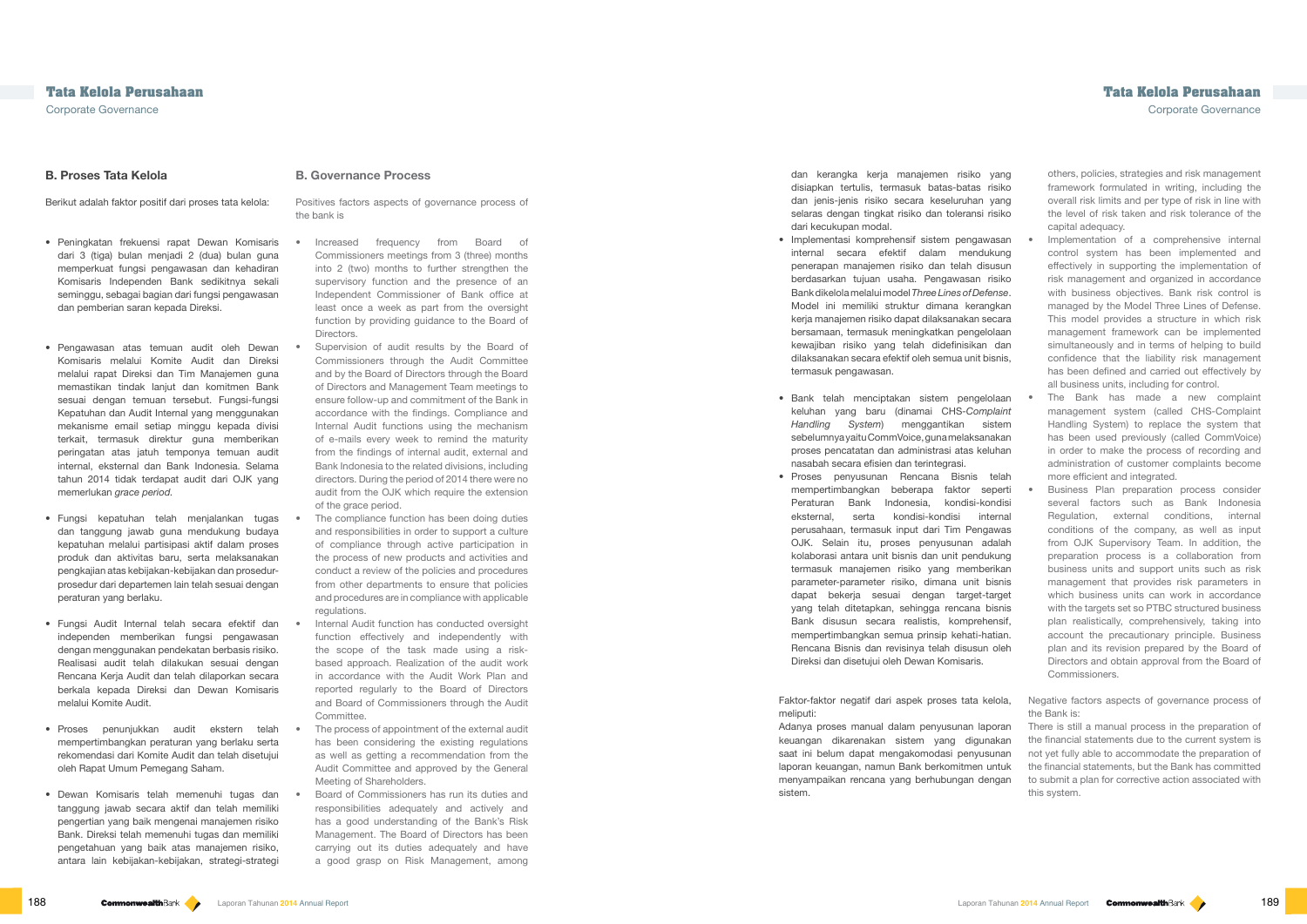## B. Proses Tata Kelola

Berikut adalah faktor positif dari proses tata kelola:

- Peningkatan frekuensi rapat Dewan Komisaris dari 3 (tiga) bulan menjadi 2 (dua) bulan guna memperkuat fungsi pengawasan dan kehadiran Komisaris Independen Bank sedikitnya sekali seminggu, sebagai bagian dari fungsi pengawasan dan pemberian saran kepada Direksi.
- Pengawasan atas temuan audit oleh Dewan Komisaris melalui Komite Audit dan Direksi melalui rapat Direksi dan Tim Manajemen guna memastikan tindak lanjut dan komitmen Bank sesuai dengan temuan tersebut. Fungsi-fungsi Kepatuhan dan Audit Internal yang menggunakan mekanisme email setiap minggu kepada divisi terkait, termasuk direktur guna memberikan peringatan atas jatuh temponya temuan audit internal, eksternal dan Bank Indonesia. Selama tahun 2014 tidak terdapat audit dari OJK yang memerlukan *grace period*.
- Fungsi kepatuhan telah menjalankan tugas dan tanggung jawab guna mendukung budaya kepatuhan melalui partisipasi aktif dalam proses produk dan aktivitas baru, serta melaksanakan pengkajian atas kebijakan-kebijakan dan prosedur-prosedur dari departemen lain telah sesuai dengan peraturan yang berlaku.
- Fungsi Audit Internal telah secara efektif dan independen memberikan fungsi pengawasan dengan menggunakan pendekatan berbasis risiko. Realisasi audit telah dilakukan sesuai dengan Rencana Kerja Audit dan telah dilaporkan secara berkala kepada Direksi dan Dewan Komisaris melalui Komite Audit.
- Proses penunjukkan audit ekstern telah mempertimbangkan peraturan yang berlaku serta rekomendasi dari Komite Audit dan telah disetujui oleh Rapat Umum Pemegang Saham.
- Dewan Komisaris telah memenuhi tugas dan tanggung jawab secara aktif dan telah memiliki pengertian yang baik mengenai manajemen risiko Bank. Direksi telah memenuhi tugas dan memiliki pengetahuan yang baik atas manajemen risiko, antara lain kebijakan-kebijakan, strategi-strategi dan kerangka kerja manajemen risiko yang disiapkan tertulis, termasuk batas-batas risiko dan jenis-jenis risiko secara keseluruhan yang selaras dengan tingkat risiko dan toleransi risiko dari kecukupan modal.
- Implementasi komprehensif sistem pengawasan internal secara efektif dalam mendukung penerapan manajemen risiko dan telah disusun berdasarkan tujuan usaha. Pengawasan risiko Bank dikelola melalui model *Three Lines of Defense*. Model ini memiliki struktur dimana kerangkan kerja manajemen risiko dapat dilaksanakan secara bersamaan, termasuk meningkatkan pengelolaan kewajiban risiko yang telah didefinisikan dan dilaksanakan secara efektif oleh semua unit bisnis, termasuk pengawasan.
- Bank telah menciptakan sistem pengelolaan keluhan yang baru (dinamai CHS-*Complaint Handling System*) menggantikan sistem sebelumnya yaitu CommVoice, guna melaksanakan proses pencatatan dan administrasi atas keluhan nasabah secara efisien dan terintegrasi.
- Proses penyusunan Rencana Bisnis telah mempertimbangkan beberapa faktor seperti Peraturan Bank Indonesia, kondisi-kondisi eksternal, serta kondisi-kondisi internal perusahaan, termasuk input dari Tim Pengawas OJK. Selain itu, proses penyusunan adalah kolaborasi antara unit bisnis dan unit pendukung termasuk manajemen risiko yang memberikan parameter-parameter risiko, dimana unit bisnis dapat bekerja sesuai dengan target-target yang telah ditetapkan, sehingga rencana bisnis Bank disusun secara realistis, komprehensif, mempertimbangkan semua prinsip kehati-hatian. Rencana Bisnis dan revisinya telah disusun oleh Direksi dan disetujui oleh Dewan Komisaris.

Faktor-faktor negatif dari aspek proses tata kelola, meliputi:

Adanya proses manual dalam penyusunan laporan keuangan dikarenakan sistem yang digunakan saat ini belum dapat mengakomodasi penyusunan laporan keuangan, namun Bank berkomitmen untuk menyampaikan rencana yang berhubungan dengan sistem.

## B. Governance Process

Positives factors aspects of governance process of the bank is

- Increased frequency from Board of Commissioners meetings from 3 (three) months into 2 (two) months to further strengthen the supervisory function and the presence of an Independent Commissioner of Bank office at least once a week as part from the oversight function by providing guidance to the Board of Directors.
- Supervision of audit results by the Board of Commissioners through the Audit Committee and by the Board of Directors through the Board of Directors and Management Team meetings to ensure follow-up and commitment of the Bank in accordance with the findings. Compliance and Internal Audit functions using the mechanism of e-mails every week to remind the maturity from the findings of internal audit, external and Bank Indonesia to the related divisions, including directors. During the period of 2014 there were no audit from the OJK which require the extension of the grace period.
- The compliance function has been doing duties and responsibilities in order to support a culture of compliance through active participation in the process of new products and activities and conduct a review of the policies and procedures from other departments to ensure that policies and procedures are in compliance with applicable regulations.
- Internal Audit function has conducted oversight function effectively and independently with the scope of the task made using a risk-based approach. Realization of the audit work in accordance with the Audit Work Plan and reported regularly to the Board of Directors and Board of Commissioners through the Audit Committee.
- The process of appointment of the external audit has been considering the existing regulations as well as getting a recommendation from the Audit Committee and approved by the General Meeting of Shareholders.
- Board of Commissioners has run its duties and responsibilities adequately and actively and has a good understanding of the Bank's Risk Management. The Board of Directors has been carrying out its duties adequately and have a good grasp on Risk Management, among others, policies, strategies and risk management framework formulated in writing, including the overall risk limits and per type of risk in line with the level of risk taken and risk tolerance of the capital adequacy.
- Implementation of a comprehensive internal control system has been implemented and effectively in supporting the implementation of risk management and organized in accordance with business objectives. Bank risk control is managed by the Model Three Lines of Defense. This model provides a structure in which risk management framework can be implemented simultaneously and in terms of helping to build confidence that the liability risk management has been defined and carried out effectively by all business units, including for control.
- The Bank has made a new complaint management system (called CHS-Complaint Handling System) to replace the system that has been used previously (called CommVoice) in order to make the process of recording and administration of customer complaints become more efficient and integrated.
- Business Plan preparation process consider several factors such as Bank Indonesia Regulation, external conditions, internal conditions of the company, as well as input from OJK Supervisory Team. In addition, the preparation process is a collaboration from business units and support units such as risk management that provides risk parameters in which business units can work in accordance with the targets set so PTBC structured business plan realistically, comprehensively, taking into account the precautionary principle. Business plan and its revision prepared by the Board of Directors and obtain approval from the Board of Commissioners.

Negative factors aspects of governance process of the Bank is:

There is still a manual process in the preparation of the financial statements due to the current system is not yet fully able to accommodate the preparation of the financial statements, but the Bank has committed to submit a plan for corrective action associated with this system.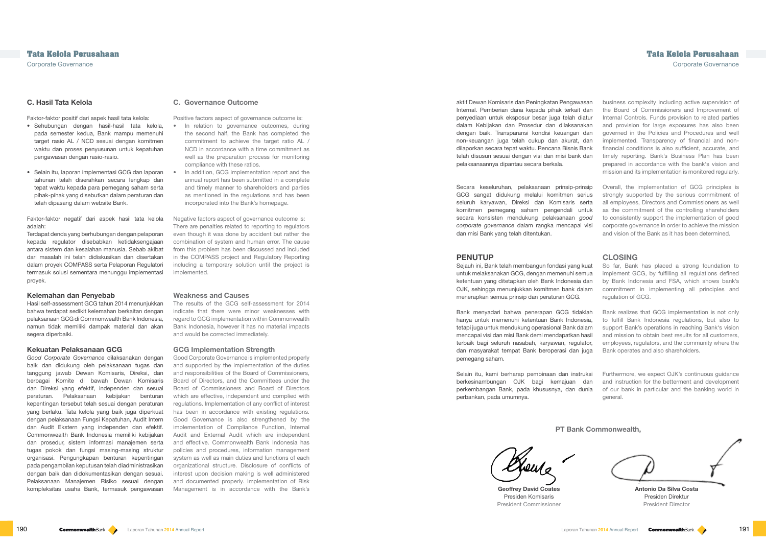## C. Hasil Tata Kelola

Faktor-faktor positif dari aspek hasil tata kelola:

- Sehubungan dengan hasil-hasil tata kelola, pada semester kedua, Bank mampu memenuhi target rasio AL / NCD sesuai dengan komitmen waktu dan proses penyusunan untuk kepatuhan pengawasan dengan rasio-rasio.
- Selain itu, laporan implementasi GCG dan laporan tahunan telah diserahkan secara lengkap dan tepat waktu kepada para pemegang saham serta pihak-pihak yang disebutkan dalam peraturan dan telah dipasang dalam website Bank.

Faktor-faktor negatif dari aspek hasil tata kelola adalah:

Terdapat denda yang berhubungan dengan pelaporan kepada regulator disebabkan ketidaksengajaan antara sistem dan kesalahan manusia. Sebab akibat dari masalah ini telah didiskusikan dan disertakan dalam proyek COMPASS serta Pelaporan Regulatori termasuk solusi sementara menunggu implementasi proyek.

### Kelemahan dan Penyebab

Hasil self-assessment GCG tahun 2014 menunjukkan bahwa terdapat sedikit kelemahan berkaitan dengan pelaksanaan GCG di Commonwealth Bank Indonesia, namun tidak memiliki dampak material dan akan segera diperbaiki.

### Kekuatan Pelaksanaan GCG

*Good Corporate Governance* dilaksanakan dengan baik dan didukung oleh pelaksanaan tugas dan tanggung jawab Dewan Komisaris, Direksi, dan berbagai Komite di bawah Dewan Komisaris dan Direksi yang efektif, independen dan sesuai peraturan. Pelaksanaan kebijakan benturan kepentingan tersebut telah sesuai dengan peraturan yang berlaku. Tata kelola yang baik juga diperkuat dengan pelaksanaan Fungsi Kepatuhan, Audit Intern dan Audit Ekstern yang independen dan efektif. Commonwealth Bank Indonesia memiliki kebijakan dan prosedur, sistem informasi manajemen serta tugas pokok dan fungsi masing-masing struktur organisasi. Pengungkapan benturan kepentingan pada pengambilan keputusan telah diadministrasikan dengan baik dan didokumentasikan dengan sesuai. Pelaksanaan Manajemen Risiko sesuai dengan kompleksitas usaha Bank, termasuk pengawasan aktif Dewan Komisaris dan Peningkatan Pengawasan Internal. Pemberian dana kepada pihak terkait dan penyediaan untuk eksposur besar juga telah diatur dalam Kebijakan dan Prosedur dan dilaksanakan dengan baik. Transparansi kondisi keuangan dan non-keuangan juga telah cukup dan akurat, dan dilaporkan secara tepat waktu. Rencana Bisnis Bank telah disusun sesuai dengan visi dan misi bank dan pelaksanaannya dipantau secara berkala.

Secara keseluruhan, pelaksanaan prinsip-prinsip GCG sangat didukung melalui komitmen serius seluruh karyawan, Direksi dan Komisaris serta komitmen pemegang saham pengendali untuk secara konsisten mendukung pelaksanaan *good corporate governance* dalam rangka mencapai visi dan misi Bank yang telah ditentukan.

## C. Governance Outcome

Positive factors aspect of governance outcome is:

- In relation to governance outcomes, during the second half, the Bank has completed the commitment to achieve the target ratio AL / NCD in accordance with a time commitment as well as the preparation process for monitoring compliance with these ratios.
- In addition, GCG implementation report and the annual report has been submitted in a complete and timely manner to shareholders and parties as mentioned in the regulations and has been incorporated into the Bank's homepage.

Negative factors aspect of governance outcome is:

There are penalties related to reporting to regulators even though it was done by accident but rather the combination of system and human error. The cause from this problem has been discussed and included in the COMPASS project and Regulatory Reporting including a temporary solution until the project is implemented.

### Weakness and Causes

The results of the GCG self-assessment for 2014 indicate that there were minor weaknesses with regard to GCG implementation within Commonwealth Bank Indonesia, however it has no material impacts and would be corrected immediately.

### GCG Implementation Strength

Good Corporate Governance is implemented properly and supported by the implementation of the duties and responsibilities of the Board of Commissioners, Board of Directors, and the Committees under the Board of Commissioners and Board of Directors which are effective, independent and complied with regulations. Implementation of any conflict of interest has been in accordance with existing regulations. Good Governance is also strengthened by the implementation of Compliance Function, Internal Audit and External Audit which are independent and effective. Commonwealth Bank Indonesia has policies and procedures, information management system as well as main duties and functions of each organizational structure. Disclosure of conflicts of interest upon decision making is well administered and documented properly. Implementation of Risk Management is in accordance with the Bank's business complexity including active supervision of the Board of Commissioners and Improvement of Internal Controls. Funds provision to related parties and provision for large exposures has also been governed in the Policies and Procedures and well implemented. Transparency of financial and non-financial conditions is also sufficient, accurate, and timely reporting. Bank's Business Plan has been prepared in accordance with the bank's vision and mission and its implementation is monitored regularly.

Overall, the implementation of GCG principles is strongly supported by the serious commitment of all employees, Directors and Commissioners as well as the commitment of the controlling shareholders to consistently support the implementation of good corporate governance in order to achieve the mission and vision of the Bank as it has been determined.

## PENUTUP

Sejauh ini, Bank telah membangun fondasi yang kuat untuk melaksanakan GCG, dengan memenuhi semua ketentuan yang ditetapkan oleh Bank Indonesia dan OJK, sehingga menunjukkan komitmen bank dalam menerapkan semua prinsip dan peraturan GCG.

Bank menyadari bahwa penerapan GCG tidaklah hanya untuk memenuhi ketentuan Bank Indonesia, tetapi juga untuk mendukung operasional Bank dalam mencapai visi dan misi Bank demi mendapatkan hasil terbaik bagi seluruh nasabah, karyawan, regulator, dan masyarakat tempat Bank beroperasi dan juga pemegang saham.

Selain itu, kami berharap pembinaan dan instruksi berkesinambungan OJK bagi kemajuan dan perkembangan Bank, pada khususnya, dan dunia perbankan, pada umumnya.

## CLOSING

So far, Bank has placed a strong foundation to implement GCG, by fulfilling all regulations defined by Bank Indonesia and FSA, which shows bank's commitment in implementing all principles and regulation of GCG.

Bank realizes that GCG implementation is not only to fulfill Bank Indonesia regulations, but also to support Bank's operations in reaching Bank's vision and mission to obtain best results for all customers, employees, regulators, and the community where the Bank operates and also shareholders.

Furthermore, we expect OJK's continuous guidance and instruction for the betterment and development of our bank in particular and the banking world in general.

**PT Bank Commonwealth,**

**Geoffrey David Coates**
Presiden Komisaris
President Commissioner

**Antonio Da Silva Costa**
Presiden Direktur
President Director